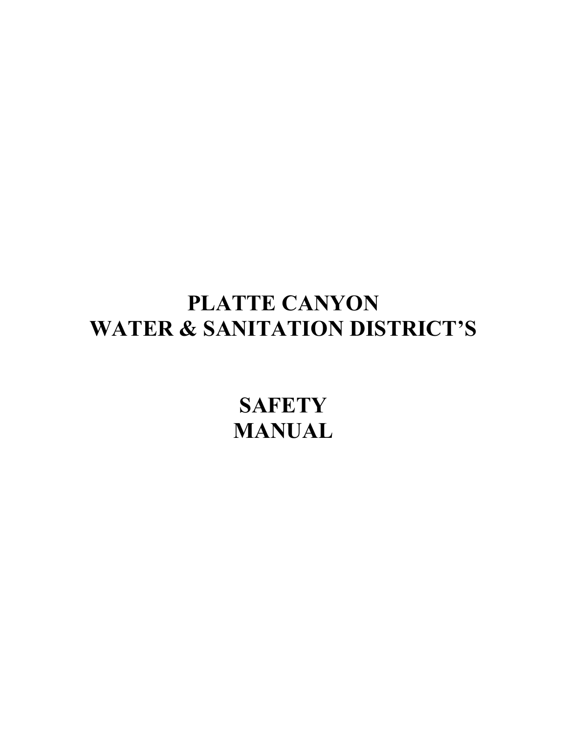# PLATTE CANYON WATER & SANITATION DISTRICT'S

# SAFETY MANUAL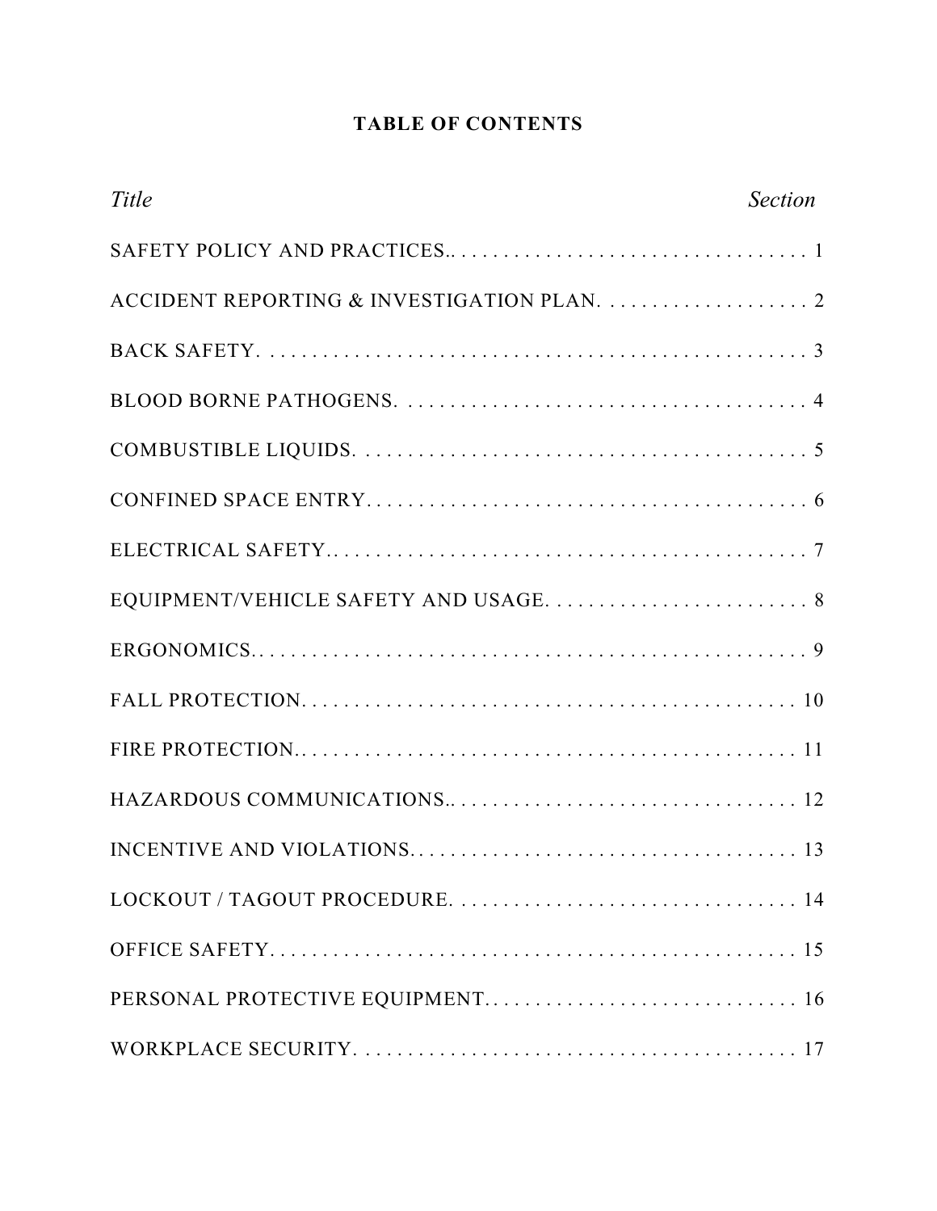# TABLE OF CONTENTS

| *Title* | *Section* |
| --- | --- |
| SAFETY POLICY AND PRACTICES | 1 |
| ACCIDENT REPORTING & INVESTIGATION PLAN | 2 |
| BACK SAFETY | 3 |
| BLOOD BORNE PATHOGENS | 4 |
| COMBUSTIBLE LIQUIDS | 5 |
| CONFINED SPACE ENTRY | 6 |
| ELECTRICAL SAFETY | 7 |
| EQUIPMENT/VEHICLE SAFETY AND USAGE | 8 |
| ERGONOMICS | 9 |
| FALL PROTECTION | 10 |
| FIRE PROTECTION | 11 |
| HAZARDOUS COMMUNICATIONS | 12 |
| INCENTIVE AND VIOLATIONS | 13 |
| LOCKOUT / TAGOUT PROCEDURE | 14 |
| OFFICE SAFETY | 15 |
| PERSONAL PROTECTIVE EQUIPMENT | 16 |
| WORKPLACE SECURITY | 17 |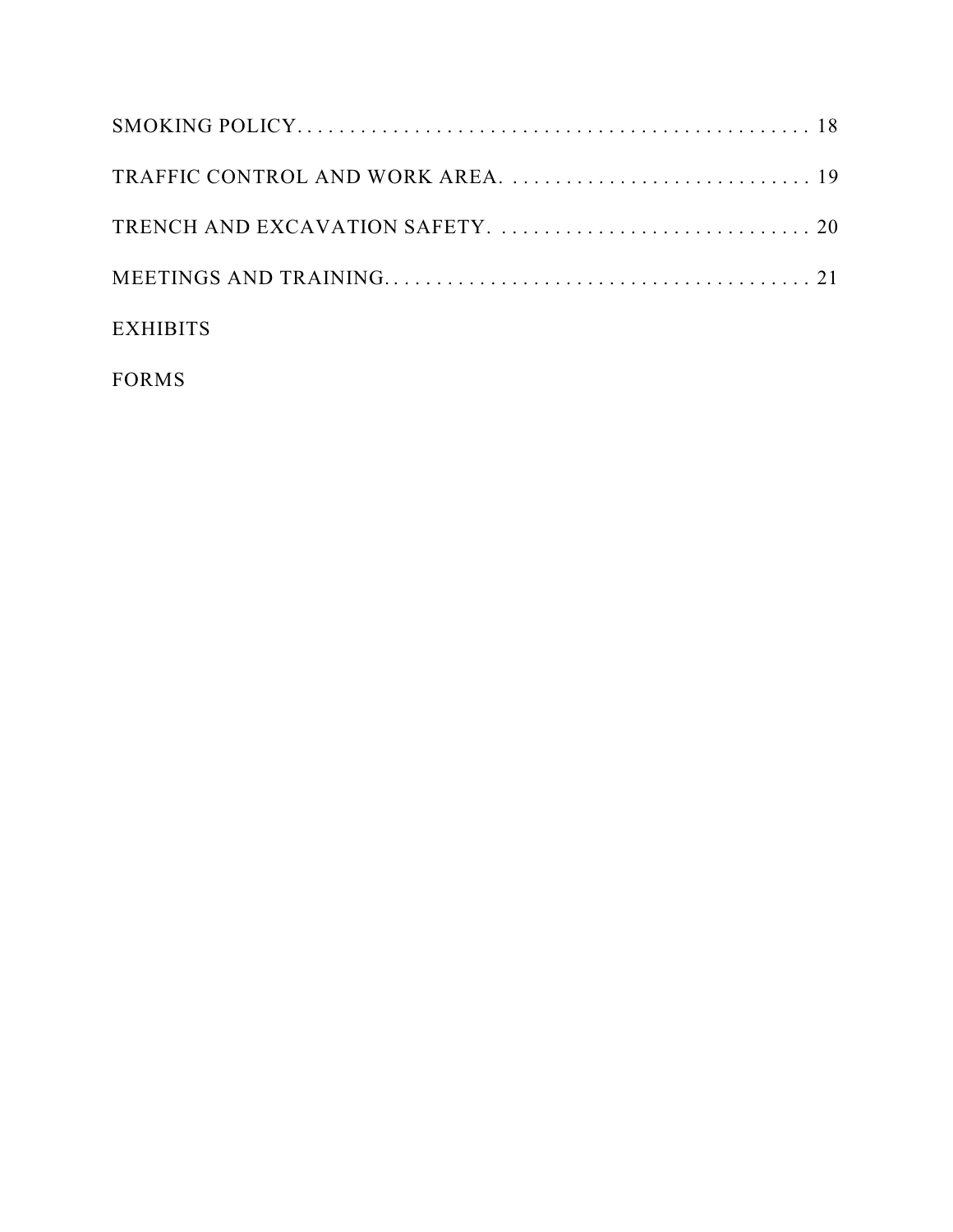SMOKING POLICY. . . . . . . . . . . . . . . . . . . . . . . . . . . . . . . . . . . . . . . . . . . . . . . . . 18

TRAFFIC CONTROL AND WORK AREA. . . . . . . . . . . . . . . . . . . . . . . . . . . . . . 19

TRENCH AND EXCAVATION SAFETY. . . . . . . . . . . . . . . . . . . . . . . . . . . . . . . 20

MEETINGS AND TRAINING. . . . . . . . . . . . . . . . . . . . . . . . . . . . . . . . . . . . . . . . 21

EXHIBITS

FORMS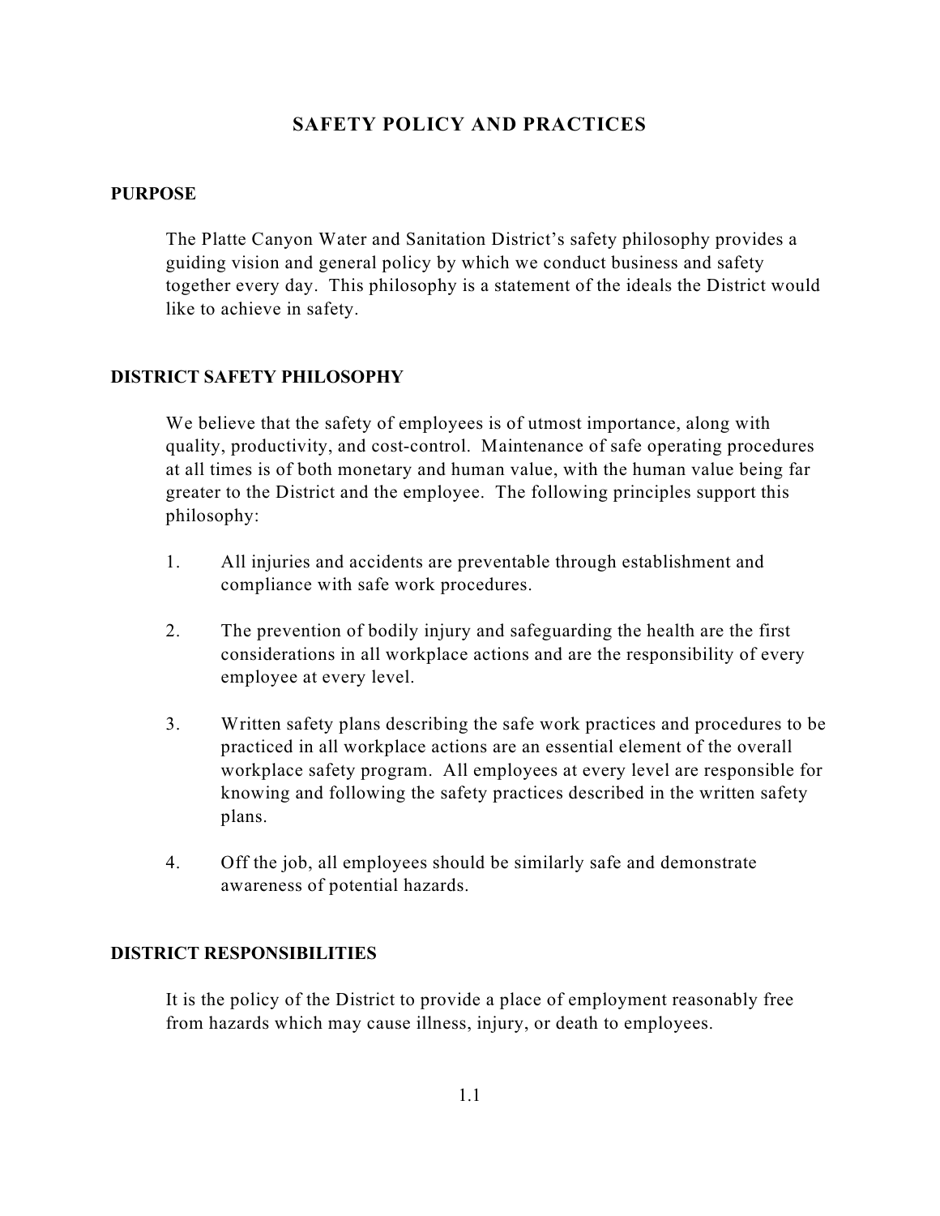# SAFETY POLICY AND PRACTICES

## PURPOSE

The Platte Canyon Water and Sanitation District's safety philosophy provides a guiding vision and general policy by which we conduct business and safety together every day. This philosophy is a statement of the ideals the District would like to achieve in safety.

## DISTRICT SAFETY PHILOSOPHY

We believe that the safety of employees is of utmost importance, along with quality, productivity, and cost-control. Maintenance of safe operating procedures at all times is of both monetary and human value, with the human value being far greater to the District and the employee. The following principles support this philosophy:

1. All injuries and accidents are preventable through establishment and compliance with safe work procedures.

2. The prevention of bodily injury and safeguarding the health are the first considerations in all workplace actions and are the responsibility of every employee at every level.

3. Written safety plans describing the safe work practices and procedures to be practiced in all workplace actions are an essential element of the overall workplace safety program. All employees at every level are responsible for knowing and following the safety practices described in the written safety plans.

4. Off the job, all employees should be similarly safe and demonstrate awareness of potential hazards.

## DISTRICT RESPONSIBILITIES

It is the policy of the District to provide a place of employment reasonably free from hazards which may cause illness, injury, or death to employees.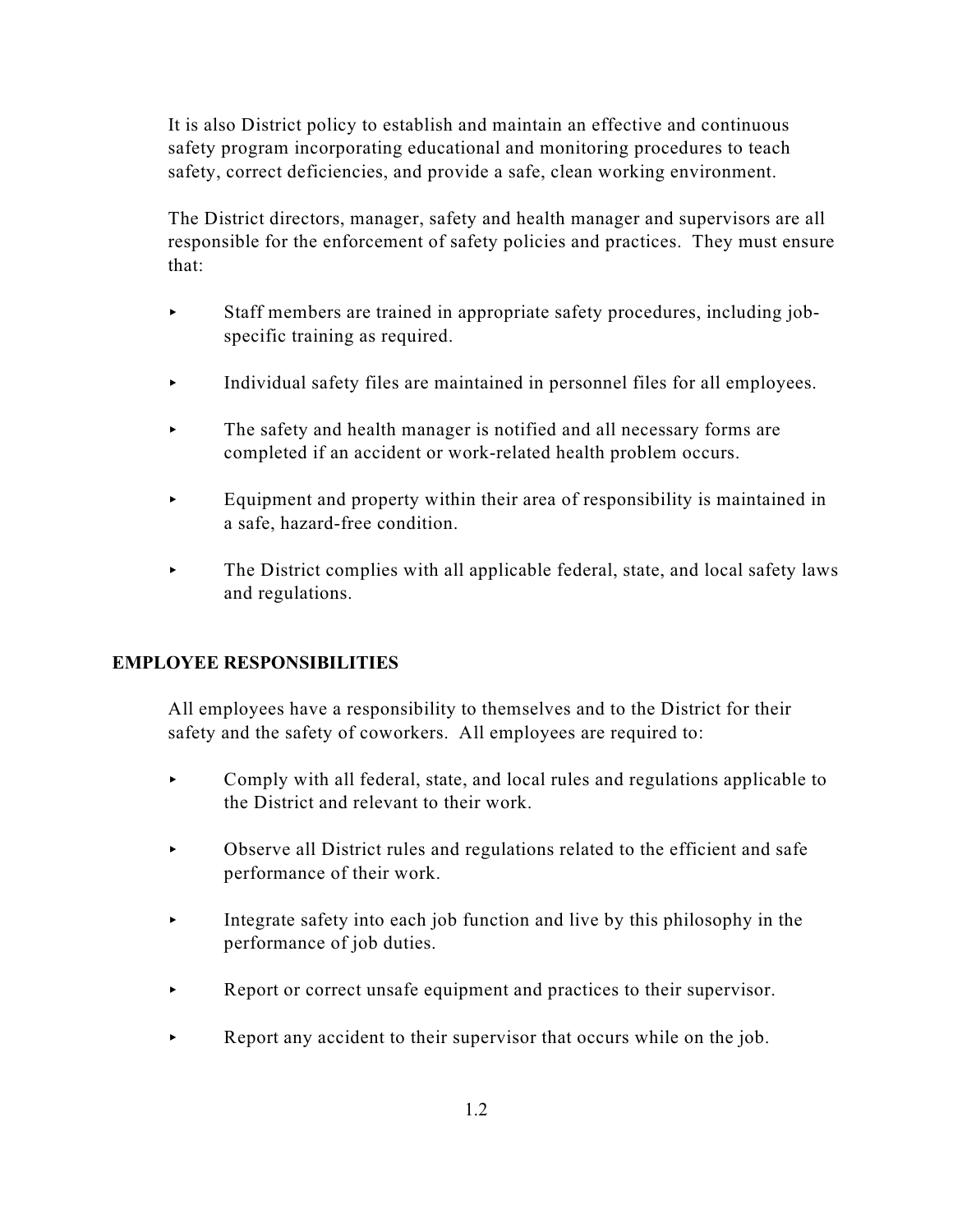It is also District policy to establish and maintain an effective and continuous safety program incorporating educational and monitoring procedures to teach safety, correct deficiencies, and provide a safe, clean working environment.

The District directors, manager, safety and health manager and supervisors are all responsible for the enforcement of safety policies and practices. They must ensure that:

- Staff members are trained in appropriate safety procedures, including job-specific training as required.
- Individual safety files are maintained in personnel files for all employees.
- The safety and health manager is notified and all necessary forms are completed if an accident or work-related health problem occurs.
- Equipment and property within their area of responsibility is maintained in a safe, hazard-free condition.
- The District complies with all applicable federal, state, and local safety laws and regulations.

## EMPLOYEE RESPONSIBILITIES

All employees have a responsibility to themselves and to the District for their safety and the safety of coworkers. All employees are required to:

- Comply with all federal, state, and local rules and regulations applicable to the District and relevant to their work.
- Observe all District rules and regulations related to the efficient and safe performance of their work.
- Integrate safety into each job function and live by this philosophy in the performance of job duties.
- Report or correct unsafe equipment and practices to their supervisor.
- Report any accident to their supervisor that occurs while on the job.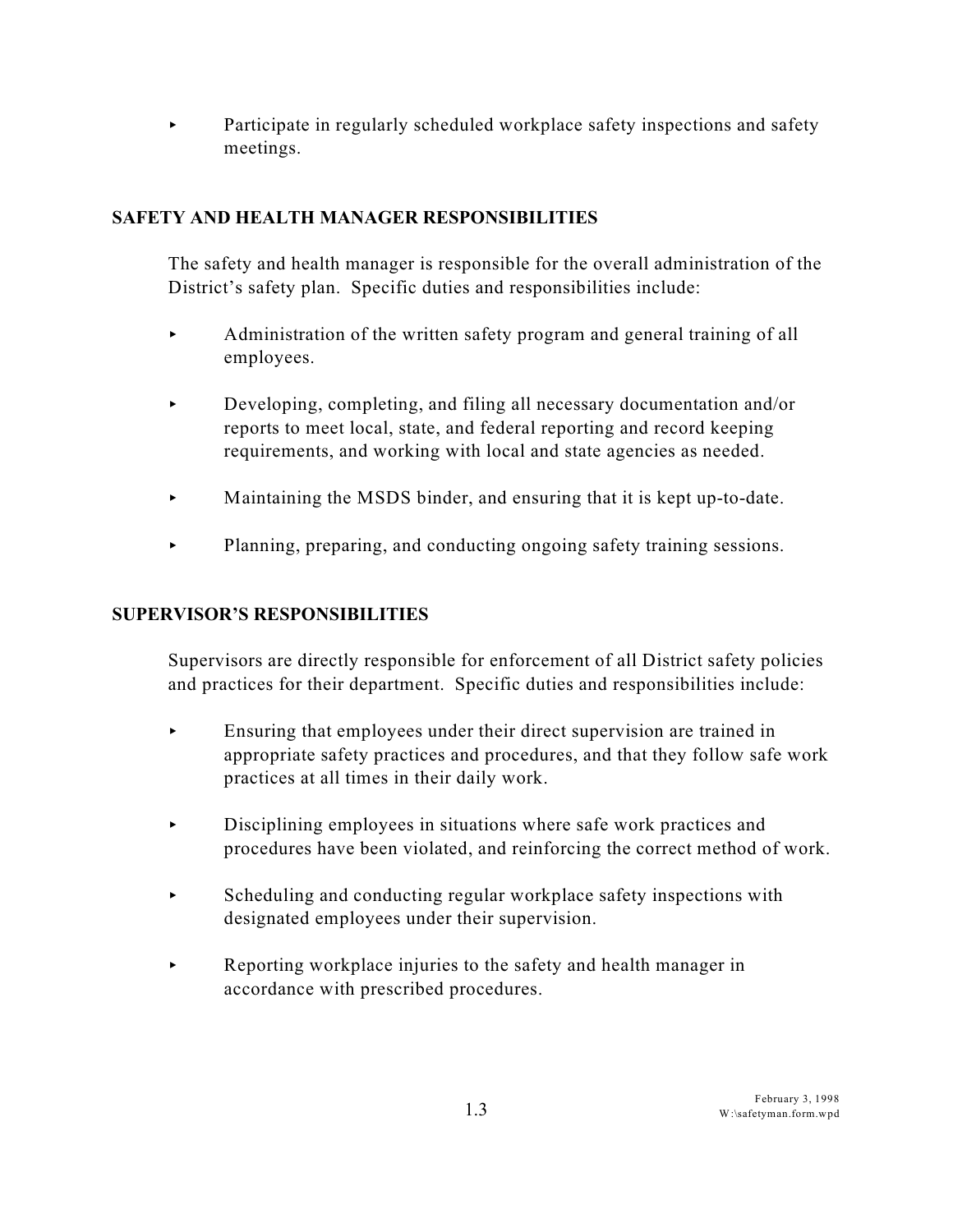- Participate in regularly scheduled workplace safety inspections and safety meetings.

## SAFETY AND HEALTH MANAGER RESPONSIBILITIES

The safety and health manager is responsible for the overall administration of the District's safety plan. Specific duties and responsibilities include:

- Administration of the written safety program and general training of all employees.
- Developing, completing, and filing all necessary documentation and/or reports to meet local, state, and federal reporting and record keeping requirements, and working with local and state agencies as needed.
- Maintaining the MSDS binder, and ensuring that it is kept up-to-date.
- Planning, preparing, and conducting ongoing safety training sessions.

## SUPERVISOR'S RESPONSIBILITIES

Supervisors are directly responsible for enforcement of all District safety policies and practices for their department. Specific duties and responsibilities include:

- Ensuring that employees under their direct supervision are trained in appropriate safety practices and procedures, and that they follow safe work practices at all times in their daily work.
- Disciplining employees in situations where safe work practices and procedures have been violated, and reinforcing the correct method of work.
- Scheduling and conducting regular workplace safety inspections with designated employees under their supervision.
- Reporting workplace injuries to the safety and health manager in accordance with prescribed procedures.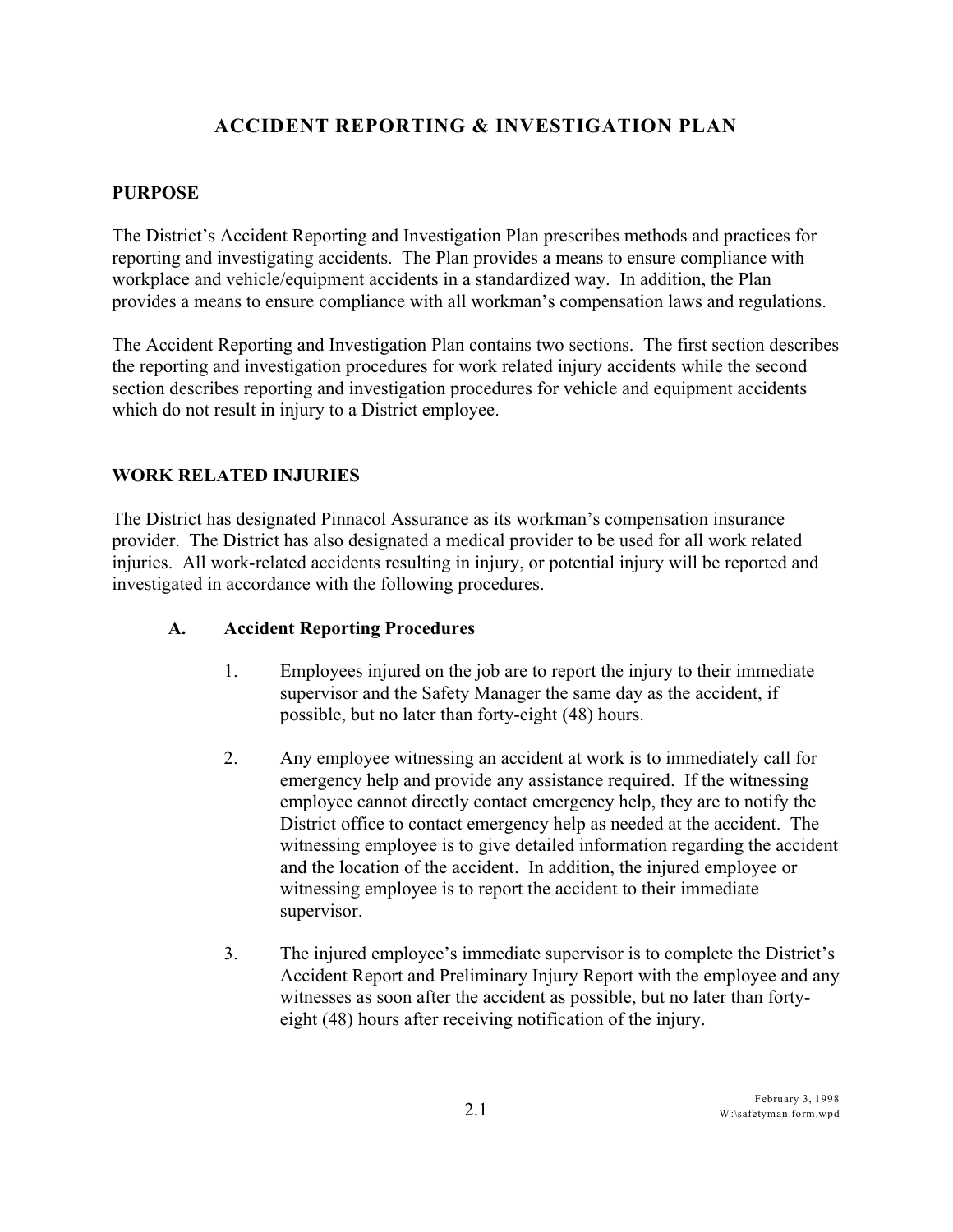# ACCIDENT REPORTING & INVESTIGATION PLAN

## PURPOSE

The District's Accident Reporting and Investigation Plan prescribes methods and practices for reporting and investigating accidents. The Plan provides a means to ensure compliance with workplace and vehicle/equipment accidents in a standardized way. In addition, the Plan provides a means to ensure compliance with all workman's compensation laws and regulations.

The Accident Reporting and Investigation Plan contains two sections. The first section describes the reporting and investigation procedures for work related injury accidents while the second section describes reporting and investigation procedures for vehicle and equipment accidents which do not result in injury to a District employee.

## WORK RELATED INJURIES

The District has designated Pinnacol Assurance as its workman's compensation insurance provider. The District has also designated a medical provider to be used for all work related injuries. All work-related accidents resulting in injury, or potential injury will be reported and investigated in accordance with the following procedures.

### A. Accident Reporting Procedures

1. Employees injured on the job are to report the injury to their immediate supervisor and the Safety Manager the same day as the accident, if possible, but no later than forty-eight (48) hours.

2. Any employee witnessing an accident at work is to immediately call for emergency help and provide any assistance required. If the witnessing employee cannot directly contact emergency help, they are to notify the District office to contact emergency help as needed at the accident. The witnessing employee is to give detailed information regarding the accident and the location of the accident. In addition, the injured employee or witnessing employee is to report the accident to their immediate supervisor.

3. The injured employee's immediate supervisor is to complete the District's Accident Report and Preliminary Injury Report with the employee and any witnesses as soon after the accident as possible, but no later than forty-eight (48) hours after receiving notification of the injury.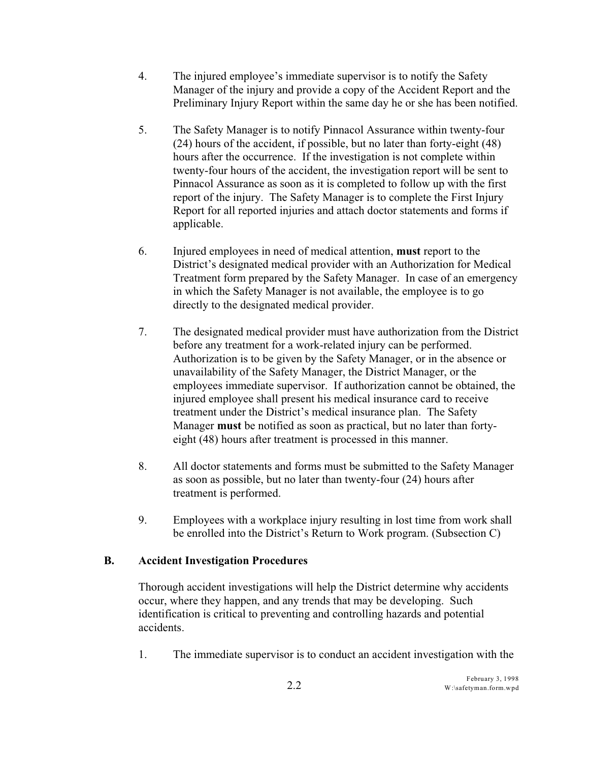4. The injured employee's immediate supervisor is to notify the Safety Manager of the injury and provide a copy of the Accident Report and the Preliminary Injury Report within the same day he or she has been notified.

5. The Safety Manager is to notify Pinnacol Assurance within twenty-four (24) hours of the accident, if possible, but no later than forty-eight (48) hours after the occurrence. If the investigation is not complete within twenty-four hours of the accident, the investigation report will be sent to Pinnacol Assurance as soon as it is completed to follow up with the first report of the injury. The Safety Manager is to complete the First Injury Report for all reported injuries and attach doctor statements and forms if applicable.

6. Injured employees in need of medical attention, **must** report to the District's designated medical provider with an Authorization for Medical Treatment form prepared by the Safety Manager. In case of an emergency in which the Safety Manager is not available, the employee is to go directly to the designated medical provider.

7. The designated medical provider must have authorization from the District before any treatment for a work-related injury can be performed. Authorization is to be given by the Safety Manager, or in the absence or unavailability of the Safety Manager, the District Manager, or the employees immediate supervisor. If authorization cannot be obtained, the injured employee shall present his medical insurance card to receive treatment under the District's medical insurance plan. The Safety Manager **must** be notified as soon as practical, but no later than forty-eight (48) hours after treatment is processed in this manner.

8. All doctor statements and forms must be submitted to the Safety Manager as soon as possible, but no later than twenty-four (24) hours after treatment is performed.

9. Employees with a workplace injury resulting in lost time from work shall be enrolled into the District's Return to Work program. (Subsection C)

## B. Accident Investigation Procedures

Thorough accident investigations will help the District determine why accidents occur, where they happen, and any trends that may be developing. Such identification is critical to preventing and controlling hazards and potential accidents.

1. The immediate supervisor is to conduct an accident investigation with the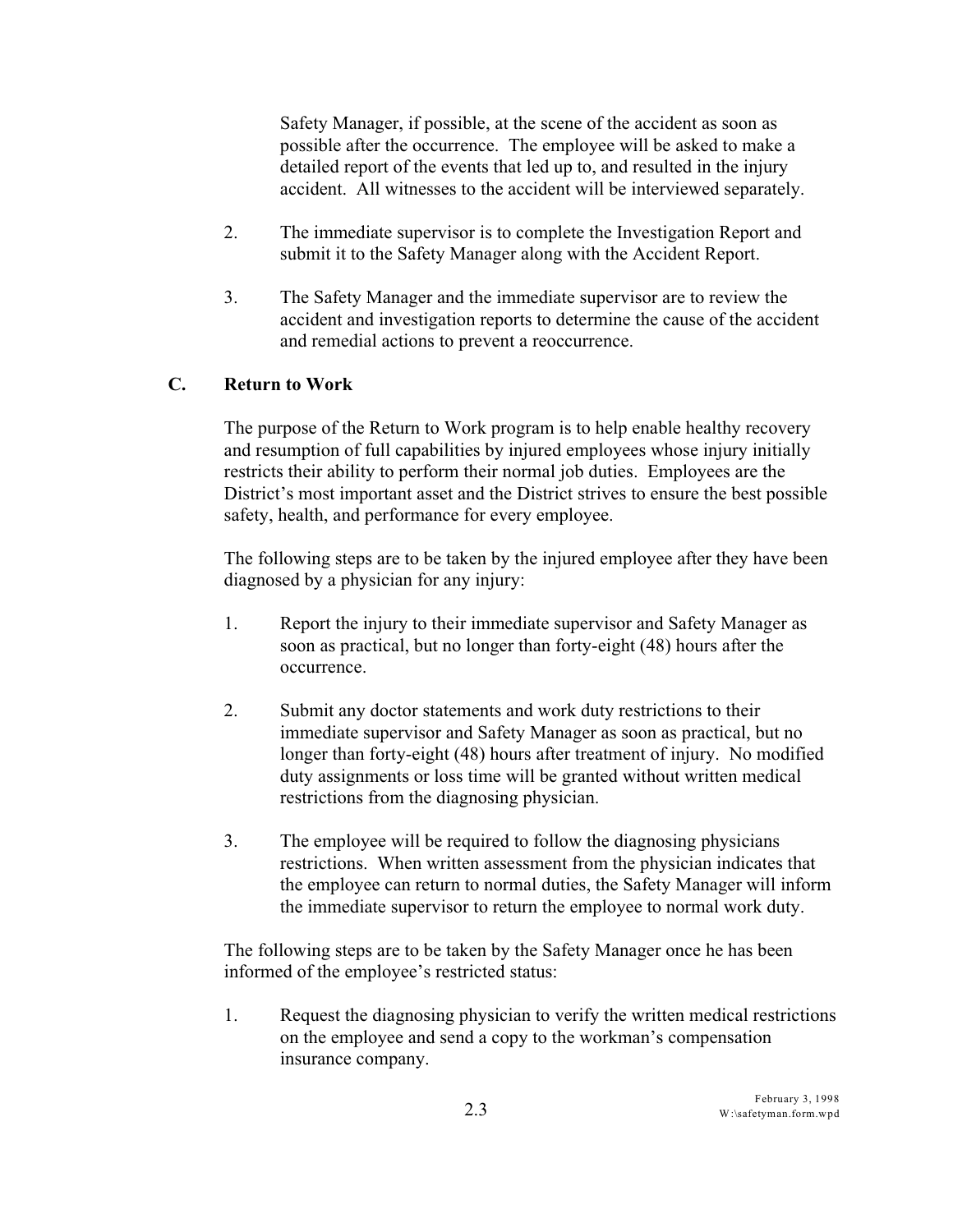Safety Manager, if possible, at the scene of the accident as soon as possible after the occurrence. The employee will be asked to make a detailed report of the events that led up to, and resulted in the injury accident. All witnesses to the accident will be interviewed separately.

2. The immediate supervisor is to complete the Investigation Report and submit it to the Safety Manager along with the Accident Report.

3. The Safety Manager and the immediate supervisor are to review the accident and investigation reports to determine the cause of the accident and remedial actions to prevent a reoccurrence.

## C. Return to Work

The purpose of the Return to Work program is to help enable healthy recovery and resumption of full capabilities by injured employees whose injury initially restricts their ability to perform their normal job duties. Employees are the District's most important asset and the District strives to ensure the best possible safety, health, and performance for every employee.

The following steps are to be taken by the injured employee after they have been diagnosed by a physician for any injury:

1. Report the injury to their immediate supervisor and Safety Manager as soon as practical, but no longer than forty-eight (48) hours after the occurrence.

2. Submit any doctor statements and work duty restrictions to their immediate supervisor and Safety Manager as soon as practical, but no longer than forty-eight (48) hours after treatment of injury. No modified duty assignments or loss time will be granted without written medical restrictions from the diagnosing physician.

3. The employee will be required to follow the diagnosing physicians restrictions. When written assessment from the physician indicates that the employee can return to normal duties, the Safety Manager will inform the immediate supervisor to return the employee to normal work duty.

The following steps are to be taken by the Safety Manager once he has been informed of the employee's restricted status:

1. Request the diagnosing physician to verify the written medical restrictions on the employee and send a copy to the workman's compensation insurance company.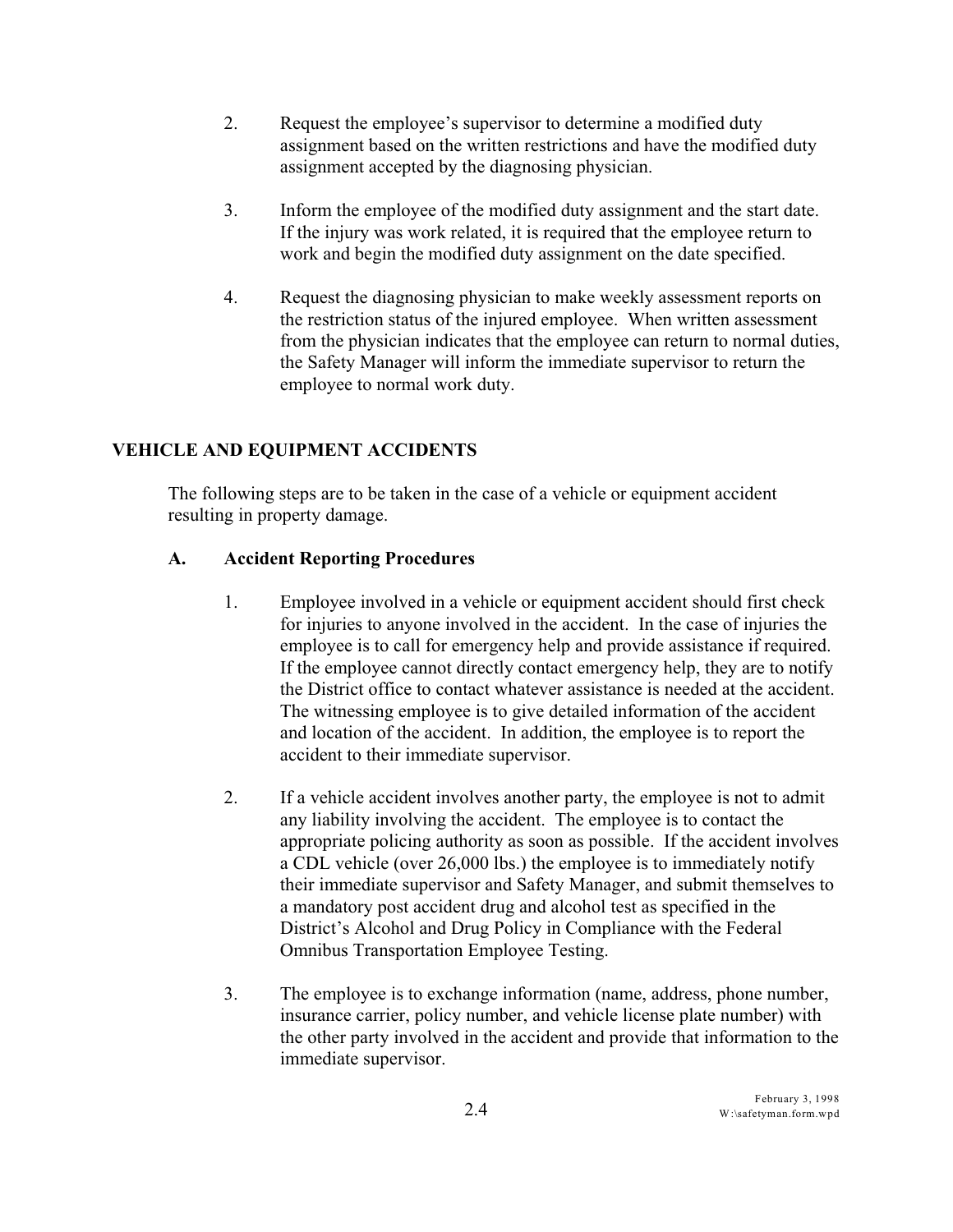2. Request the employee's supervisor to determine a modified duty assignment based on the written restrictions and have the modified duty assignment accepted by the diagnosing physician.

3. Inform the employee of the modified duty assignment and the start date. If the injury was work related, it is required that the employee return to work and begin the modified duty assignment on the date specified.

4. Request the diagnosing physician to make weekly assessment reports on the restriction status of the injured employee. When written assessment from the physician indicates that the employee can return to normal duties, the Safety Manager will inform the immediate supervisor to return the employee to normal work duty.

## VEHICLE AND EQUIPMENT ACCIDENTS

The following steps are to be taken in the case of a vehicle or equipment accident resulting in property damage.

### A. Accident Reporting Procedures

1. Employee involved in a vehicle or equipment accident should first check for injuries to anyone involved in the accident. In the case of injuries the employee is to call for emergency help and provide assistance if required. If the employee cannot directly contact emergency help, they are to notify the District office to contact whatever assistance is needed at the accident. The witnessing employee is to give detailed information of the accident and location of the accident. In addition, the employee is to report the accident to their immediate supervisor.

2. If a vehicle accident involves another party, the employee is not to admit any liability involving the accident. The employee is to contact the appropriate policing authority as soon as possible. If the accident involves a CDL vehicle (over 26,000 lbs.) the employee is to immediately notify their immediate supervisor and Safety Manager, and submit themselves to a mandatory post accident drug and alcohol test as specified in the District's Alcohol and Drug Policy in Compliance with the Federal Omnibus Transportation Employee Testing.

3. The employee is to exchange information (name, address, phone number, insurance carrier, policy number, and vehicle license plate number) with the other party involved in the accident and provide that information to the immediate supervisor.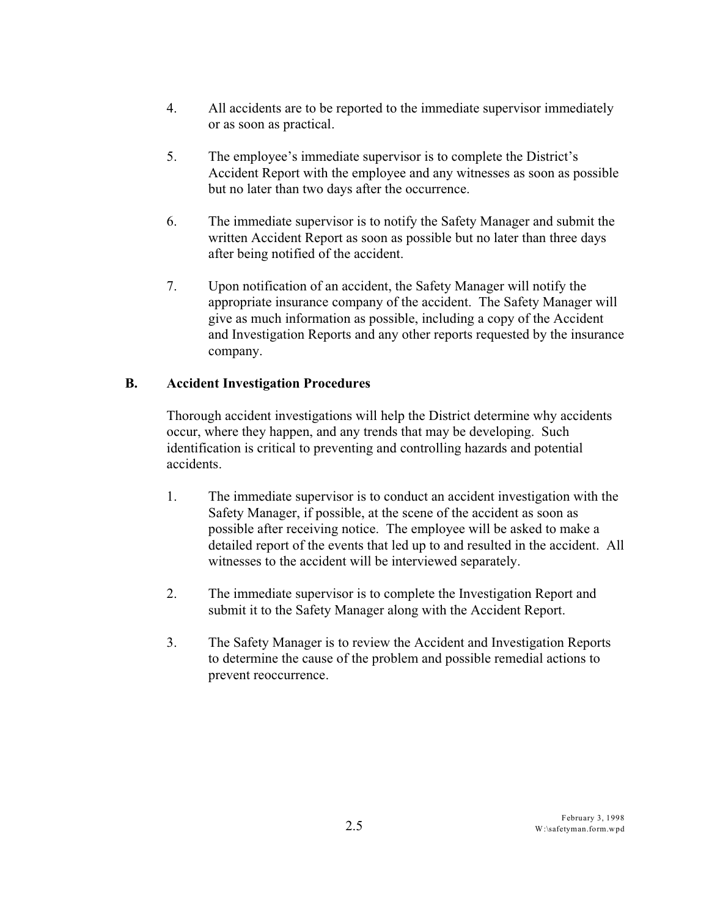4. All accidents are to be reported to the immediate supervisor immediately or as soon as practical.

5. The employee's immediate supervisor is to complete the District's Accident Report with the employee and any witnesses as soon as possible but no later than two days after the occurrence.

6. The immediate supervisor is to notify the Safety Manager and submit the written Accident Report as soon as possible but no later than three days after being notified of the accident.

7. Upon notification of an accident, the Safety Manager will notify the appropriate insurance company of the accident. The Safety Manager will give as much information as possible, including a copy of the Accident and Investigation Reports and any other reports requested by the insurance company.

## B. Accident Investigation Procedures

Thorough accident investigations will help the District determine why accidents occur, where they happen, and any trends that may be developing. Such identification is critical to preventing and controlling hazards and potential accidents.

1. The immediate supervisor is to conduct an accident investigation with the Safety Manager, if possible, at the scene of the accident as soon as possible after receiving notice. The employee will be asked to make a detailed report of the events that led up to and resulted in the accident. All witnesses to the accident will be interviewed separately.

2. The immediate supervisor is to complete the Investigation Report and submit it to the Safety Manager along with the Accident Report.

3. The Safety Manager is to review the Accident and Investigation Reports to determine the cause of the problem and possible remedial actions to prevent reoccurrence.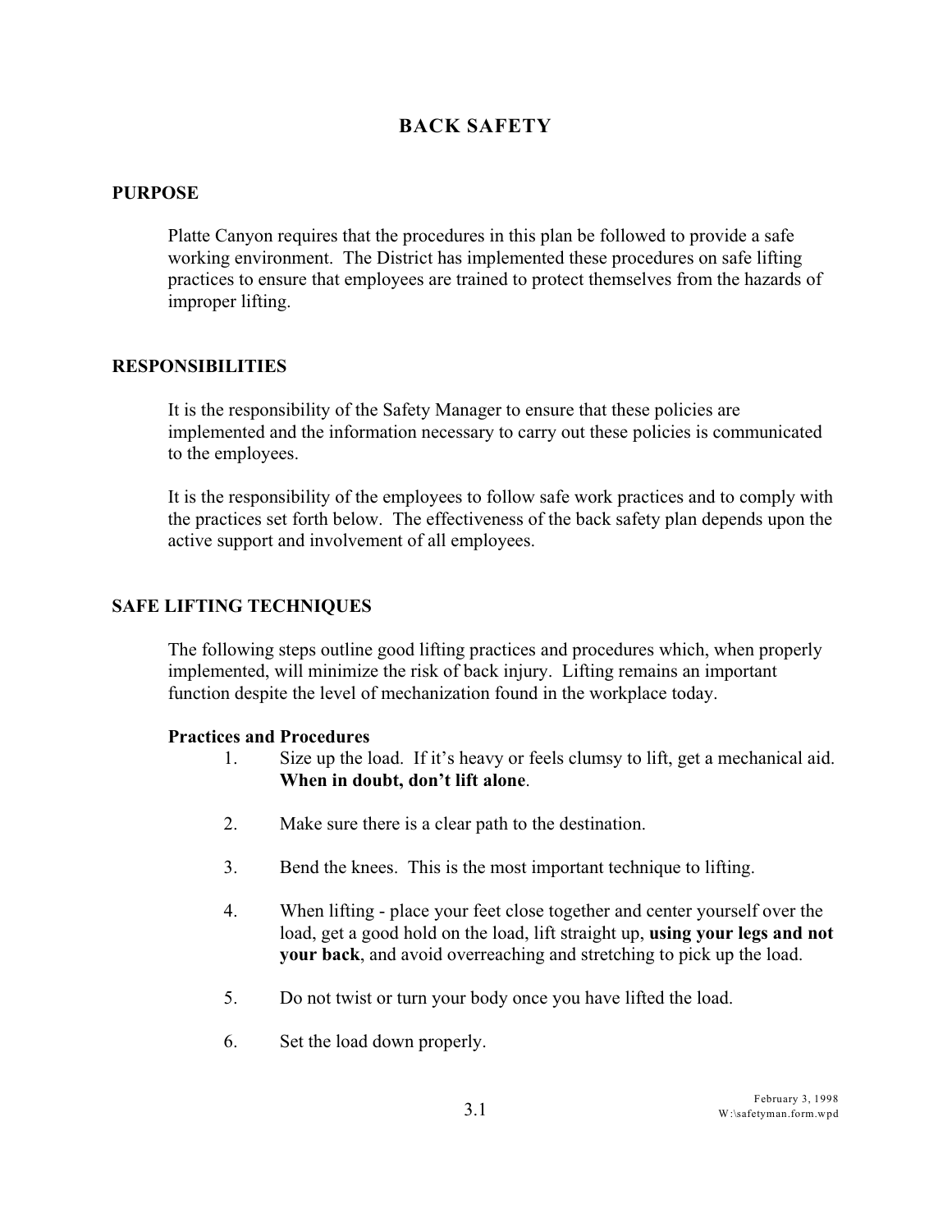# BACK SAFETY

## PURPOSE

Platte Canyon requires that the procedures in this plan be followed to provide a safe working environment. The District has implemented these procedures on safe lifting practices to ensure that employees are trained to protect themselves from the hazards of improper lifting.

## RESPONSIBILITIES

It is the responsibility of the Safety Manager to ensure that these policies are implemented and the information necessary to carry out these policies is communicated to the employees.

It is the responsibility of the employees to follow safe work practices and to comply with the practices set forth below. The effectiveness of the back safety plan depends upon the active support and involvement of all employees.

## SAFE LIFTING TECHNIQUES

The following steps outline good lifting practices and procedures which, when properly implemented, will minimize the risk of back injury. Lifting remains an important function despite the level of mechanization found in the workplace today.

### Practices and Procedures

1. Size up the load. If it's heavy or feels clumsy to lift, get a mechanical aid. **When in doubt, don't lift alone**.

2. Make sure there is a clear path to the destination.

3. Bend the knees. This is the most important technique to lifting.

4. When lifting - place your feet close together and center yourself over the load, get a good hold on the load, lift straight up, **using your legs and not your back**, and avoid overreaching and stretching to pick up the load.

5. Do not twist or turn your body once you have lifted the load.

6. Set the load down properly.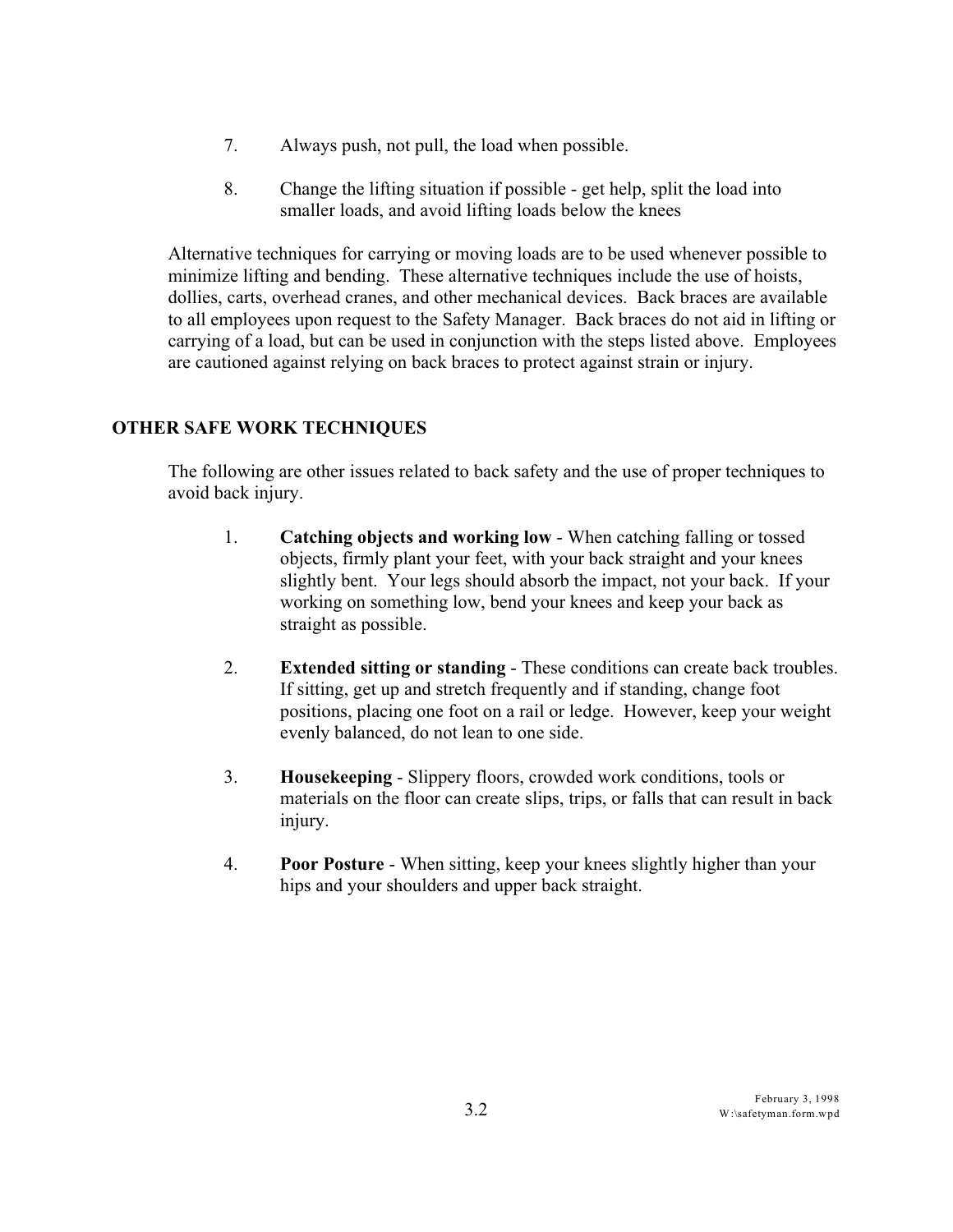7. Always push, not pull, the load when possible.

8. Change the lifting situation if possible - get help, split the load into smaller loads, and avoid lifting loads below the knees

Alternative techniques for carrying or moving loads are to be used whenever possible to minimize lifting and bending. These alternative techniques include the use of hoists, dollies, carts, overhead cranes, and other mechanical devices. Back braces are available to all employees upon request to the Safety Manager. Back braces do not aid in lifting or carrying of a load, but can be used in conjunction with the steps listed above. Employees are cautioned against relying on back braces to protect against strain or injury.

## OTHER SAFE WORK TECHNIQUES

The following are other issues related to back safety and the use of proper techniques to avoid back injury.

1. **Catching objects and working low** - When catching falling or tossed objects, firmly plant your feet, with your back straight and your knees slightly bent. Your legs should absorb the impact, not your back. If your working on something low, bend your knees and keep your back as straight as possible.

2. **Extended sitting or standing** - These conditions can create back troubles. If sitting, get up and stretch frequently and if standing, change foot positions, placing one foot on a rail or ledge. However, keep your weight evenly balanced, do not lean to one side.

3. **Housekeeping** - Slippery floors, crowded work conditions, tools or materials on the floor can create slips, trips, or falls that can result in back injury.

4. **Poor Posture** - When sitting, keep your knees slightly higher than your hips and your shoulders and upper back straight.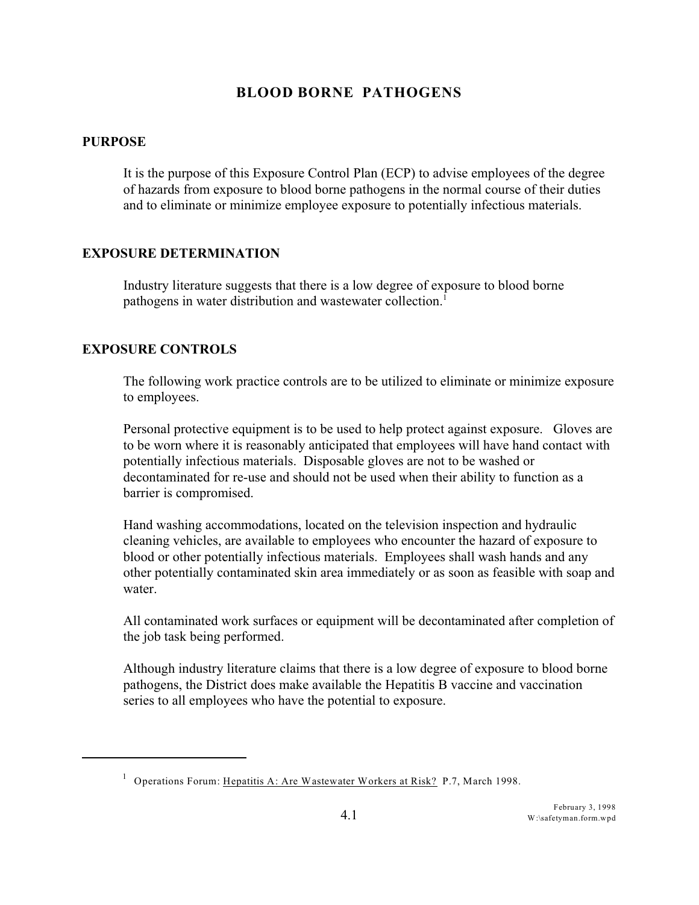# BLOOD BORNE PATHOGENS

## PURPOSE

It is the purpose of this Exposure Control Plan (ECP) to advise employees of the degree of hazards from exposure to blood borne pathogens in the normal course of their duties and to eliminate or minimize employee exposure to potentially infectious materials.

## EXPOSURE DETERMINATION

Industry literature suggests that there is a low degree of exposure to blood borne pathogens in water distribution and wastewater collection.[1]

## EXPOSURE CONTROLS

The following work practice controls are to be utilized to eliminate or minimize exposure to employees.

Personal protective equipment is to be used to help protect against exposure. Gloves are to be worn where it is reasonably anticipated that employees will have hand contact with potentially infectious materials. Disposable gloves are not to be washed or decontaminated for re-use and should not be used when their ability to function as a barrier is compromised.

Hand washing accommodations, located on the television inspection and hydraulic cleaning vehicles, are available to employees who encounter the hazard of exposure to blood or other potentially infectious materials. Employees shall wash hands and any other potentially contaminated skin area immediately or as soon as feasible with soap and water.

All contaminated work surfaces or equipment will be decontaminated after completion of the job task being performed.

Although industry literature claims that there is a low degree of exposure to blood borne pathogens, the District does make available the Hepatitis B vaccine and vaccination series to all employees who have the potential to exposure.

---

[1] Operations Forum: Hepatitis A: Are Wastewater Workers at Risk? P.7, March 1998.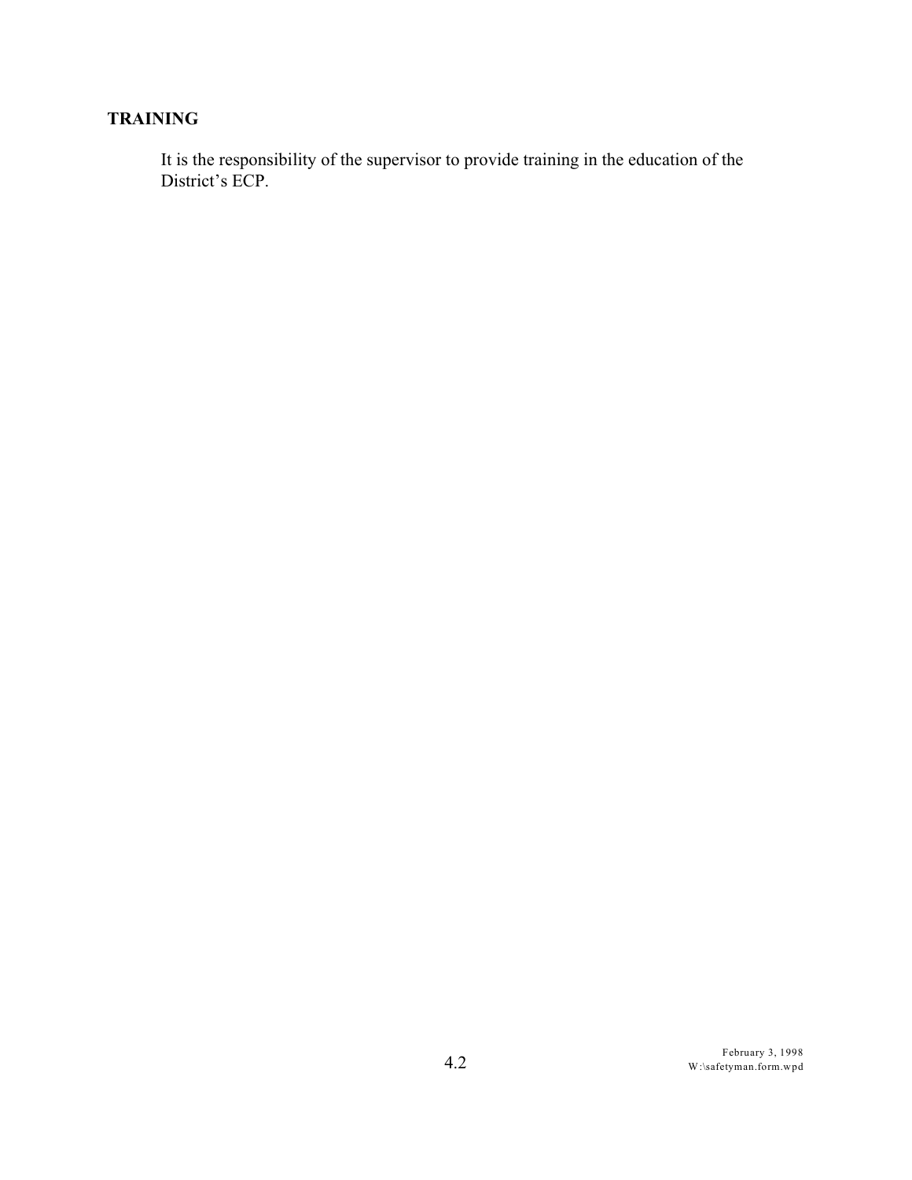**TRAINING**

It is the responsibility of the supervisor to provide training in the education of the District's ECP.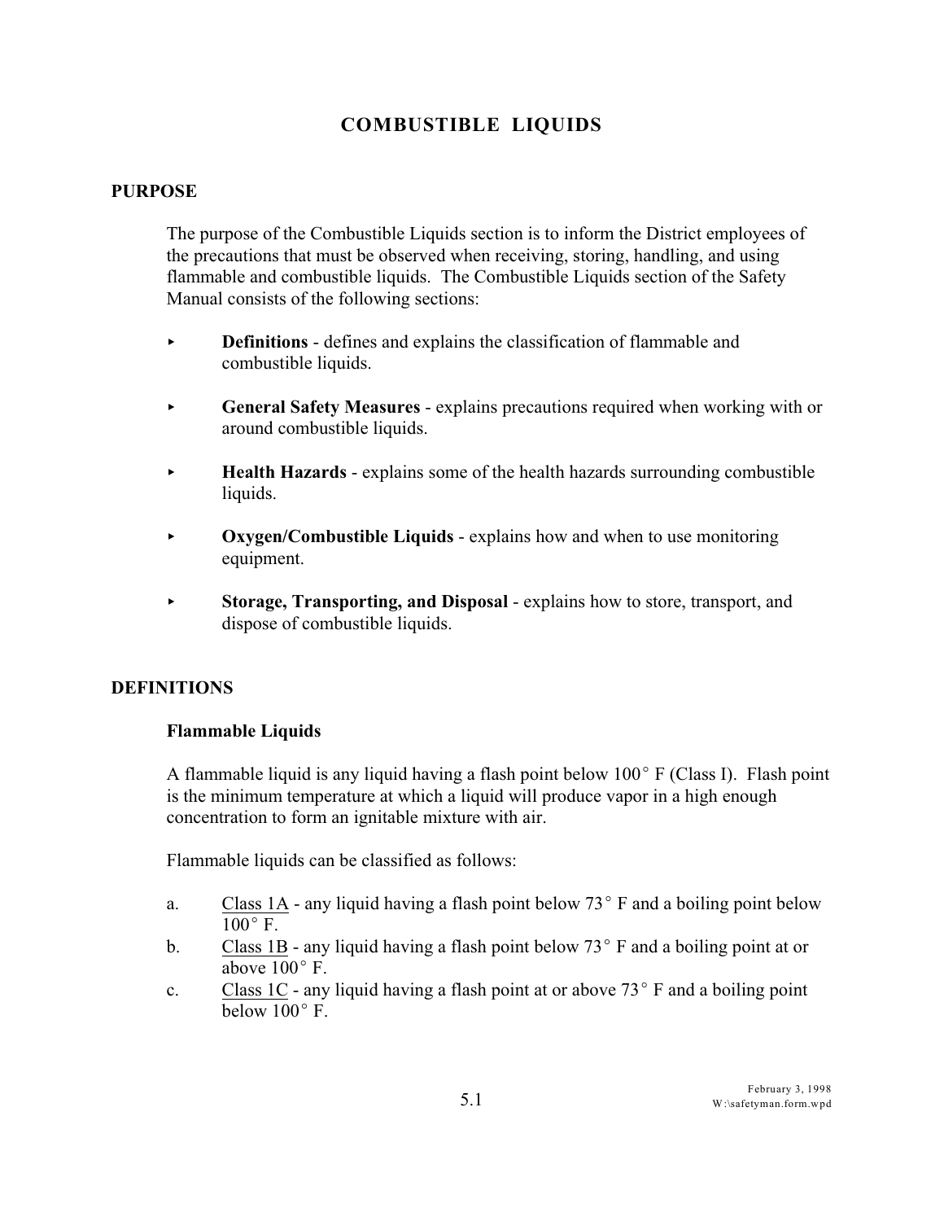# COMBUSTIBLE LIQUIDS

## PURPOSE

The purpose of the Combustible Liquids section is to inform the District employees of the precautions that must be observed when receiving, storing, handling, and using flammable and combustible liquids. The Combustible Liquids section of the Safety Manual consists of the following sections:

- **Definitions** - defines and explains the classification of flammable and combustible liquids.
- **General Safety Measures** - explains precautions required when working with or around combustible liquids.
- **Health Hazards** - explains some of the health hazards surrounding combustible liquids.
- **Oxygen/Combustible Liquids** - explains how and when to use monitoring equipment.
- **Storage, Transporting, and Disposal** - explains how to store, transport, and dispose of combustible liquids.

## DEFINITIONS

### Flammable Liquids

A flammable liquid is any liquid having a flash point below 100° F (Class I). Flash point is the minimum temperature at which a liquid will produce vapor in a high enough concentration to form an ignitable mixture with air.

Flammable liquids can be classified as follows:

a. Class 1A - any liquid having a flash point below 73° F and a boiling point below 100° F.
b. Class 1B - any liquid having a flash point below 73° F and a boiling point at or above 100° F.
c. Class 1C - any liquid having a flash point at or above 73° F and a boiling point below 100° F.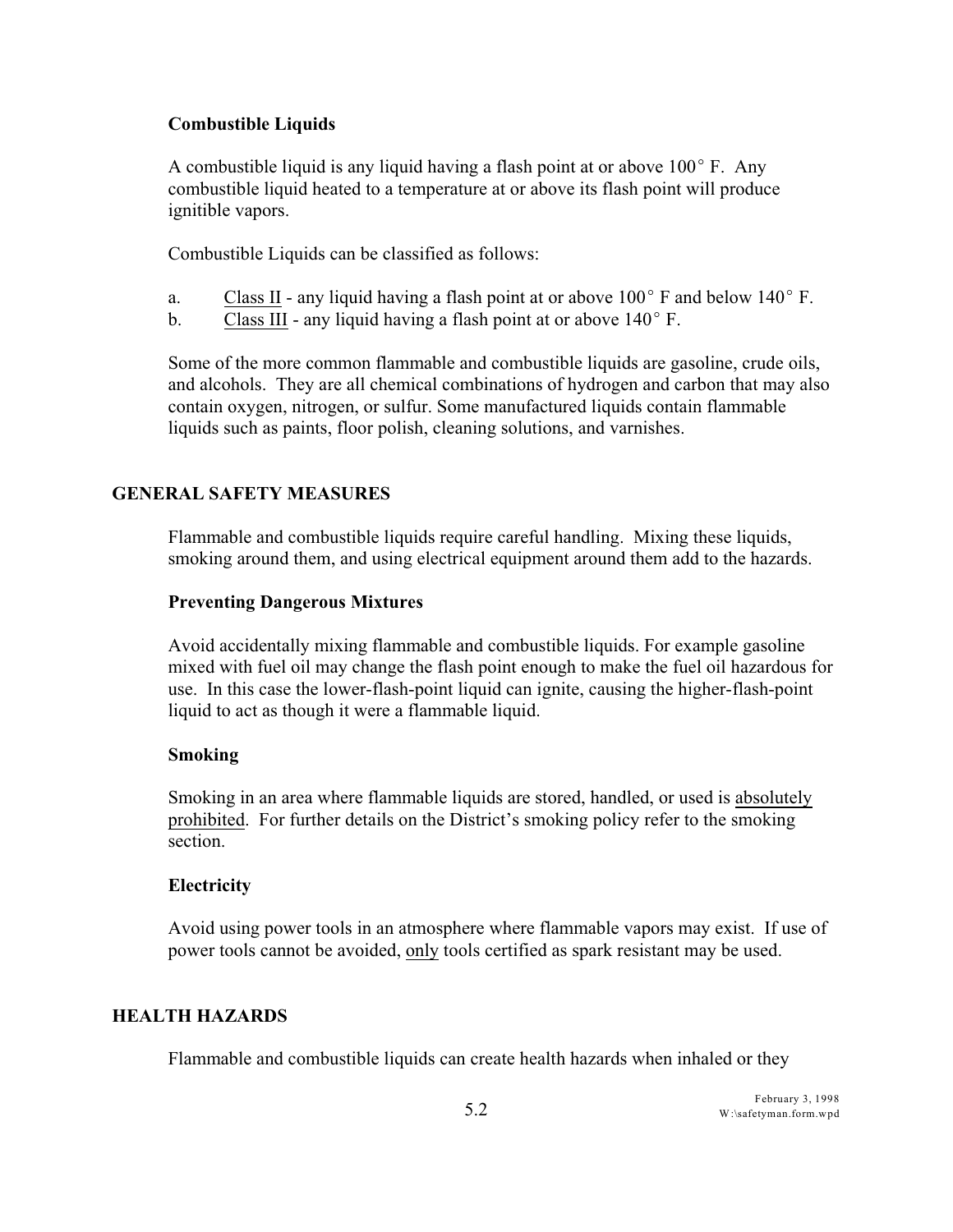### Combustible Liquids

A combustible liquid is any liquid having a flash point at or above 100° F. Any combustible liquid heated to a temperature at or above its flash point will produce ignitible vapors.

Combustible Liquids can be classified as follows:

a. Class II - any liquid having a flash point at or above 100° F and below 140° F.
b. Class III - any liquid having a flash point at or above 140° F.

Some of the more common flammable and combustible liquids are gasoline, crude oils, and alcohols. They are all chemical combinations of hydrogen and carbon that may also contain oxygen, nitrogen, or sulfur. Some manufactured liquids contain flammable liquids such as paints, floor polish, cleaning solutions, and varnishes.

## GENERAL SAFETY MEASURES

Flammable and combustible liquids require careful handling. Mixing these liquids, smoking around them, and using electrical equipment around them add to the hazards.

### Preventing Dangerous Mixtures

Avoid accidentally mixing flammable and combustible liquids. For example gasoline mixed with fuel oil may change the flash point enough to make the fuel oil hazardous for use. In this case the lower-flash-point liquid can ignite, causing the higher-flash-point liquid to act as though it were a flammable liquid.

### Smoking

Smoking in an area where flammable liquids are stored, handled, or used is absolutely prohibited. For further details on the District's smoking policy refer to the smoking section.

### Electricity

Avoid using power tools in an atmosphere where flammable vapors may exist. If use of power tools cannot be avoided, only tools certified as spark resistant may be used.

## HEALTH HAZARDS

Flammable and combustible liquids can create health hazards when inhaled or they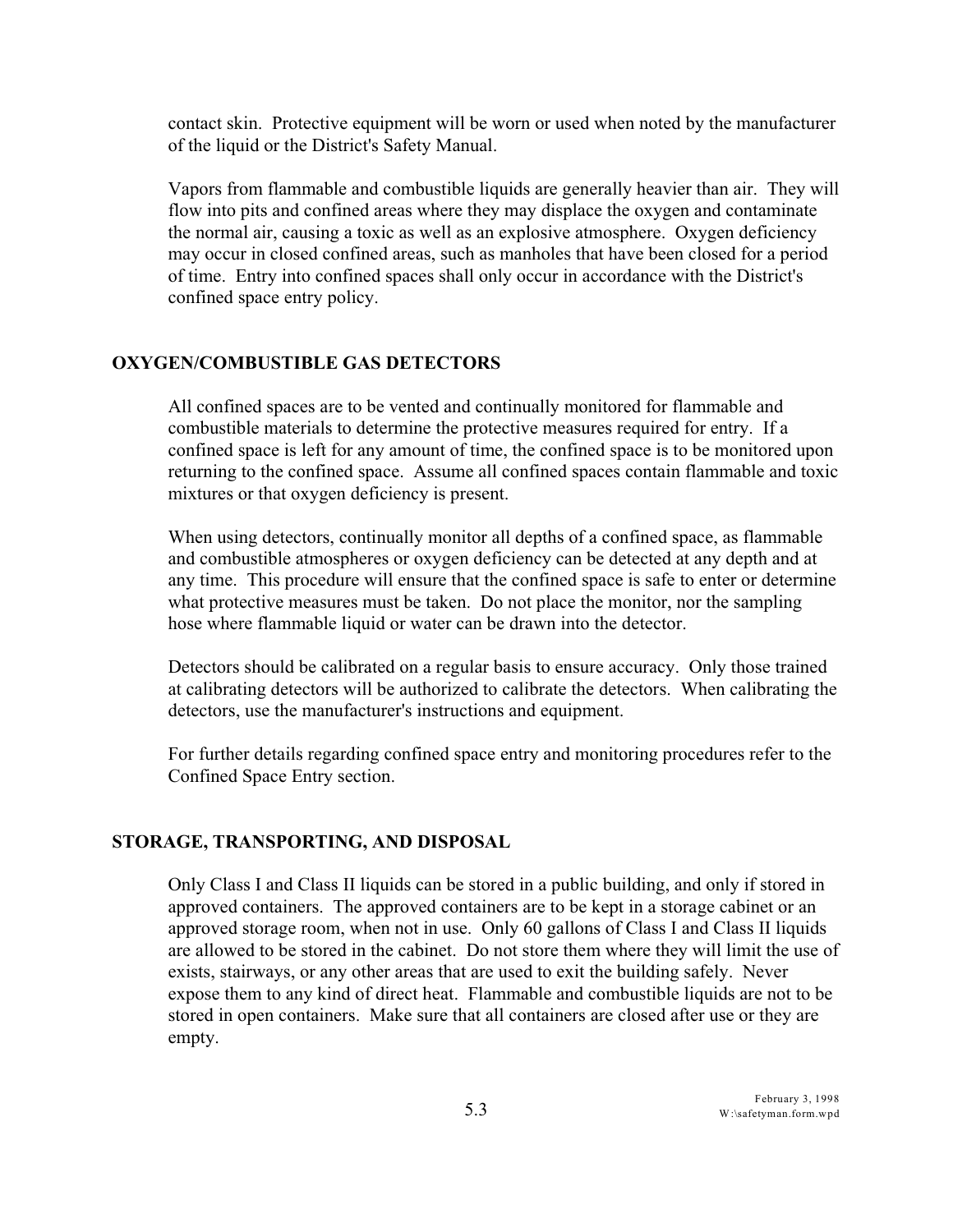contact skin. Protective equipment will be worn or used when noted by the manufacturer of the liquid or the District's Safety Manual.

Vapors from flammable and combustible liquids are generally heavier than air. They will flow into pits and confined areas where they may displace the oxygen and contaminate the normal air, causing a toxic as well as an explosive atmosphere. Oxygen deficiency may occur in closed confined areas, such as manholes that have been closed for a period of time. Entry into confined spaces shall only occur in accordance with the District's confined space entry policy.

## OXYGEN/COMBUSTIBLE GAS DETECTORS

All confined spaces are to be vented and continually monitored for flammable and combustible materials to determine the protective measures required for entry. If a confined space is left for any amount of time, the confined space is to be monitored upon returning to the confined space. Assume all confined spaces contain flammable and toxic mixtures or that oxygen deficiency is present.

When using detectors, continually monitor all depths of a confined space, as flammable and combustible atmospheres or oxygen deficiency can be detected at any depth and at any time. This procedure will ensure that the confined space is safe to enter or determine what protective measures must be taken. Do not place the monitor, nor the sampling hose where flammable liquid or water can be drawn into the detector.

Detectors should be calibrated on a regular basis to ensure accuracy. Only those trained at calibrating detectors will be authorized to calibrate the detectors. When calibrating the detectors, use the manufacturer's instructions and equipment.

For further details regarding confined space entry and monitoring procedures refer to the Confined Space Entry section.

## STORAGE, TRANSPORTING, AND DISPOSAL

Only Class I and Class II liquids can be stored in a public building, and only if stored in approved containers. The approved containers are to be kept in a storage cabinet or an approved storage room, when not in use. Only 60 gallons of Class I and Class II liquids are allowed to be stored in the cabinet. Do not store them where they will limit the use of exists, stairways, or any other areas that are used to exit the building safely. Never expose them to any kind of direct heat. Flammable and combustible liquids are not to be stored in open containers. Make sure that all containers are closed after use or they are empty.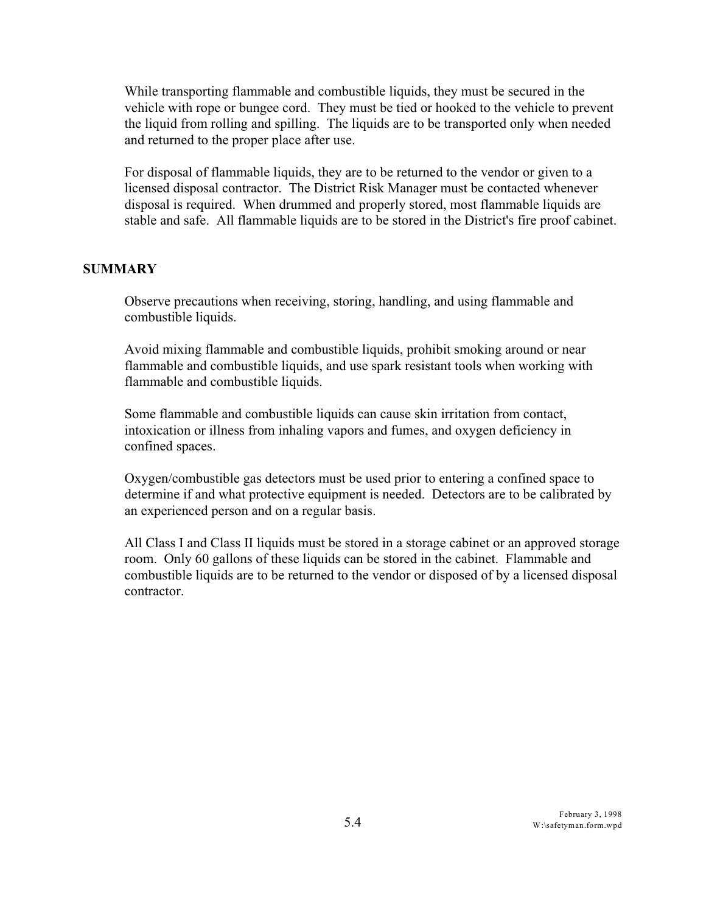While transporting flammable and combustible liquids, they must be secured in the vehicle with rope or bungee cord. They must be tied or hooked to the vehicle to prevent the liquid from rolling and spilling. The liquids are to be transported only when needed and returned to the proper place after use.

For disposal of flammable liquids, they are to be returned to the vendor or given to a licensed disposal contractor. The District Risk Manager must be contacted whenever disposal is required. When drummed and properly stored, most flammable liquids are stable and safe. All flammable liquids are to be stored in the District's fire proof cabinet.

## SUMMARY

Observe precautions when receiving, storing, handling, and using flammable and combustible liquids.

Avoid mixing flammable and combustible liquids, prohibit smoking around or near flammable and combustible liquids, and use spark resistant tools when working with flammable and combustible liquids.

Some flammable and combustible liquids can cause skin irritation from contact, intoxication or illness from inhaling vapors and fumes, and oxygen deficiency in confined spaces.

Oxygen/combustible gas detectors must be used prior to entering a confined space to determine if and what protective equipment is needed. Detectors are to be calibrated by an experienced person and on a regular basis.

All Class I and Class II liquids must be stored in a storage cabinet or an approved storage room. Only 60 gallons of these liquids can be stored in the cabinet. Flammable and combustible liquids are to be returned to the vendor or disposed of by a licensed disposal contractor.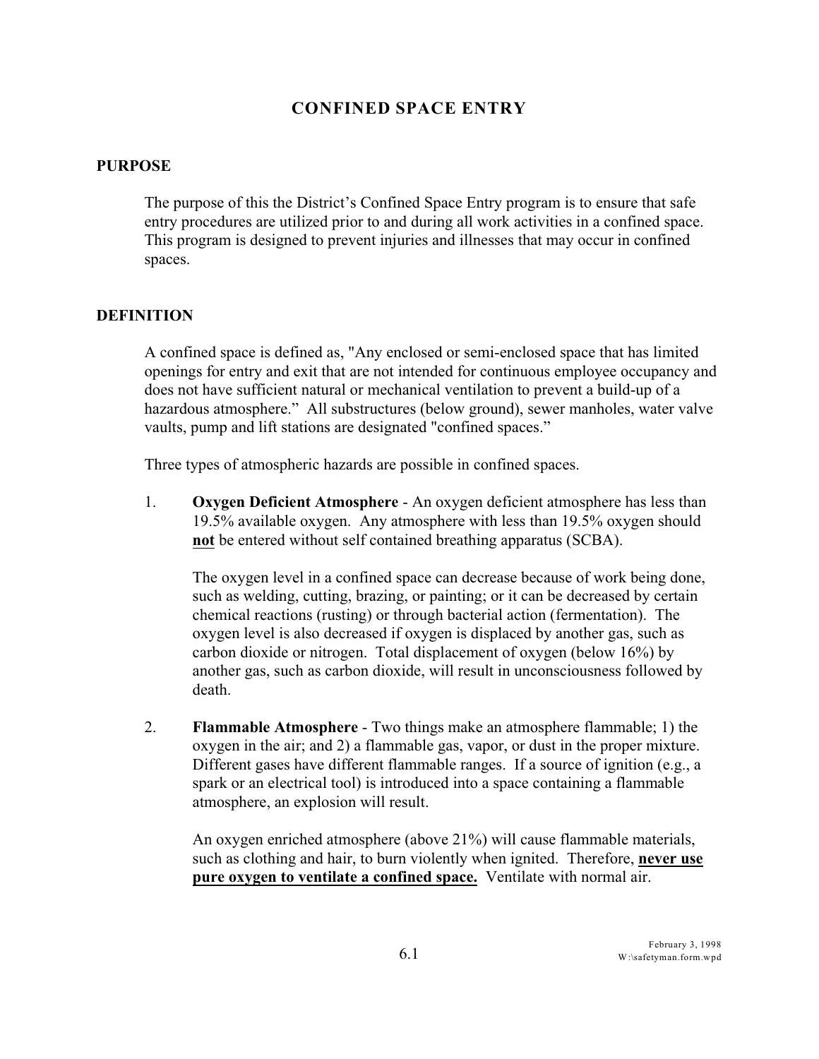# CONFINED SPACE ENTRY

## PURPOSE

The purpose of this the District's Confined Space Entry program is to ensure that safe entry procedures are utilized prior to and during all work activities in a confined space. This program is designed to prevent injuries and illnesses that may occur in confined spaces.

## DEFINITION

A confined space is defined as, "Any enclosed or semi-enclosed space that has limited openings for entry and exit that are not intended for continuous employee occupancy and does not have sufficient natural or mechanical ventilation to prevent a build-up of a hazardous atmosphere." All substructures (below ground), sewer manholes, water valve vaults, pump and lift stations are designated "confined spaces."

Three types of atmospheric hazards are possible in confined spaces.

1. **Oxygen Deficient Atmosphere** - An oxygen deficient atmosphere has less than 19.5% available oxygen. Any atmosphere with less than 19.5% oxygen should **<u>not</u>** be entered without self contained breathing apparatus (SCBA).

   The oxygen level in a confined space can decrease because of work being done, such as welding, cutting, brazing, or painting; or it can be decreased by certain chemical reactions (rusting) or through bacterial action (fermentation). The oxygen level is also decreased if oxygen is displaced by another gas, such as carbon dioxide or nitrogen. Total displacement of oxygen (below 16%) by another gas, such as carbon dioxide, will result in unconsciousness followed by death.

2. **Flammable Atmosphere** - Two things make an atmosphere flammable; 1) the oxygen in the air; and 2) a flammable gas, vapor, or dust in the proper mixture. Different gases have different flammable ranges. If a source of ignition (e.g., a spark or an electrical tool) is introduced into a space containing a flammable atmosphere, an explosion will result.

   An oxygen enriched atmosphere (above 21%) will cause flammable materials, such as clothing and hair, to burn violently when ignited. Therefore, **<u>never use pure oxygen to ventilate a confined space.</u>** Ventilate with normal air.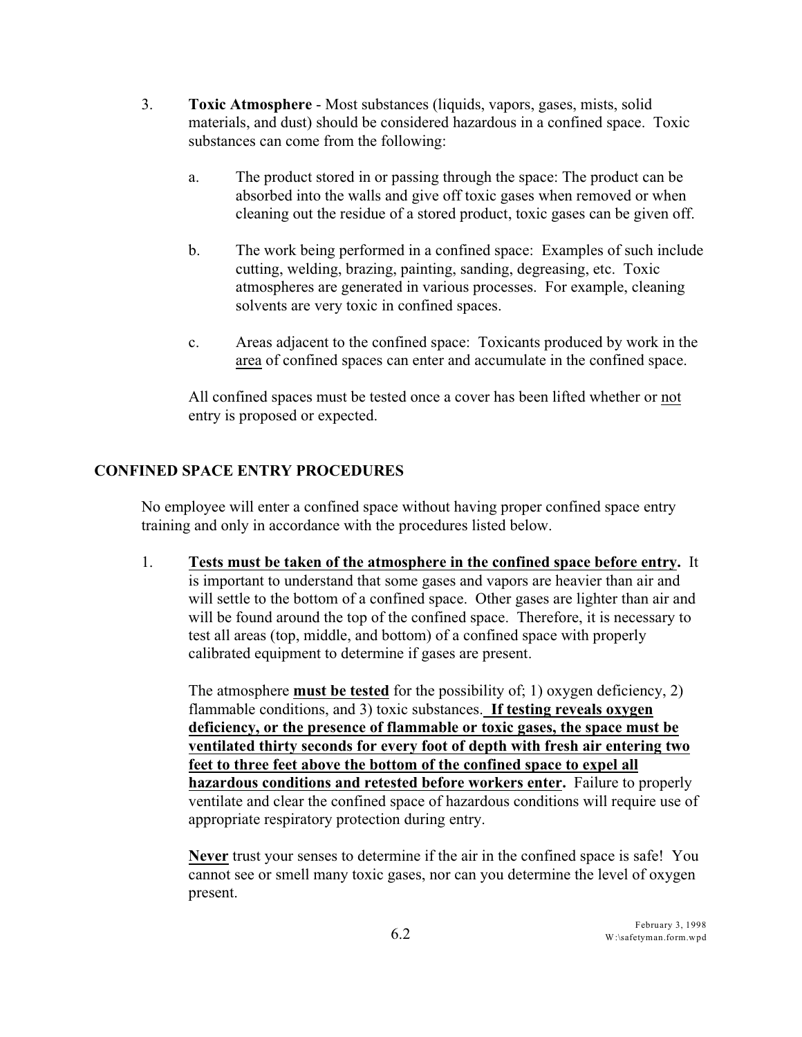3. **Toxic Atmosphere** - Most substances (liquids, vapors, gases, mists, solid materials, and dust) should be considered hazardous in a confined space. Toxic substances can come from the following:

   a. The product stored in or passing through the space: The product can be absorbed into the walls and give off toxic gases when removed or when cleaning out the residue of a stored product, toxic gases can be given off.

   b. The work being performed in a confined space: Examples of such include cutting, welding, brazing, painting, sanding, degreasing, etc. Toxic atmospheres are generated in various processes. For example, cleaning solvents are very toxic in confined spaces.

   c. Areas adjacent to the confined space: Toxicants produced by work in the <u>area</u> of confined spaces can enter and accumulate in the confined space.

   All confined spaces must be tested once a cover has been lifted whether or <u>not</u> entry is proposed or expected.

## CONFINED SPACE ENTRY PROCEDURES

No employee will enter a confined space without having proper confined space entry training and only in accordance with the procedures listed below.

1. **<u>Tests must be taken of the atmosphere in the confined space before entry</u>.** It is important to understand that some gases and vapors are heavier than air and will settle to the bottom of a confined space. Other gases are lighter than air and will be found around the top of the confined space. Therefore, it is necessary to test all areas (top, middle, and bottom) of a confined space with properly calibrated equipment to determine if gases are present.

   The atmosphere **<u>must be tested</u>** for the possibility of; 1) oxygen deficiency, 2) flammable conditions, and 3) toxic substances. **<u>If testing reveals oxygen deficiency, or the presence of flammable or toxic gases, the space must be ventilated thirty seconds for every foot of depth with fresh air entering two feet to three feet above the bottom of the confined space to expel all hazardous conditions and retested before workers enter</u>.** Failure to properly ventilate and clear the confined space of hazardous conditions will require use of appropriate respiratory protection during entry.

   **<u>Never</u>** trust your senses to determine if the air in the confined space is safe! You cannot see or smell many toxic gases, nor can you determine the level of oxygen present.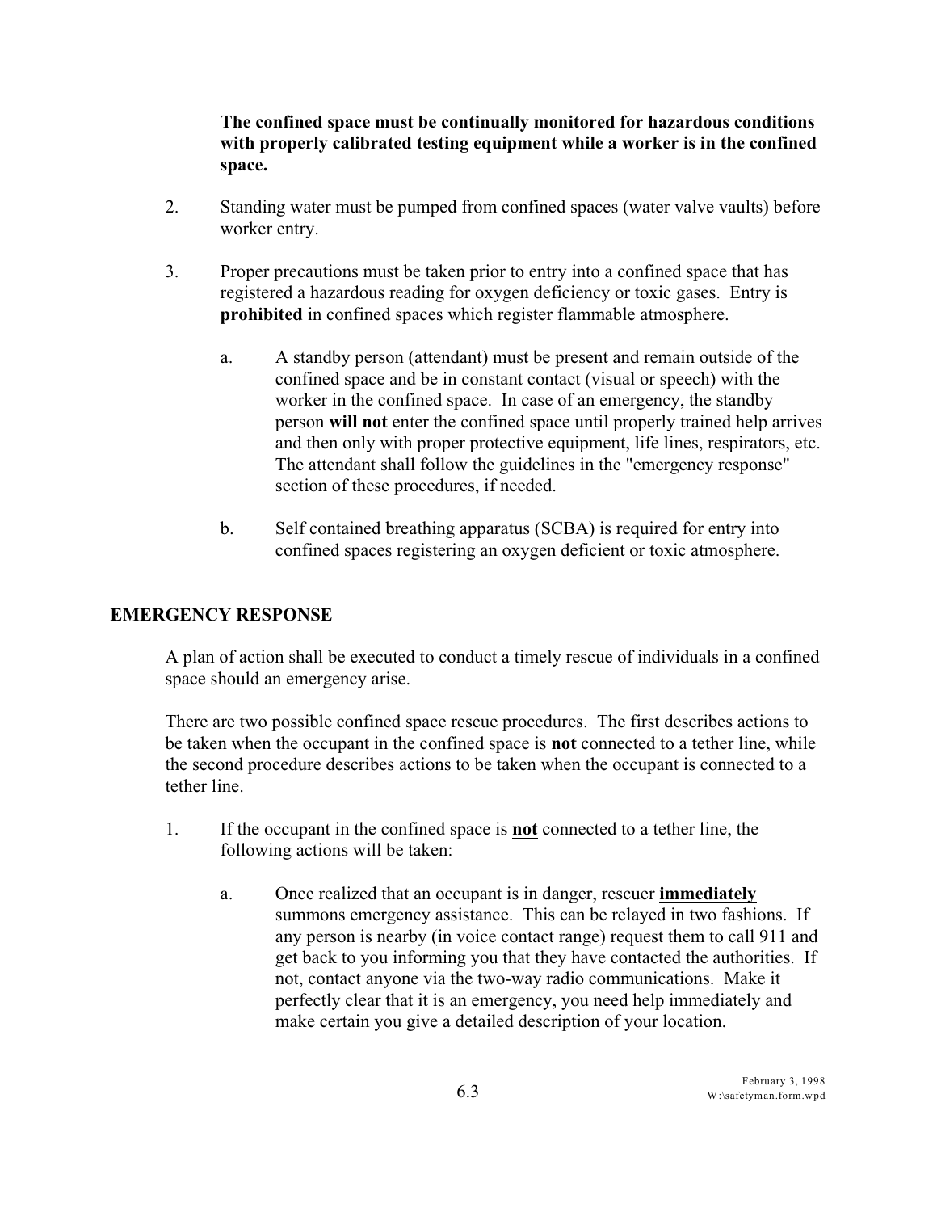**The confined space must be continually monitored for hazardous conditions with properly calibrated testing equipment while a worker is in the confined space.**

2. Standing water must be pumped from confined spaces (water valve vaults) before worker entry.

3. Proper precautions must be taken prior to entry into a confined space that has registered a hazardous reading for oxygen deficiency or toxic gases. Entry is **prohibited** in confined spaces which register flammable atmosphere.

   a. A standby person (attendant) must be present and remain outside of the confined space and be in constant contact (visual or speech) with the worker in the confined space. In case of an emergency, the standby person **<u>will not</u>** enter the confined space until properly trained help arrives and then only with proper protective equipment, life lines, respirators, etc. The attendant shall follow the guidelines in the "emergency response" section of these procedures, if needed.

   b. Self contained breathing apparatus (SCBA) is required for entry into confined spaces registering an oxygen deficient or toxic atmosphere.

## EMERGENCY RESPONSE

A plan of action shall be executed to conduct a timely rescue of individuals in a confined space should an emergency arise.

There are two possible confined space rescue procedures. The first describes actions to be taken when the occupant in the confined space is **not** connected to a tether line, while the second procedure describes actions to be taken when the occupant is connected to a tether line.

1. If the occupant in the confined space is **<u>not</u>** connected to a tether line, the following actions will be taken:

   a. Once realized that an occupant is in danger, rescuer **<u>immediately</u>** summons emergency assistance. This can be relayed in two fashions. If any person is nearby (in voice contact range) request them to call 911 and get back to you informing you that they have contacted the authorities. If not, contact anyone via the two-way radio communications. Make it perfectly clear that it is an emergency, you need help immediately and make certain you give a detailed description of your location.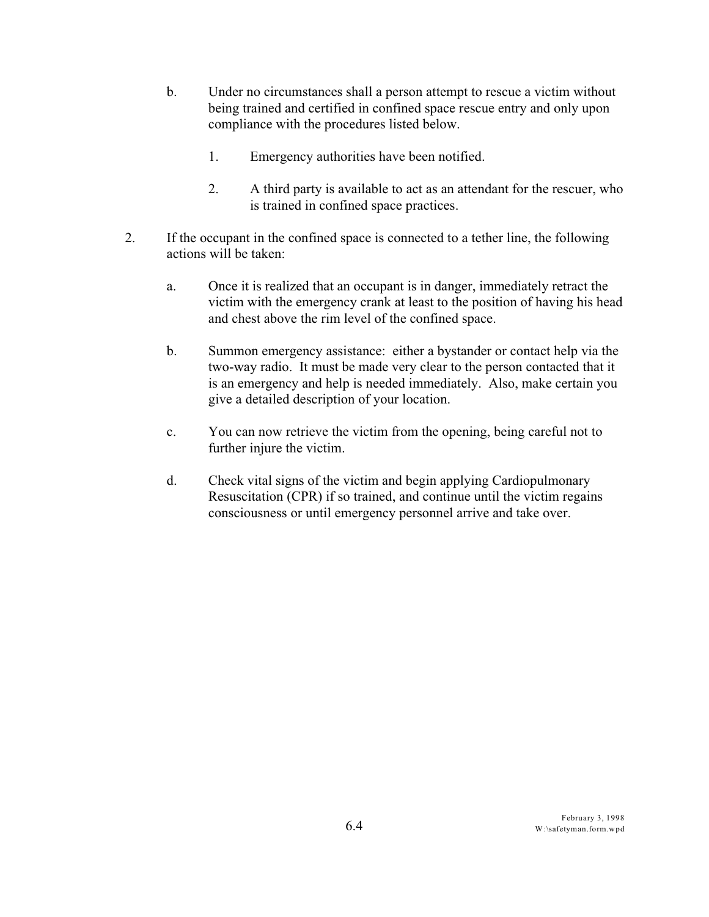b. Under no circumstances shall a person attempt to rescue a victim without being trained and certified in confined space rescue entry and only upon compliance with the procedures listed below.

   1. Emergency authorities have been notified.

   2. A third party is available to act as an attendant for the rescuer, who is trained in confined space practices.

2. If the occupant in the confined space is connected to a tether line, the following actions will be taken:

   a. Once it is realized that an occupant is in danger, immediately retract the victim with the emergency crank at least to the position of having his head and chest above the rim level of the confined space.

   b. Summon emergency assistance: either a bystander or contact help via the two-way radio. It must be made very clear to the person contacted that it is an emergency and help is needed immediately. Also, make certain you give a detailed description of your location.

   c. You can now retrieve the victim from the opening, being careful not to further injure the victim.

   d. Check vital signs of the victim and begin applying Cardiopulmonary Resuscitation (CPR) if so trained, and continue until the victim regains consciousness or until emergency personnel arrive and take over.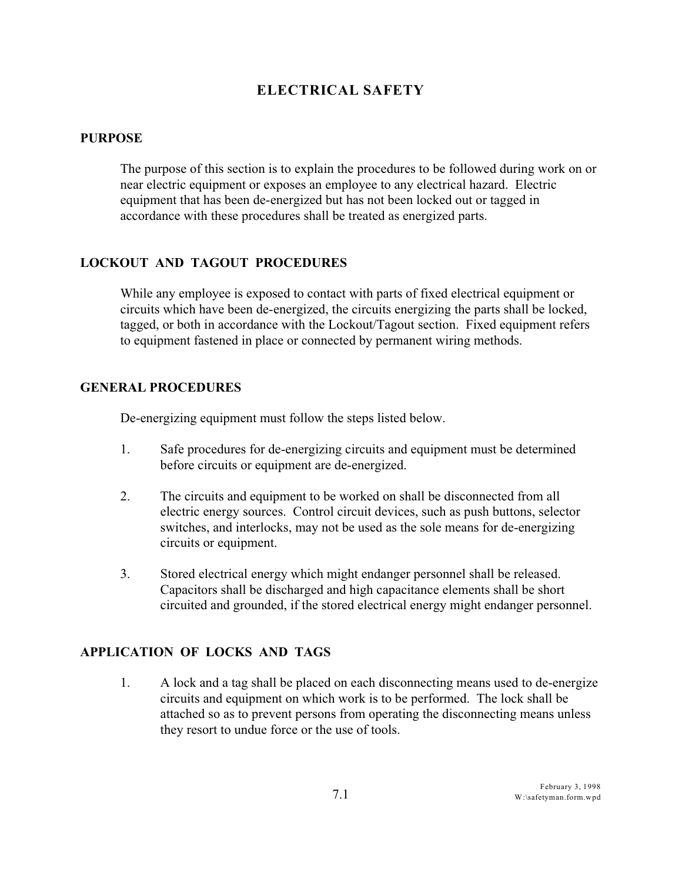# ELECTRICAL SAFETY

## PURPOSE

The purpose of this section is to explain the procedures to be followed during work on or near electric equipment or exposes an employee to any electrical hazard. Electric equipment that has been de-energized but has not been locked out or tagged in accordance with these procedures shall be treated as energized parts.

## LOCKOUT AND TAGOUT PROCEDURES

While any employee is exposed to contact with parts of fixed electrical equipment or circuits which have been de-energized, the circuits energizing the parts shall be locked, tagged, or both in accordance with the Lockout/Tagout section. Fixed equipment refers to equipment fastened in place or connected by permanent wiring methods.

## GENERAL PROCEDURES

De-energizing equipment must follow the steps listed below.

1. Safe procedures for de-energizing circuits and equipment must be determined before circuits or equipment are de-energized.

2. The circuits and equipment to be worked on shall be disconnected from all electric energy sources. Control circuit devices, such as push buttons, selector switches, and interlocks, may not be used as the sole means for de-energizing circuits or equipment.

3. Stored electrical energy which might endanger personnel shall be released. Capacitors shall be discharged and high capacitance elements shall be short circuited and grounded, if the stored electrical energy might endanger personnel.

## APPLICATION OF LOCKS AND TAGS

1. A lock and a tag shall be placed on each disconnecting means used to de-energize circuits and equipment on which work is to be performed. The lock shall be attached so as to prevent persons from operating the disconnecting means unless they resort to undue force or the use of tools.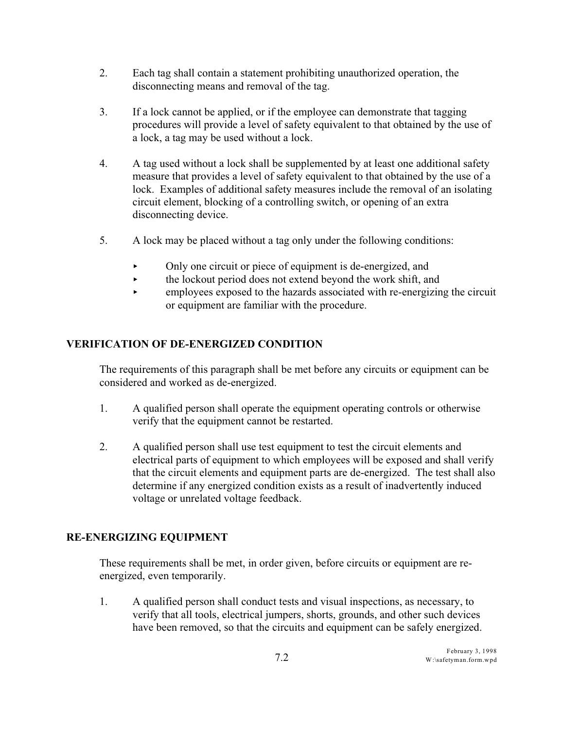2. Each tag shall contain a statement prohibiting unauthorized operation, the disconnecting means and removal of the tag.

3. If a lock cannot be applied, or if the employee can demonstrate that tagging procedures will provide a level of safety equivalent to that obtained by the use of a lock, a tag may be used without a lock.

4. A tag used without a lock shall be supplemented by at least one additional safety measure that provides a level of safety equivalent to that obtained by the use of a lock. Examples of additional safety measures include the removal of an isolating circuit element, blocking of a controlling switch, or opening of an extra disconnecting device.

5. A lock may be placed without a tag only under the following conditions:

   - Only one circuit or piece of equipment is de-energized, and
   - the lockout period does not extend beyond the work shift, and
   - employees exposed to the hazards associated with re-energizing the circuit or equipment are familiar with the procedure.

## VERIFICATION OF DE-ENERGIZED CONDITION

The requirements of this paragraph shall be met before any circuits or equipment can be considered and worked as de-energized.

1. A qualified person shall operate the equipment operating controls or otherwise verify that the equipment cannot be restarted.

2. A qualified person shall use test equipment to test the circuit elements and electrical parts of equipment to which employees will be exposed and shall verify that the circuit elements and equipment parts are de-energized. The test shall also determine if any energized condition exists as a result of inadvertently induced voltage or unrelated voltage feedback.

## RE-ENERGIZING EQUIPMENT

These requirements shall be met, in order given, before circuits or equipment are re-energized, even temporarily.

1. A qualified person shall conduct tests and visual inspections, as necessary, to verify that all tools, electrical jumpers, shorts, grounds, and other such devices have been removed, so that the circuits and equipment can be safely energized.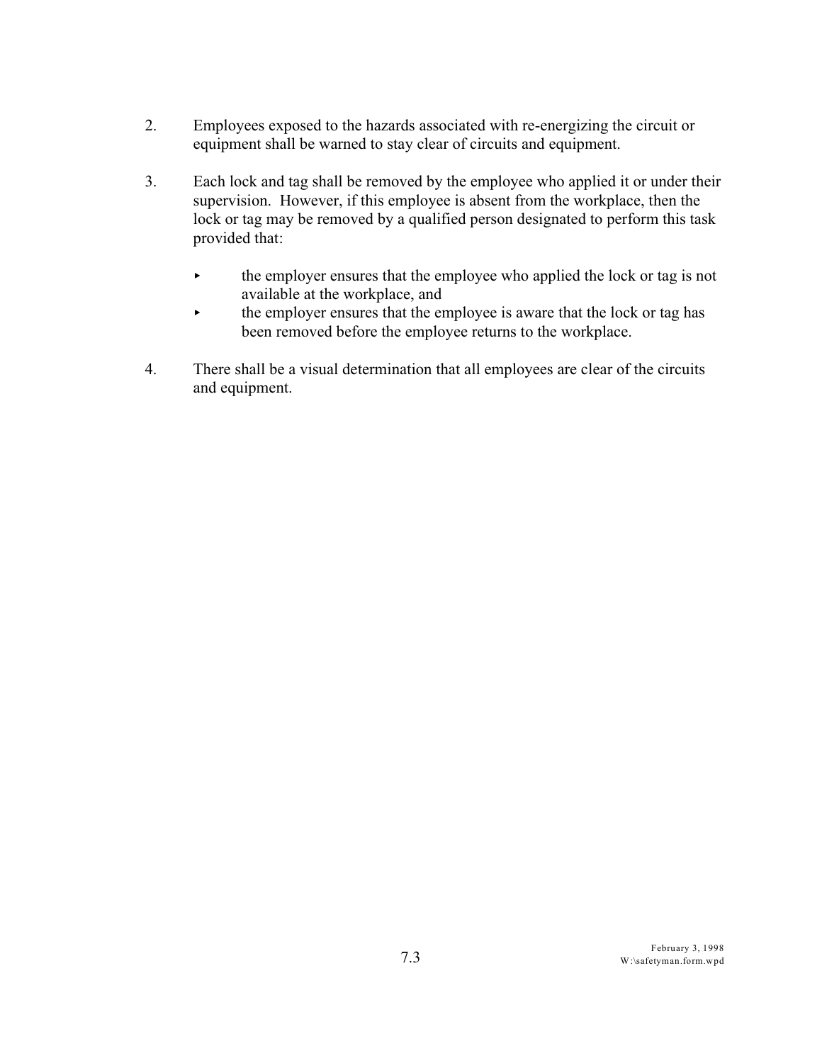2. Employees exposed to the hazards associated with re-energizing the circuit or equipment shall be warned to stay clear of circuits and equipment.

3. Each lock and tag shall be removed by the employee who applied it or under their supervision. However, if this employee is absent from the workplace, then the lock or tag may be removed by a qualified person designated to perform this task provided that:

   - the employer ensures that the employee who applied the lock or tag is not available at the workplace, and
   - the employer ensures that the employee is aware that the lock or tag has been removed before the employee returns to the workplace.

4. There shall be a visual determination that all employees are clear of the circuits and equipment.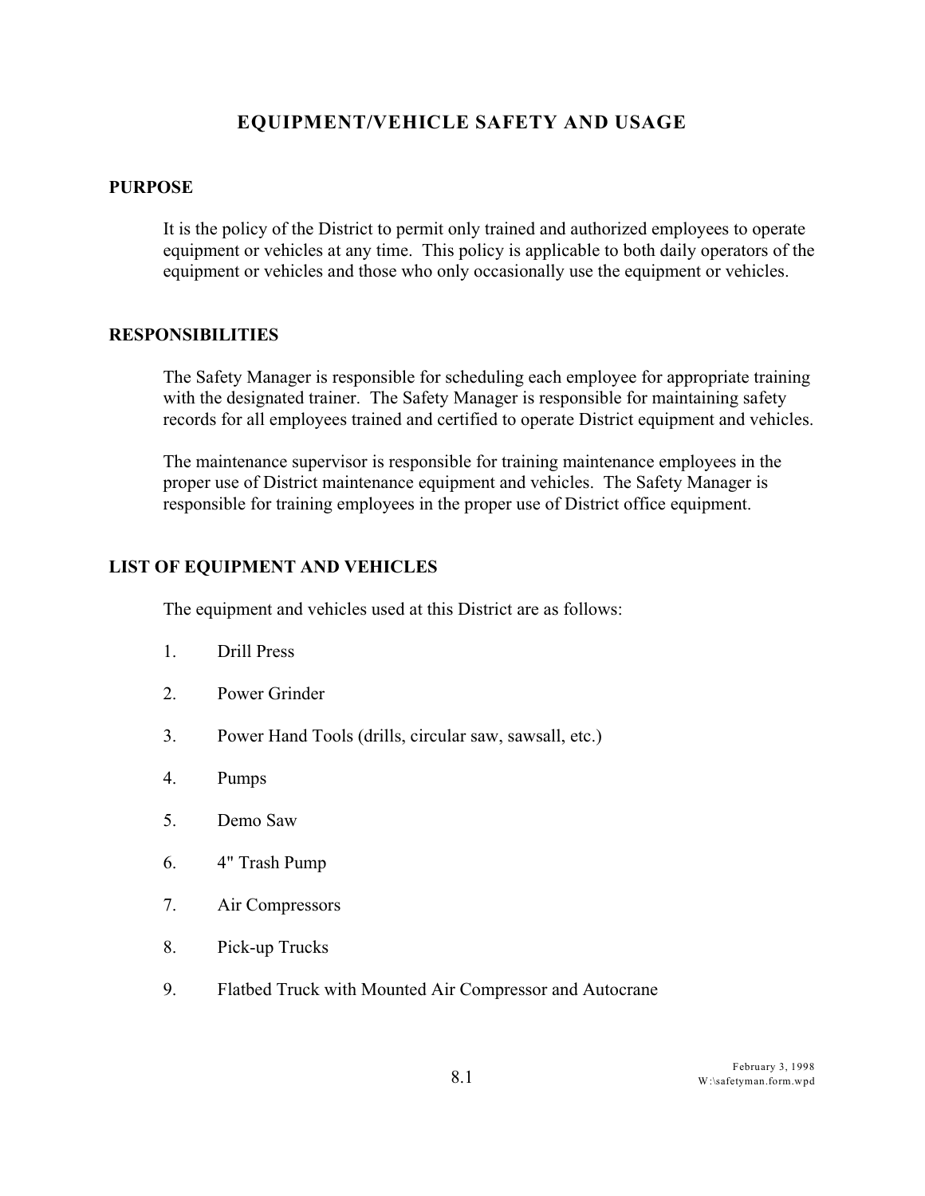# EQUIPMENT/VEHICLE SAFETY AND USAGE

## PURPOSE

It is the policy of the District to permit only trained and authorized employees to operate equipment or vehicles at any time. This policy is applicable to both daily operators of the equipment or vehicles and those who only occasionally use the equipment or vehicles.

## RESPONSIBILITIES

The Safety Manager is responsible for scheduling each employee for appropriate training with the designated trainer. The Safety Manager is responsible for maintaining safety records for all employees trained and certified to operate District equipment and vehicles.

The maintenance supervisor is responsible for training maintenance employees in the proper use of District maintenance equipment and vehicles. The Safety Manager is responsible for training employees in the proper use of District office equipment.

## LIST OF EQUIPMENT AND VEHICLES

The equipment and vehicles used at this District are as follows:

1. Drill Press
2. Power Grinder
3. Power Hand Tools (drills, circular saw, sawsall, etc.)
4. Pumps
5. Demo Saw
6. 4" Trash Pump
7. Air Compressors
8. Pick-up Trucks
9. Flatbed Truck with Mounted Air Compressor and Autocrane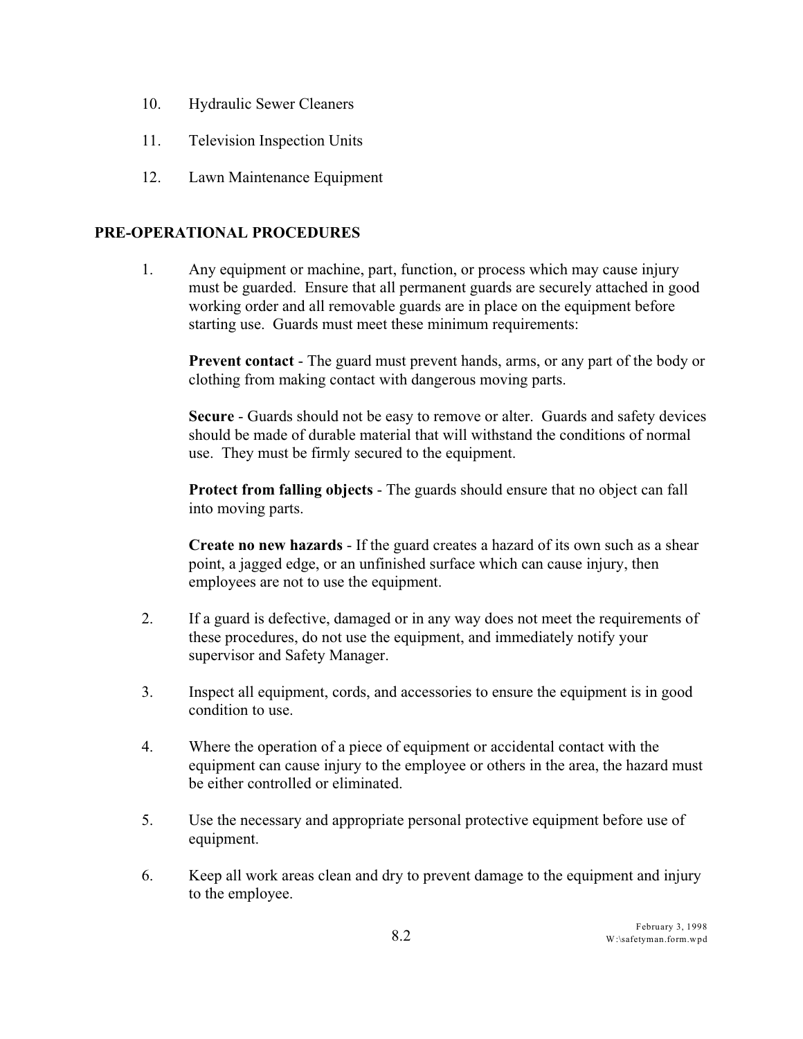10. Hydraulic Sewer Cleaners

11. Television Inspection Units

12. Lawn Maintenance Equipment

## PRE-OPERATIONAL PROCEDURES

1. Any equipment or machine, part, function, or process which may cause injury must be guarded. Ensure that all permanent guards are securely attached in good working order and all removable guards are in place on the equipment before starting use. Guards must meet these minimum requirements:

   **Prevent contact** - The guard must prevent hands, arms, or any part of the body or clothing from making contact with dangerous moving parts.

   **Secure** - Guards should not be easy to remove or alter. Guards and safety devices should be made of durable material that will withstand the conditions of normal use. They must be firmly secured to the equipment.

   **Protect from falling objects** - The guards should ensure that no object can fall into moving parts.

   **Create no new hazards** - If the guard creates a hazard of its own such as a shear point, a jagged edge, or an unfinished surface which can cause injury, then employees are not to use the equipment.

2. If a guard is defective, damaged or in any way does not meet the requirements of these procedures, do not use the equipment, and immediately notify your supervisor and Safety Manager.

3. Inspect all equipment, cords, and accessories to ensure the equipment is in good condition to use.

4. Where the operation of a piece of equipment or accidental contact with the equipment can cause injury to the employee or others in the area, the hazard must be either controlled or eliminated.

5. Use the necessary and appropriate personal protective equipment before use of equipment.

6. Keep all work areas clean and dry to prevent damage to the equipment and injury to the employee.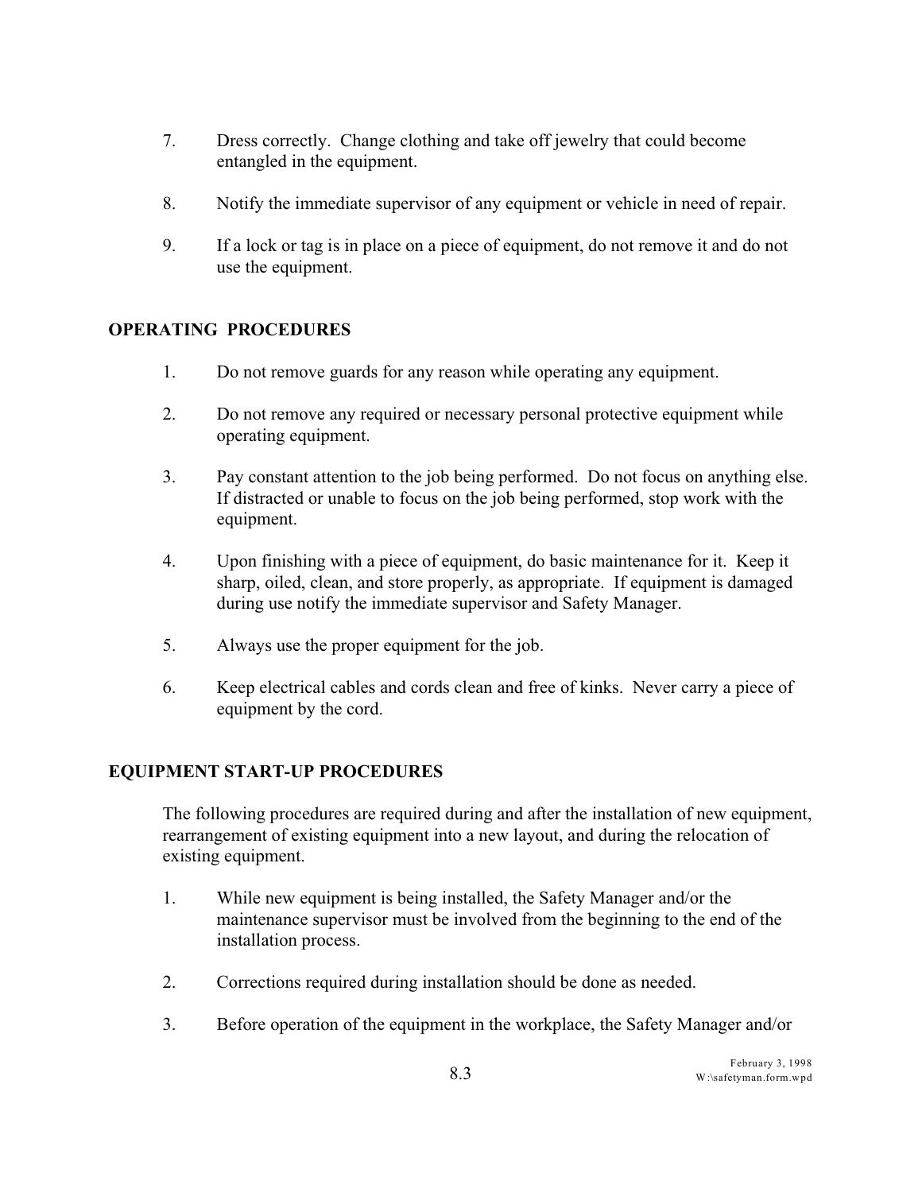7. Dress correctly. Change clothing and take off jewelry that could become entangled in the equipment.

8. Notify the immediate supervisor of any equipment or vehicle in need of repair.

9. If a lock or tag is in place on a piece of equipment, do not remove it and do not use the equipment.

## OPERATING PROCEDURES

1. Do not remove guards for any reason while operating any equipment.

2. Do not remove any required or necessary personal protective equipment while operating equipment.

3. Pay constant attention to the job being performed. Do not focus on anything else. If distracted or unable to focus on the job being performed, stop work with the equipment.

4. Upon finishing with a piece of equipment, do basic maintenance for it. Keep it sharp, oiled, clean, and store properly, as appropriate. If equipment is damaged during use notify the immediate supervisor and Safety Manager.

5. Always use the proper equipment for the job.

6. Keep electrical cables and cords clean and free of kinks. Never carry a piece of equipment by the cord.

## EQUIPMENT START-UP PROCEDURES

The following procedures are required during and after the installation of new equipment, rearrangement of existing equipment into a new layout, and during the relocation of existing equipment.

1. While new equipment is being installed, the Safety Manager and/or the maintenance supervisor must be involved from the beginning to the end of the installation process.

2. Corrections required during installation should be done as needed.

3. Before operation of the equipment in the workplace, the Safety Manager and/or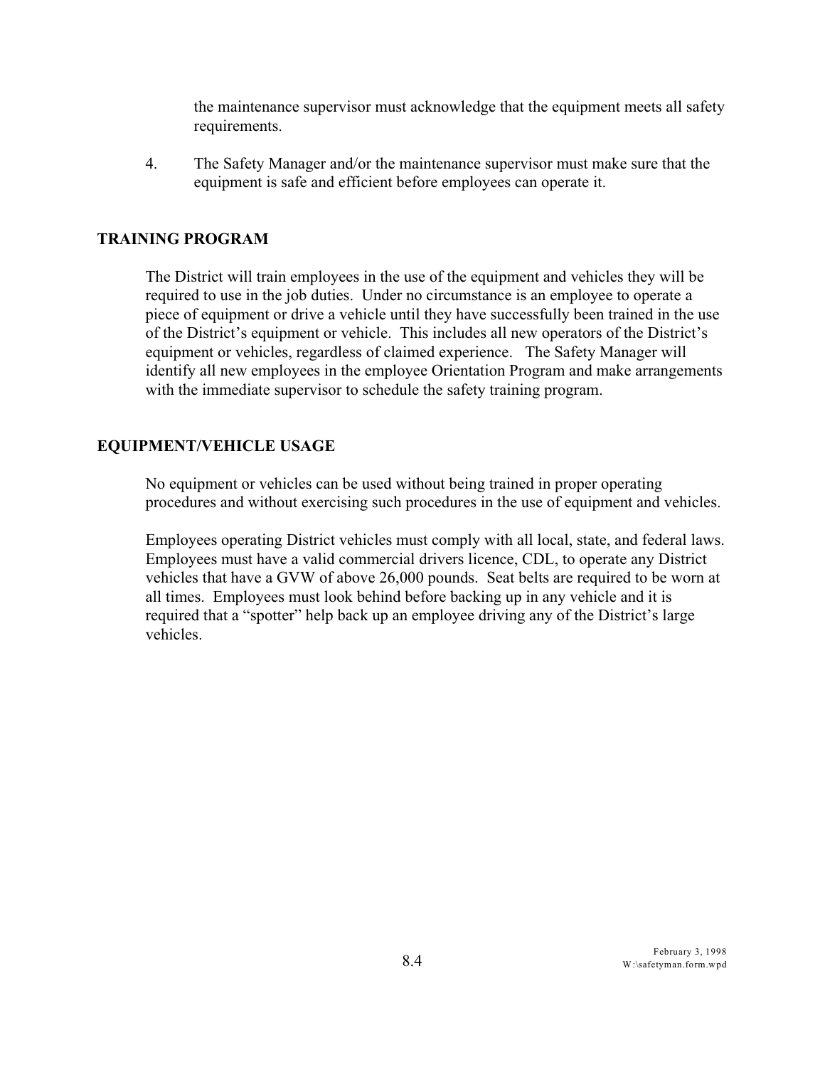the maintenance supervisor must acknowledge that the equipment meets all safety requirements.

4. The Safety Manager and/or the maintenance supervisor must make sure that the equipment is safe and efficient before employees can operate it.

## TRAINING PROGRAM

The District will train employees in the use of the equipment and vehicles they will be required to use in the job duties. Under no circumstance is an employee to operate a piece of equipment or drive a vehicle until they have successfully been trained in the use of the District's equipment or vehicle. This includes all new operators of the District's equipment or vehicles, regardless of claimed experience. The Safety Manager will identify all new employees in the employee Orientation Program and make arrangements with the immediate supervisor to schedule the safety training program.

## EQUIPMENT/VEHICLE USAGE

No equipment or vehicles can be used without being trained in proper operating procedures and without exercising such procedures in the use of equipment and vehicles.

Employees operating District vehicles must comply with all local, state, and federal laws. Employees must have a valid commercial drivers licence, CDL, to operate any District vehicles that have a GVW of above 26,000 pounds. Seat belts are required to be worn at all times. Employees must look behind before backing up in any vehicle and it is required that a "spotter" help back up an employee driving any of the District's large vehicles.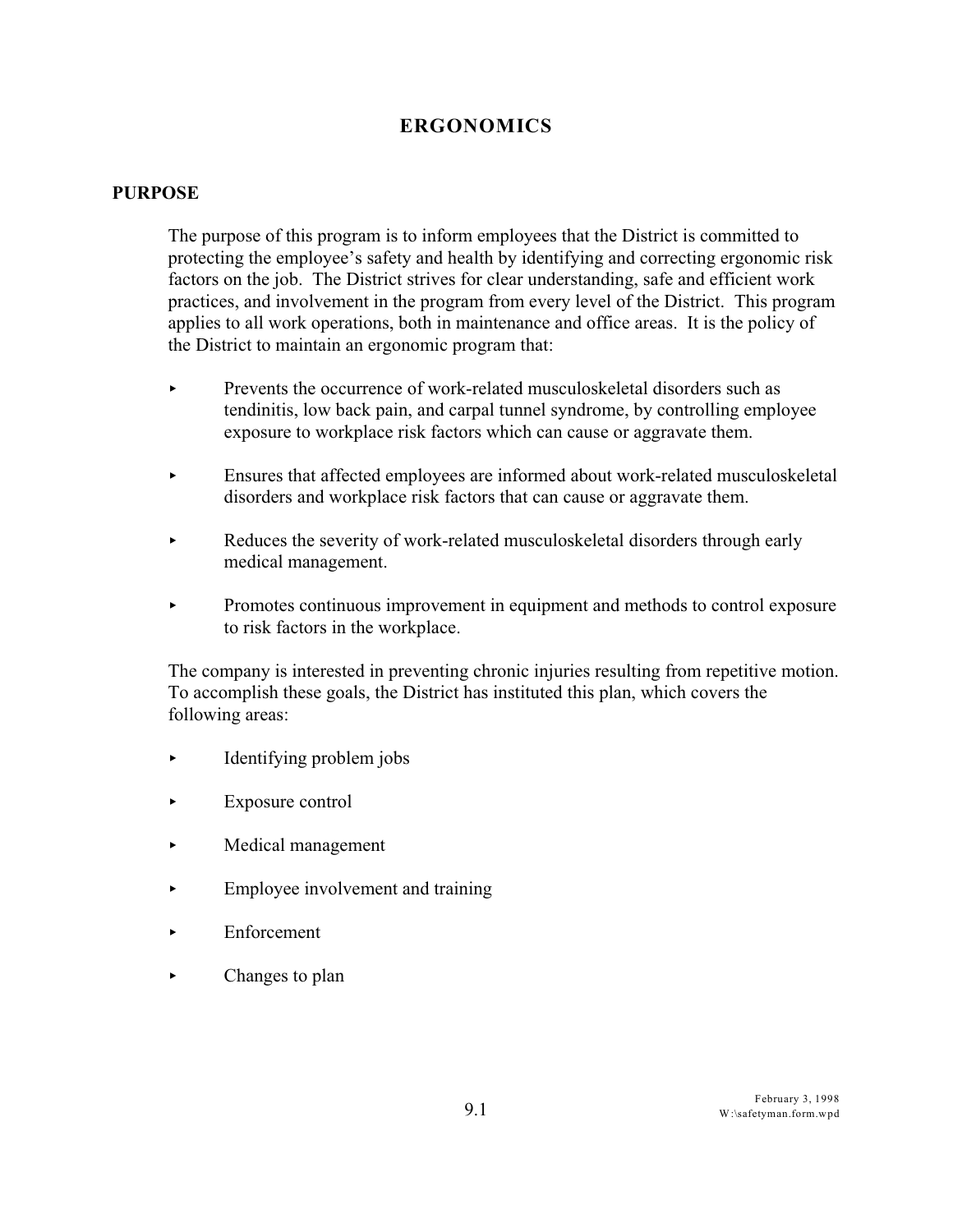# ERGONOMICS

## PURPOSE

The purpose of this program is to inform employees that the District is committed to protecting the employee's safety and health by identifying and correcting ergonomic risk factors on the job. The District strives for clear understanding, safe and efficient work practices, and involvement in the program from every level of the District. This program applies to all work operations, both in maintenance and office areas. It is the policy of the District to maintain an ergonomic program that:

- Prevents the occurrence of work-related musculoskeletal disorders such as tendinitis, low back pain, and carpal tunnel syndrome, by controlling employee exposure to workplace risk factors which can cause or aggravate them.
- Ensures that affected employees are informed about work-related musculoskeletal disorders and workplace risk factors that can cause or aggravate them.
- Reduces the severity of work-related musculoskeletal disorders through early medical management.
- Promotes continuous improvement in equipment and methods to control exposure to risk factors in the workplace.

The company is interested in preventing chronic injuries resulting from repetitive motion. To accomplish these goals, the District has instituted this plan, which covers the following areas:

- Identifying problem jobs
- Exposure control
- Medical management
- Employee involvement and training
- Enforcement
- Changes to plan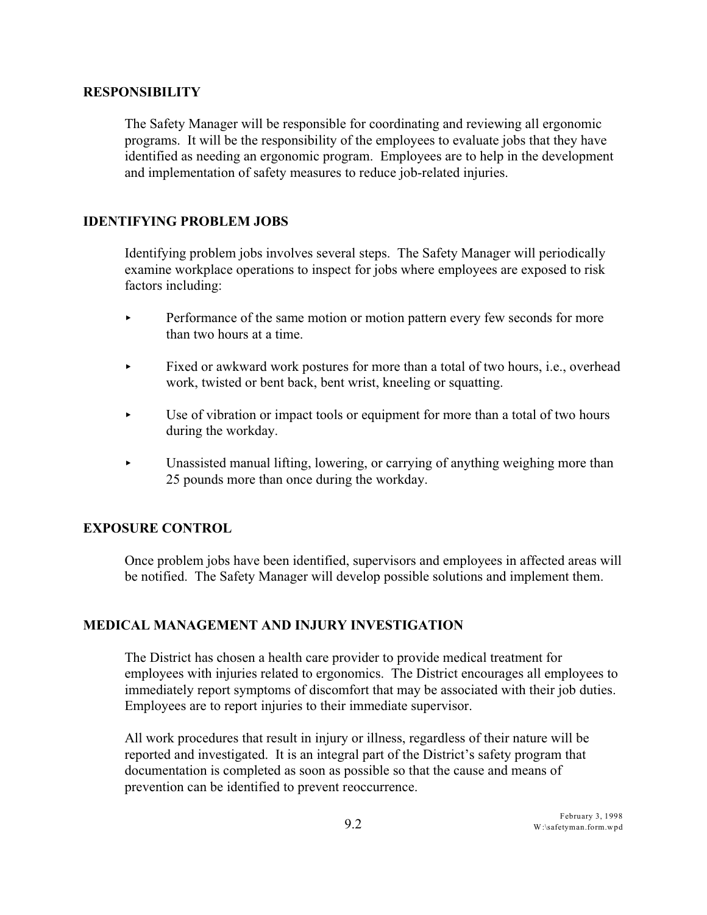## RESPONSIBILITY

The Safety Manager will be responsible for coordinating and reviewing all ergonomic programs. It will be the responsibility of the employees to evaluate jobs that they have identified as needing an ergonomic program. Employees are to help in the development and implementation of safety measures to reduce job-related injuries.

## IDENTIFYING PROBLEM JOBS

Identifying problem jobs involves several steps. The Safety Manager will periodically examine workplace operations to inspect for jobs where employees are exposed to risk factors including:

- Performance of the same motion or motion pattern every few seconds for more than two hours at a time.
- Fixed or awkward work postures for more than a total of two hours, i.e., overhead work, twisted or bent back, bent wrist, kneeling or squatting.
- Use of vibration or impact tools or equipment for more than a total of two hours during the workday.
- Unassisted manual lifting, lowering, or carrying of anything weighing more than 25 pounds more than once during the workday.

## EXPOSURE CONTROL

Once problem jobs have been identified, supervisors and employees in affected areas will be notified. The Safety Manager will develop possible solutions and implement them.

## MEDICAL MANAGEMENT AND INJURY INVESTIGATION

The District has chosen a health care provider to provide medical treatment for employees with injuries related to ergonomics. The District encourages all employees to immediately report symptoms of discomfort that may be associated with their job duties. Employees are to report injuries to their immediate supervisor.

All work procedures that result in injury or illness, regardless of their nature will be reported and investigated. It is an integral part of the District's safety program that documentation is completed as soon as possible so that the cause and means of prevention can be identified to prevent reoccurrence.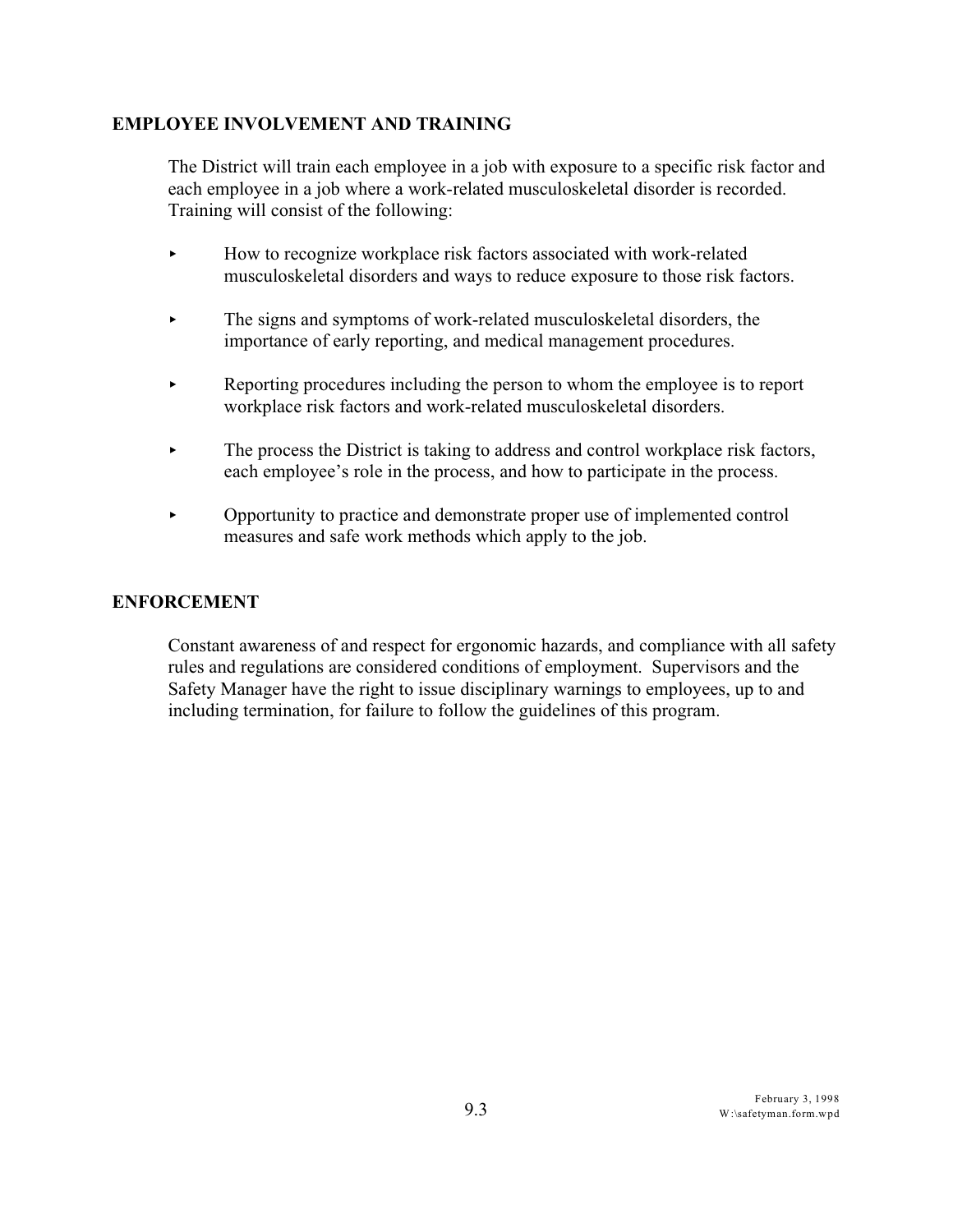## EMPLOYEE INVOLVEMENT AND TRAINING

The District will train each employee in a job with exposure to a specific risk factor and each employee in a job where a work-related musculoskeletal disorder is recorded. Training will consist of the following:

- How to recognize workplace risk factors associated with work-related musculoskeletal disorders and ways to reduce exposure to those risk factors.
- The signs and symptoms of work-related musculoskeletal disorders, the importance of early reporting, and medical management procedures.
- Reporting procedures including the person to whom the employee is to report workplace risk factors and work-related musculoskeletal disorders.
- The process the District is taking to address and control workplace risk factors, each employee's role in the process, and how to participate in the process.
- Opportunity to practice and demonstrate proper use of implemented control measures and safe work methods which apply to the job.

## ENFORCEMENT

Constant awareness of and respect for ergonomic hazards, and compliance with all safety rules and regulations are considered conditions of employment. Supervisors and the Safety Manager have the right to issue disciplinary warnings to employees, up to and including termination, for failure to follow the guidelines of this program.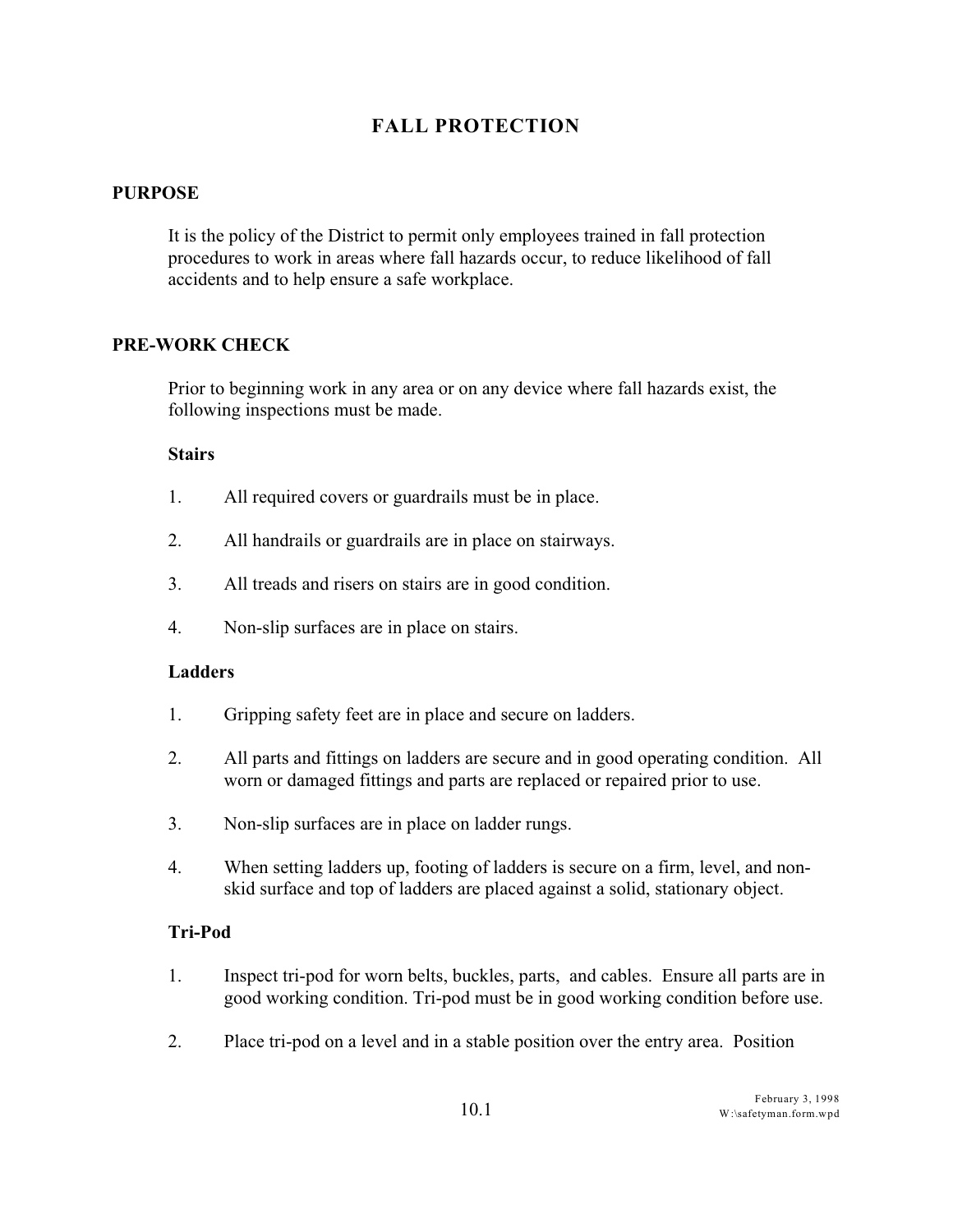# FALL PROTECTION

## PURPOSE

It is the policy of the District to permit only employees trained in fall protection procedures to work in areas where fall hazards occur, to reduce likelihood of fall accidents and to help ensure a safe workplace.

## PRE-WORK CHECK

Prior to beginning work in any area or on any device where fall hazards exist, the following inspections must be made.

### Stairs

1. All required covers or guardrails must be in place.
2. All handrails or guardrails are in place on stairways.
3. All treads and risers on stairs are in good condition.
4. Non-slip surfaces are in place on stairs.

### Ladders

1. Gripping safety feet are in place and secure on ladders.
2. All parts and fittings on ladders are secure and in good operating condition. All worn or damaged fittings and parts are replaced or repaired prior to use.
3. Non-slip surfaces are in place on ladder rungs.
4. When setting ladders up, footing of ladders is secure on a firm, level, and non-skid surface and top of ladders are placed against a solid, stationary object.

### Tri-Pod

1. Inspect tri-pod for worn belts, buckles, parts, and cables. Ensure all parts are in good working condition. Tri-pod must be in good working condition before use.
2. Place tri-pod on a level and in a stable position over the entry area. Position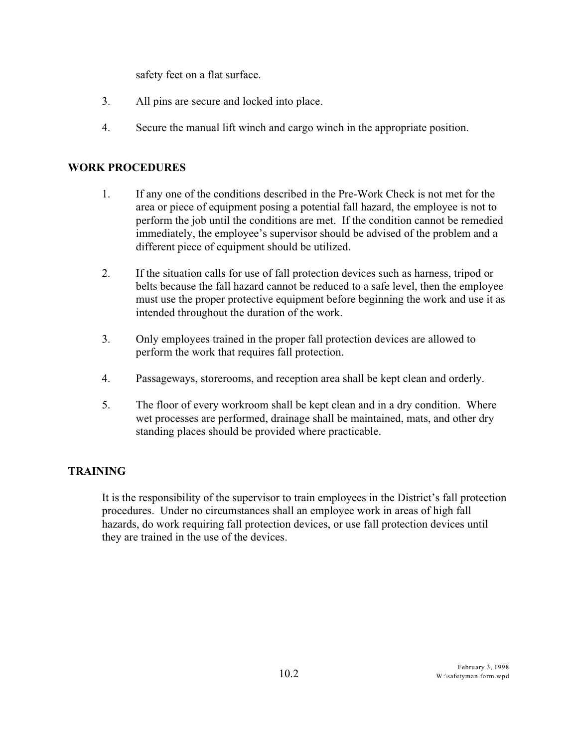safety feet on a flat surface.

3. All pins are secure and locked into place.

4. Secure the manual lift winch and cargo winch in the appropriate position.

## WORK PROCEDURES

1. If any one of the conditions described in the Pre-Work Check is not met for the area or piece of equipment posing a potential fall hazard, the employee is not to perform the job until the conditions are met. If the condition cannot be remedied immediately, the employee's supervisor should be advised of the problem and a different piece of equipment should be utilized.

2. If the situation calls for use of fall protection devices such as harness, tripod or belts because the fall hazard cannot be reduced to a safe level, then the employee must use the proper protective equipment before beginning the work and use it as intended throughout the duration of the work.

3. Only employees trained in the proper fall protection devices are allowed to perform the work that requires fall protection.

4. Passageways, storerooms, and reception area shall be kept clean and orderly.

5. The floor of every workroom shall be kept clean and in a dry condition. Where wet processes are performed, drainage shall be maintained, mats, and other dry standing places should be provided where practicable.

## TRAINING

It is the responsibility of the supervisor to train employees in the District's fall protection procedures. Under no circumstances shall an employee work in areas of high fall hazards, do work requiring fall protection devices, or use fall protection devices until they are trained in the use of the devices.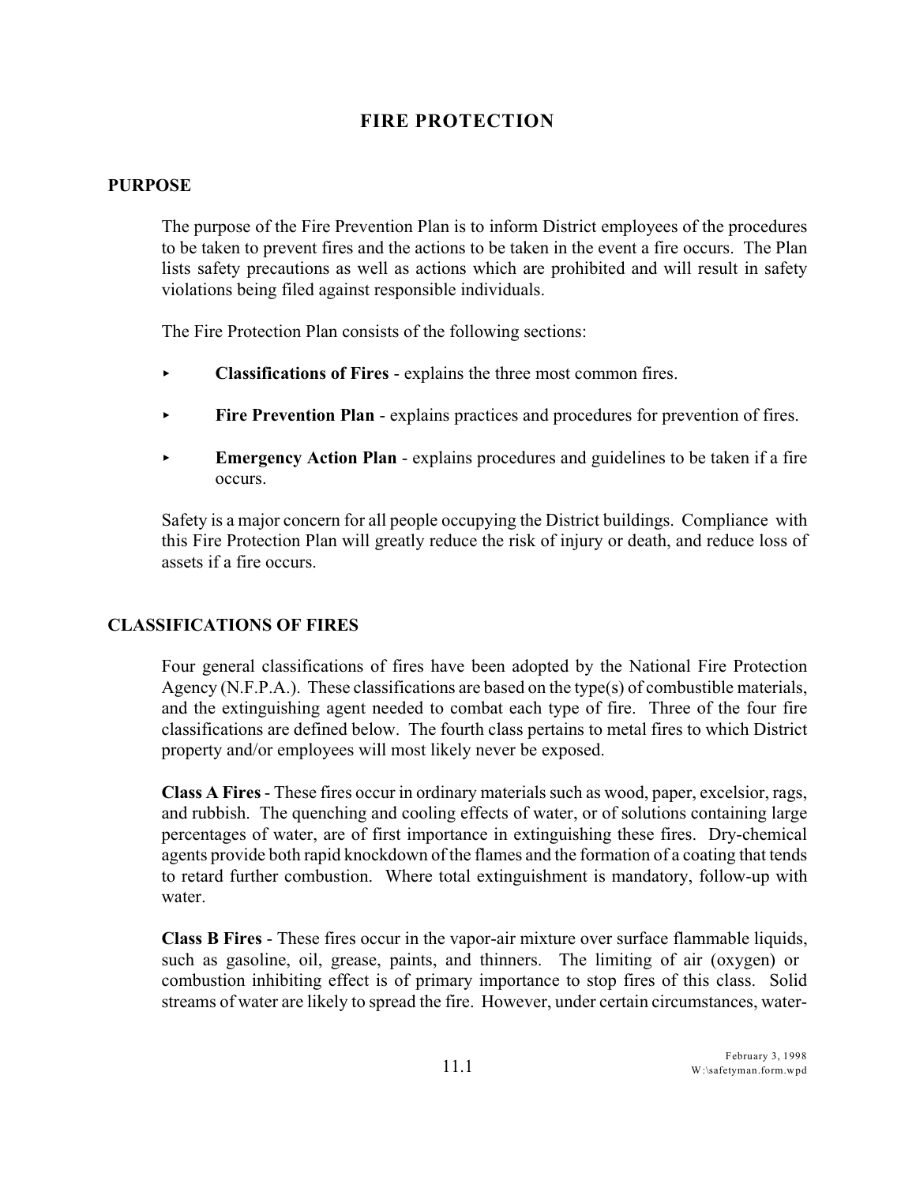# FIRE PROTECTION

## PURPOSE

The purpose of the Fire Prevention Plan is to inform District employees of the procedures to be taken to prevent fires and the actions to be taken in the event a fire occurs. The Plan lists safety precautions as well as actions which are prohibited and will result in safety violations being filed against responsible individuals.

The Fire Protection Plan consists of the following sections:

- **Classifications of Fires** - explains the three most common fires.
- **Fire Prevention Plan** - explains practices and procedures for prevention of fires.
- **Emergency Action Plan** - explains procedures and guidelines to be taken if a fire occurs.

Safety is a major concern for all people occupying the District buildings. Compliance with this Fire Protection Plan will greatly reduce the risk of injury or death, and reduce loss of assets if a fire occurs.

## CLASSIFICATIONS OF FIRES

Four general classifications of fires have been adopted by the National Fire Protection Agency (N.F.P.A.). These classifications are based on the type(s) of combustible materials, and the extinguishing agent needed to combat each type of fire. Three of the four fire classifications are defined below. The fourth class pertains to metal fires to which District property and/or employees will most likely never be exposed.

**Class A Fires** - These fires occur in ordinary materials such as wood, paper, excelsior, rags, and rubbish. The quenching and cooling effects of water, or of solutions containing large percentages of water, are of first importance in extinguishing these fires. Dry-chemical agents provide both rapid knockdown of the flames and the formation of a coating that tends to retard further combustion. Where total extinguishment is mandatory, follow-up with water.

**Class B Fires** - These fires occur in the vapor-air mixture over surface flammable liquids, such as gasoline, oil, grease, paints, and thinners. The limiting of air (oxygen) or combustion inhibiting effect is of primary importance to stop fires of this class. Solid streams of water are likely to spread the fire. However, under certain circumstances, water-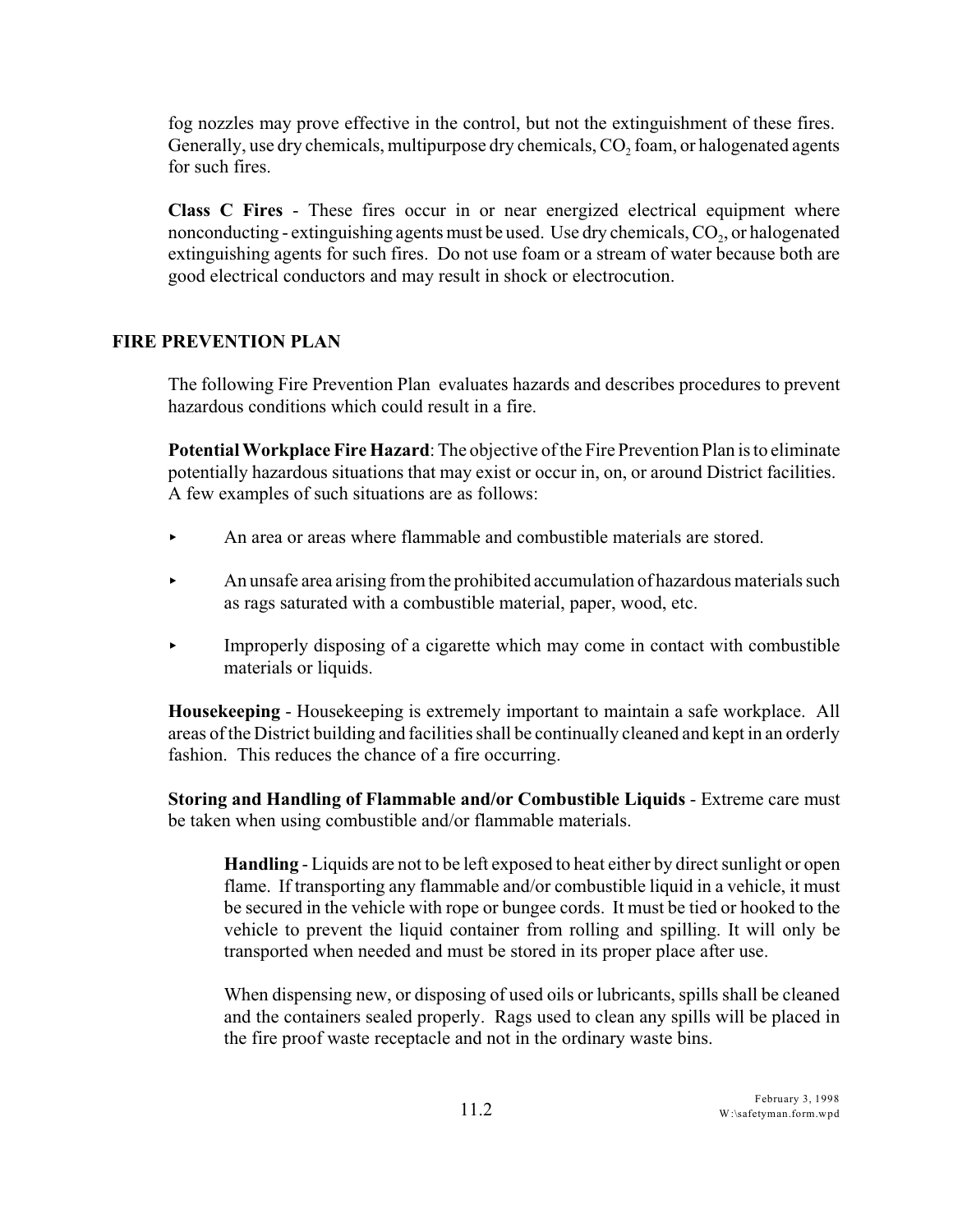fog nozzles may prove effective in the control, but not the extinguishment of these fires. Generally, use dry chemicals, multipurpose dry chemicals, $CO_2$ foam, or halogenated agents for such fires.

**Class C Fires** - These fires occur in or near energized electrical equipment where nonconducting - extinguishing agents must be used. Use dry chemicals, $CO_2$, or halogenated extinguishing agents for such fires. Do not use foam or a stream of water because both are good electrical conductors and may result in shock or electrocution.

## FIRE PREVENTION PLAN

The following Fire Prevention Plan evaluates hazards and describes procedures to prevent hazardous conditions which could result in a fire.

**Potential Workplace Fire Hazard**: The objective of the Fire Prevention Plan is to eliminate potentially hazardous situations that may exist or occur in, on, or around District facilities. A few examples of such situations are as follows:

- An area or areas where flammable and combustible materials are stored.
- An unsafe area arising from the prohibited accumulation of hazardous materials such as rags saturated with a combustible material, paper, wood, etc.
- Improperly disposing of a cigarette which may come in contact with combustible materials or liquids.

**Housekeeping** - Housekeeping is extremely important to maintain a safe workplace. All areas of the District building and facilities shall be continually cleaned and kept in an orderly fashion. This reduces the chance of a fire occurring.

**Storing and Handling of Flammable and/or Combustible Liquids** - Extreme care must be taken when using combustible and/or flammable materials.

**Handling** - Liquids are not to be left exposed to heat either by direct sunlight or open flame. If transporting any flammable and/or combustible liquid in a vehicle, it must be secured in the vehicle with rope or bungee cords. It must be tied or hooked to the vehicle to prevent the liquid container from rolling and spilling. It will only be transported when needed and must be stored in its proper place after use.

When dispensing new, or disposing of used oils or lubricants, spills shall be cleaned and the containers sealed properly. Rags used to clean any spills will be placed in the fire proof waste receptacle and not in the ordinary waste bins.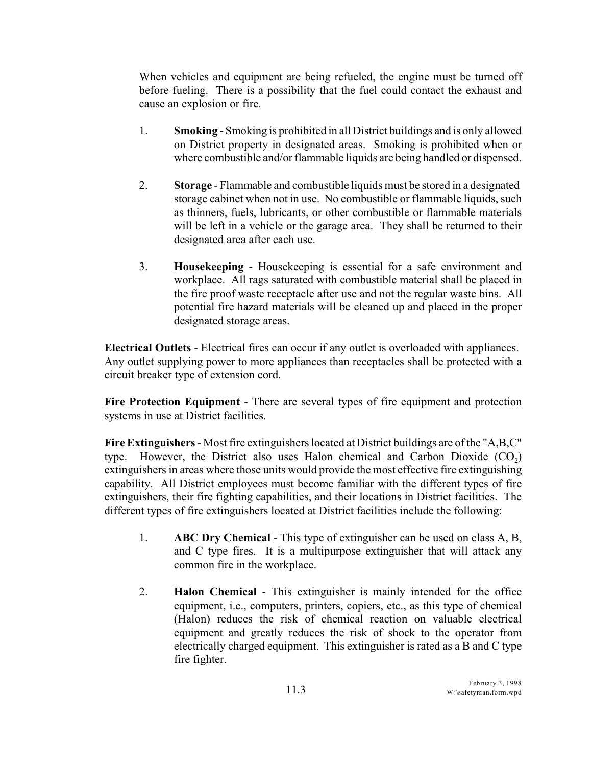When vehicles and equipment are being refueled, the engine must be turned off before fueling. There is a possibility that the fuel could contact the exhaust and cause an explosion or fire.

1. **Smoking** - Smoking is prohibited in all District buildings and is only allowed on District property in designated areas. Smoking is prohibited when or where combustible and/or flammable liquids are being handled or dispensed.

2. **Storage** - Flammable and combustible liquids must be stored in a designated storage cabinet when not in use. No combustible or flammable liquids, such as thinners, fuels, lubricants, or other combustible or flammable materials will be left in a vehicle or the garage area. They shall be returned to their designated area after each use.

3. **Housekeeping** - Housekeeping is essential for a safe environment and workplace. All rags saturated with combustible material shall be placed in the fire proof waste receptacle after use and not the regular waste bins. All potential fire hazard materials will be cleaned up and placed in the proper designated storage areas.

**Electrical Outlets** - Electrical fires can occur if any outlet is overloaded with appliances. Any outlet supplying power to more appliances than receptacles shall be protected with a circuit breaker type of extension cord.

**Fire Protection Equipment** - There are several types of fire equipment and protection systems in use at District facilities.

**Fire Extinguishers** - Most fire extinguishers located at District buildings are of the "A,B,C" type. However, the District also uses Halon chemical and Carbon Dioxide ($CO_2$) extinguishers in areas where those units would provide the most effective fire extinguishing capability. All District employees must become familiar with the different types of fire extinguishers, their fire fighting capabilities, and their locations in District facilities. The different types of fire extinguishers located at District facilities include the following:

1. **ABC Dry Chemical** - This type of extinguisher can be used on class A, B, and C type fires. It is a multipurpose extinguisher that will attack any common fire in the workplace.

2. **Halon Chemical** - This extinguisher is mainly intended for the office equipment, i.e., computers, printers, copiers, etc., as this type of chemical (Halon) reduces the risk of chemical reaction on valuable electrical equipment and greatly reduces the risk of shock to the operator from electrically charged equipment. This extinguisher is rated as a B and C type fire fighter.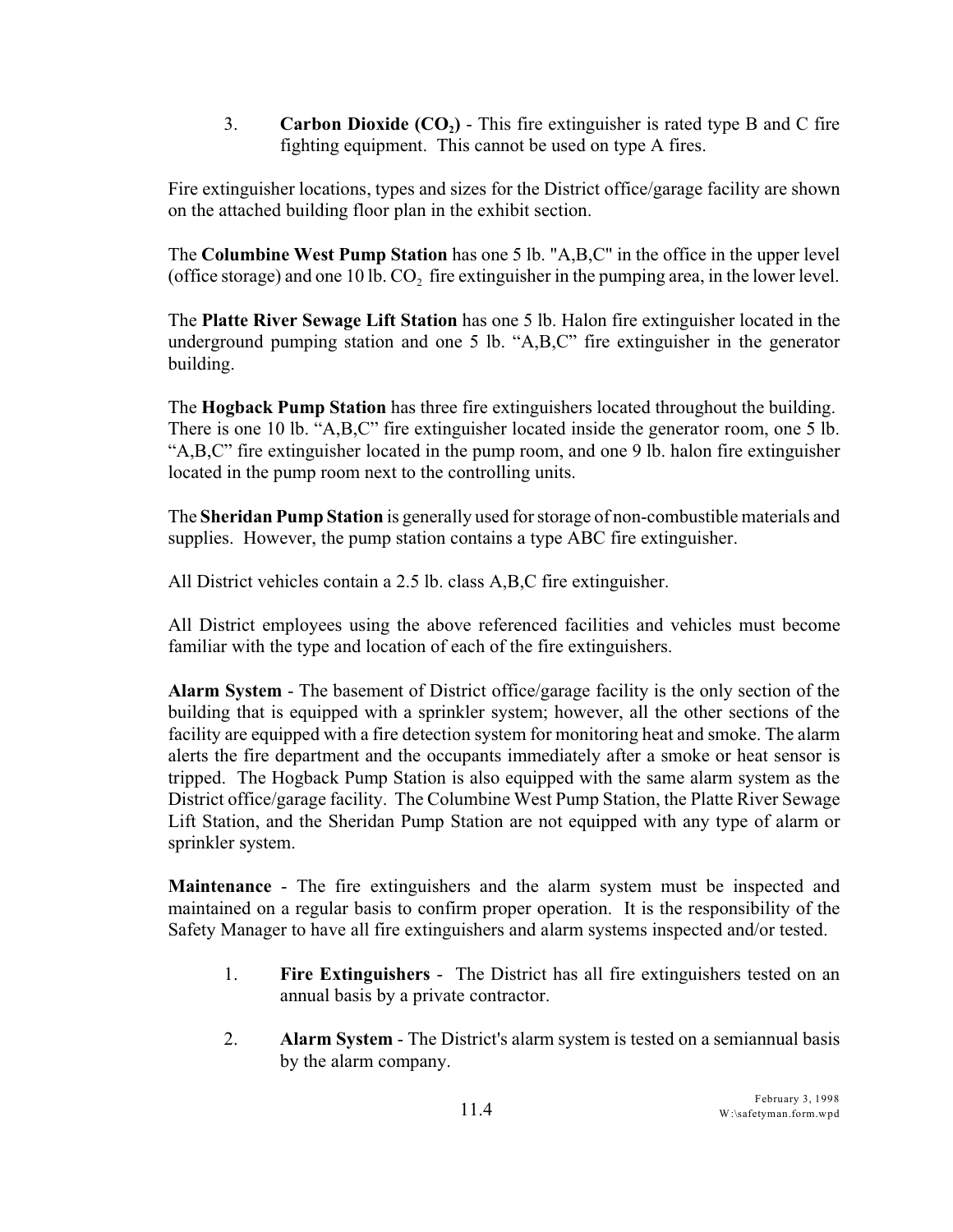3. **Carbon Dioxide ($CO_2$)** - This fire extinguisher is rated type B and C fire fighting equipment. This cannot be used on type A fires.

Fire extinguisher locations, types and sizes for the District office/garage facility are shown on the attached building floor plan in the exhibit section.

The **Columbine West Pump Station** has one 5 lb. "A,B,C" in the office in the upper level (office storage) and one 10 lb. $CO_2$ fire extinguisher in the pumping area, in the lower level.

The **Platte River Sewage Lift Station** has one 5 lb. Halon fire extinguisher located in the underground pumping station and one 5 lb. "A,B,C" fire extinguisher in the generator building.

The **Hogback Pump Station** has three fire extinguishers located throughout the building. There is one 10 lb. "A,B,C" fire extinguisher located inside the generator room, one 5 lb. "A,B,C" fire extinguisher located in the pump room, and one 9 lb. halon fire extinguisher located in the pump room next to the controlling units.

The **Sheridan Pump Station** is generally used for storage of non-combustible materials and supplies. However, the pump station contains a type ABC fire extinguisher.

All District vehicles contain a 2.5 lb. class A,B,C fire extinguisher.

All District employees using the above referenced facilities and vehicles must become familiar with the type and location of each of the fire extinguishers.

**Alarm System** - The basement of District office/garage facility is the only section of the building that is equipped with a sprinkler system; however, all the other sections of the facility are equipped with a fire detection system for monitoring heat and smoke. The alarm alerts the fire department and the occupants immediately after a smoke or heat sensor is tripped. The Hogback Pump Station is also equipped with the same alarm system as the District office/garage facility. The Columbine West Pump Station, the Platte River Sewage Lift Station, and the Sheridan Pump Station are not equipped with any type of alarm or sprinkler system.

**Maintenance** - The fire extinguishers and the alarm system must be inspected and maintained on a regular basis to confirm proper operation. It is the responsibility of the Safety Manager to have all fire extinguishers and alarm systems inspected and/or tested.

1. **Fire Extinguishers** - The District has all fire extinguishers tested on an annual basis by a private contractor.

2. **Alarm System** - The District's alarm system is tested on a semiannual basis by the alarm company.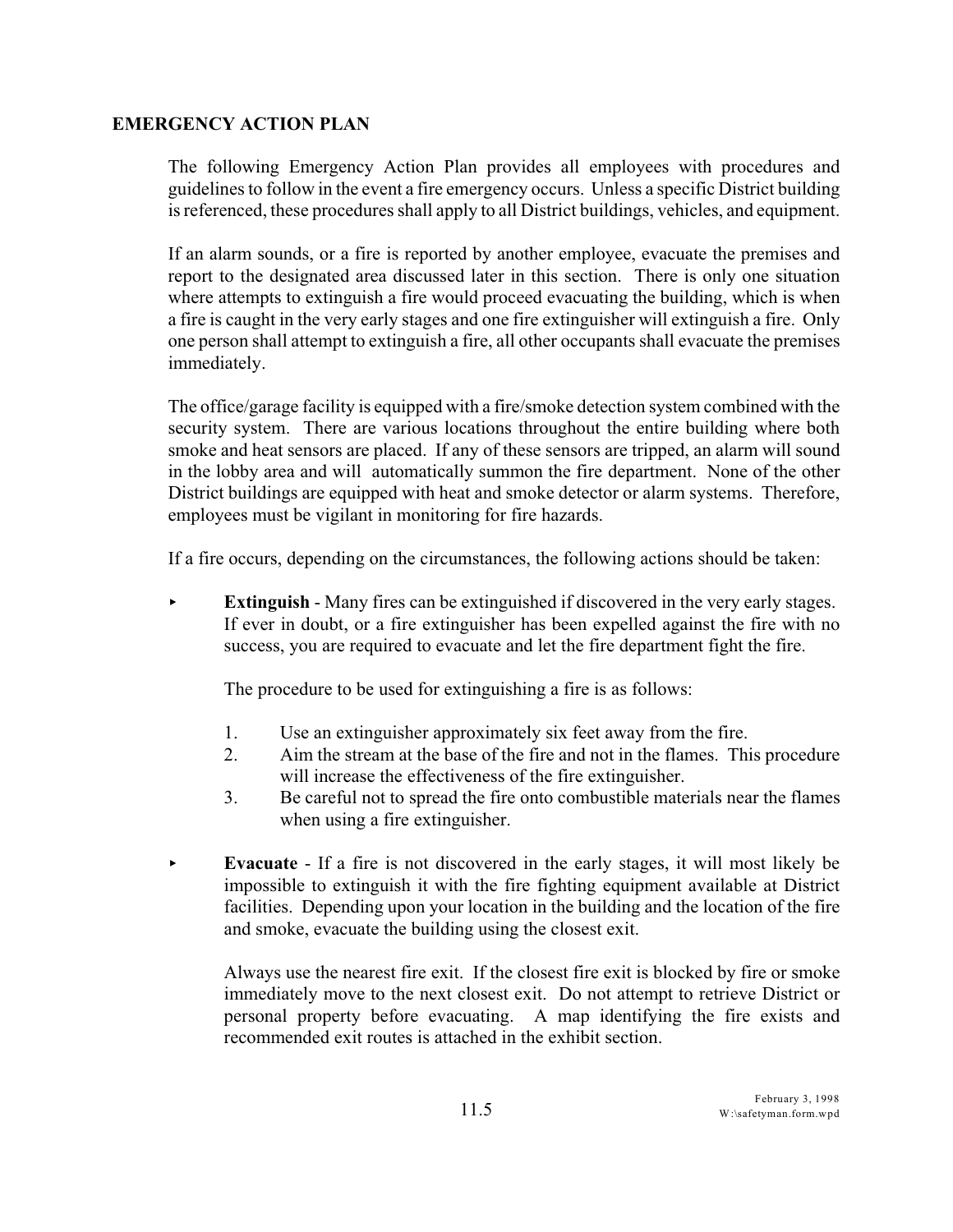## EMERGENCY ACTION PLAN

The following Emergency Action Plan provides all employees with procedures and guidelines to follow in the event a fire emergency occurs. Unless a specific District building is referenced, these procedures shall apply to all District buildings, vehicles, and equipment.

If an alarm sounds, or a fire is reported by another employee, evacuate the premises and report to the designated area discussed later in this section. There is only one situation where attempts to extinguish a fire would proceed evacuating the building, which is when a fire is caught in the very early stages and one fire extinguisher will extinguish a fire. Only one person shall attempt to extinguish a fire, all other occupants shall evacuate the premises immediately.

The office/garage facility is equipped with a fire/smoke detection system combined with the security system. There are various locations throughout the entire building where both smoke and heat sensors are placed. If any of these sensors are tripped, an alarm will sound in the lobby area and will automatically summon the fire department. None of the other District buildings are equipped with heat and smoke detector or alarm systems. Therefore, employees must be vigilant in monitoring for fire hazards.

If a fire occurs, depending on the circumstances, the following actions should be taken:

- **Extinguish** - Many fires can be extinguished if discovered in the very early stages. If ever in doubt, or a fire extinguisher has been expelled against the fire with no success, you are required to evacuate and let the fire department fight the fire.

  The procedure to be used for extinguishing a fire is as follows:

  1. Use an extinguisher approximately six feet away from the fire.
  2. Aim the stream at the base of the fire and not in the flames. This procedure will increase the effectiveness of the fire extinguisher.
  3. Be careful not to spread the fire onto combustible materials near the flames when using a fire extinguisher.

- **Evacuate** - If a fire is not discovered in the early stages, it will most likely be impossible to extinguish it with the fire fighting equipment available at District facilities. Depending upon your location in the building and the location of the fire and smoke, evacuate the building using the closest exit.

  Always use the nearest fire exit. If the closest fire exit is blocked by fire or smoke immediately move to the next closest exit. Do not attempt to retrieve District or personal property before evacuating. A map identifying the fire exists and recommended exit routes is attached in the exhibit section.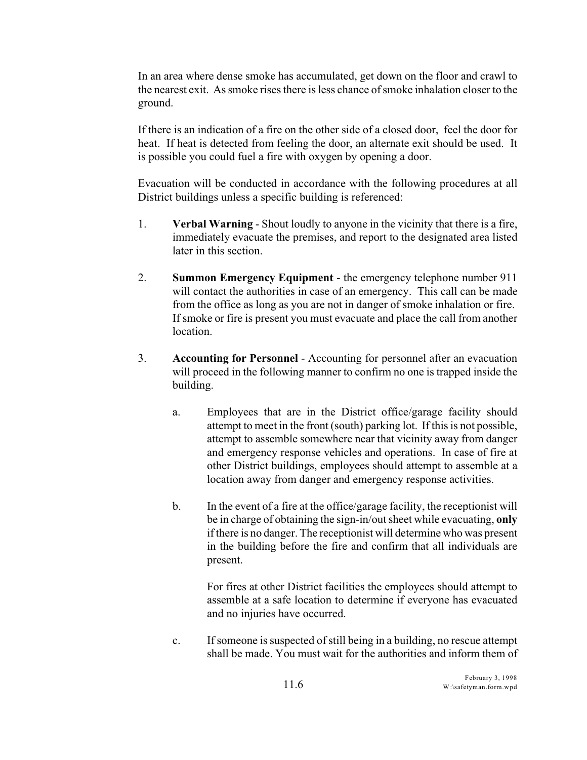In an area where dense smoke has accumulated, get down on the floor and crawl to the nearest exit. As smoke rises there is less chance of smoke inhalation closer to the ground.

If there is an indication of a fire on the other side of a closed door, feel the door for heat. If heat is detected from feeling the door, an alternate exit should be used. It is possible you could fuel a fire with oxygen by opening a door.

Evacuation will be conducted in accordance with the following procedures at all District buildings unless a specific building is referenced:

1. **Verbal Warning** - Shout loudly to anyone in the vicinity that there is a fire, immediately evacuate the premises, and report to the designated area listed later in this section.

2. **Summon Emergency Equipment** - the emergency telephone number 911 will contact the authorities in case of an emergency. This call can be made from the office as long as you are not in danger of smoke inhalation or fire. If smoke or fire is present you must evacuate and place the call from another location.

3. **Accounting for Personnel** - Accounting for personnel after an evacuation will proceed in the following manner to confirm no one is trapped inside the building.

   a. Employees that are in the District office/garage facility should attempt to meet in the front (south) parking lot. If this is not possible, attempt to assemble somewhere near that vicinity away from danger and emergency response vehicles and operations. In case of fire at other District buildings, employees should attempt to assemble at a location away from danger and emergency response activities.

   b. In the event of a fire at the office/garage facility, the receptionist will be in charge of obtaining the sign-in/out sheet while evacuating, **only** if there is no danger. The receptionist will determine who was present in the building before the fire and confirm that all individuals are present.

      For fires at other District facilities the employees should attempt to assemble at a safe location to determine if everyone has evacuated and no injuries have occurred.

   c. If someone is suspected of still being in a building, no rescue attempt shall be made. You must wait for the authorities and inform them of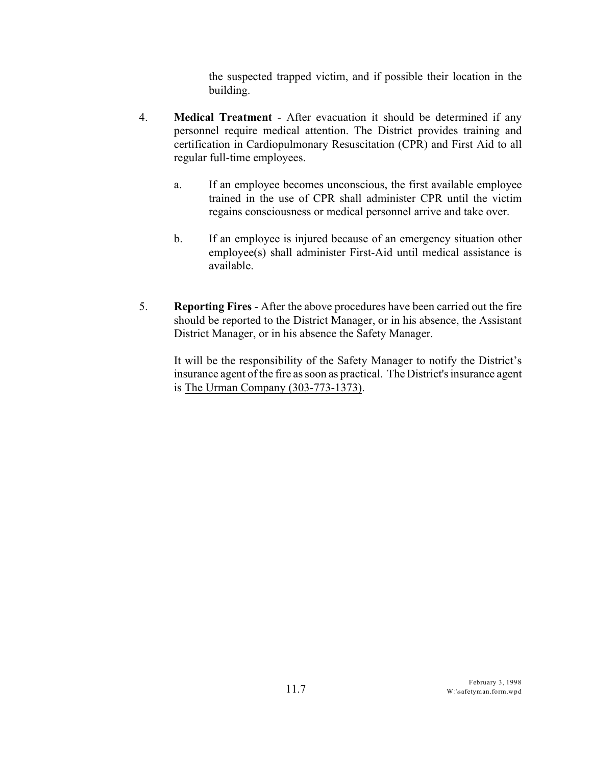the suspected trapped victim, and if possible their location in the building.

4. **Medical Treatment** - After evacuation it should be determined if any personnel require medical attention. The District provides training and certification in Cardiopulmonary Resuscitation (CPR) and First Aid to all regular full-time employees.

   a. If an employee becomes unconscious, the first available employee trained in the use of CPR shall administer CPR until the victim regains consciousness or medical personnel arrive and take over.

   b. If an employee is injured because of an emergency situation other employee(s) shall administer First-Aid until medical assistance is available.

5. **Reporting Fires** - After the above procedures have been carried out the fire should be reported to the District Manager, or in his absence, the Assistant District Manager, or in his absence the Safety Manager.

   It will be the responsibility of the Safety Manager to notify the District's insurance agent of the fire as soon as practical. The District's insurance agent is <u>The Urman Company (303-773-1373)</u>.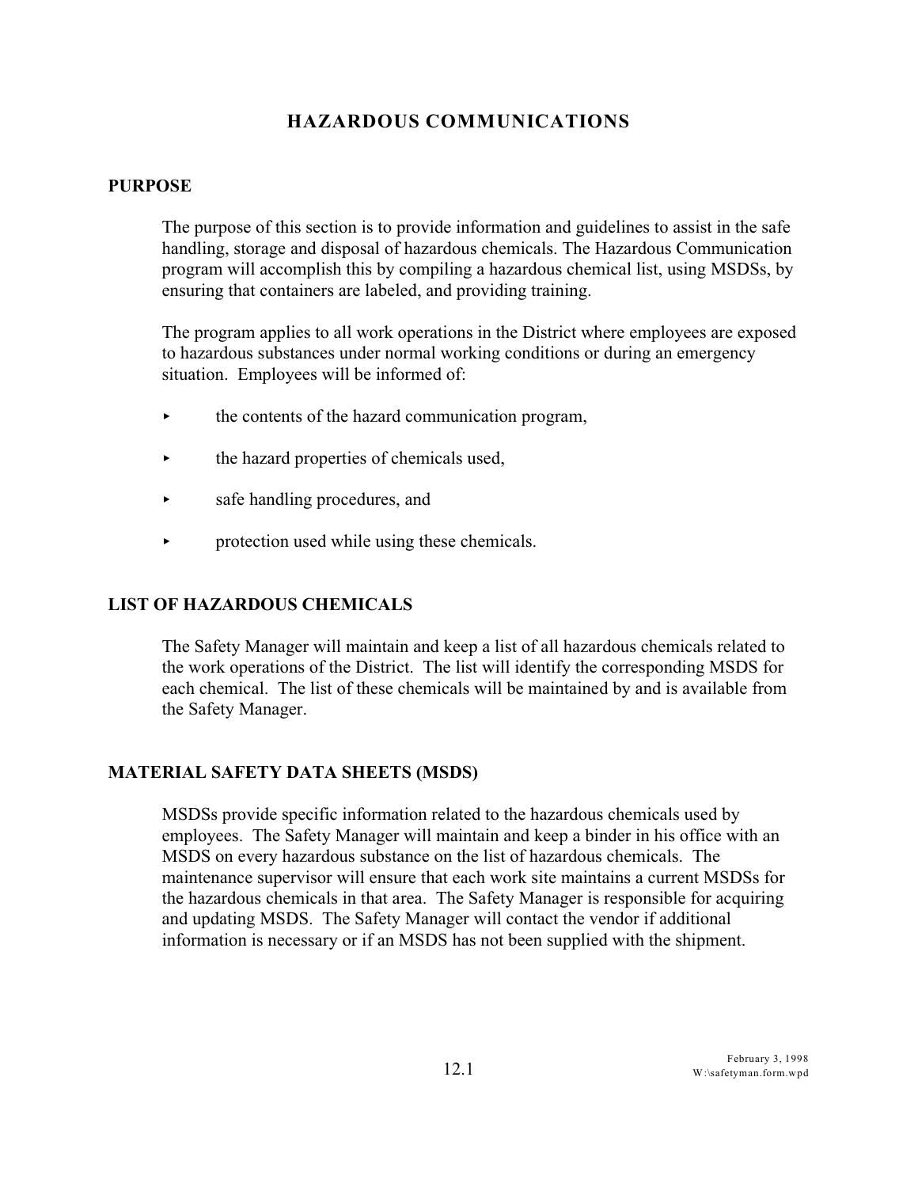# HAZARDOUS COMMUNICATIONS

## PURPOSE

The purpose of this section is to provide information and guidelines to assist in the safe handling, storage and disposal of hazardous chemicals. The Hazardous Communication program will accomplish this by compiling a hazardous chemical list, using MSDSs, by ensuring that containers are labeled, and providing training.

The program applies to all work operations in the District where employees are exposed to hazardous substances under normal working conditions or during an emergency situation. Employees will be informed of:

- the contents of the hazard communication program,
- the hazard properties of chemicals used,
- safe handling procedures, and
- protection used while using these chemicals.

## LIST OF HAZARDOUS CHEMICALS

The Safety Manager will maintain and keep a list of all hazardous chemicals related to the work operations of the District. The list will identify the corresponding MSDS for each chemical. The list of these chemicals will be maintained by and is available from the Safety Manager.

## MATERIAL SAFETY DATA SHEETS (MSDS)

MSDSs provide specific information related to the hazardous chemicals used by employees. The Safety Manager will maintain and keep a binder in his office with an MSDS on every hazardous substance on the list of hazardous chemicals. The maintenance supervisor will ensure that each work site maintains a current MSDSs for the hazardous chemicals in that area. The Safety Manager is responsible for acquiring and updating MSDS. The Safety Manager will contact the vendor if additional information is necessary or if an MSDS has not been supplied with the shipment.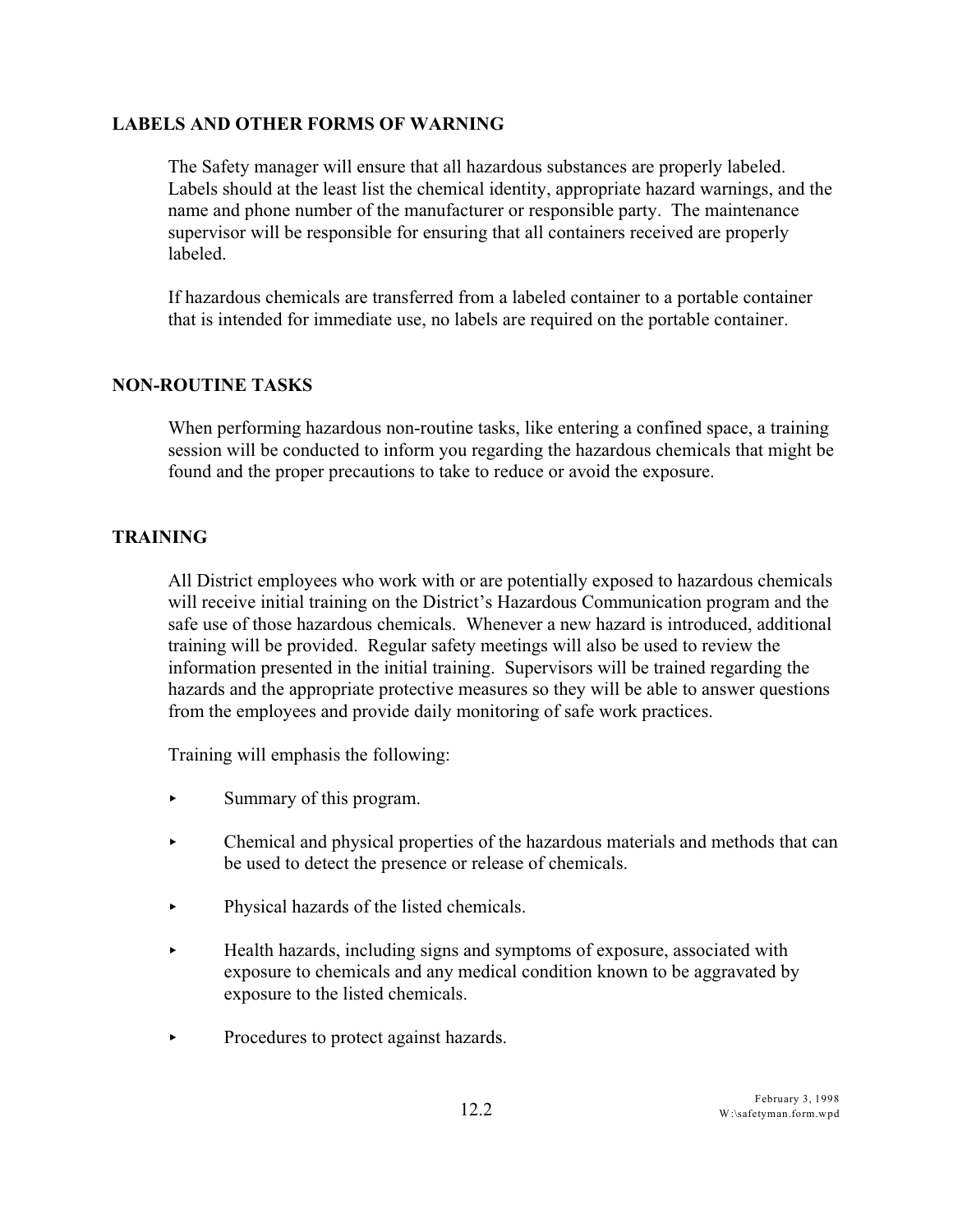## LABELS AND OTHER FORMS OF WARNING

The Safety manager will ensure that all hazardous substances are properly labeled. Labels should at the least list the chemical identity, appropriate hazard warnings, and the name and phone number of the manufacturer or responsible party. The maintenance supervisor will be responsible for ensuring that all containers received are properly labeled.

If hazardous chemicals are transferred from a labeled container to a portable container that is intended for immediate use, no labels are required on the portable container.

## NON-ROUTINE TASKS

When performing hazardous non-routine tasks, like entering a confined space, a training session will be conducted to inform you regarding the hazardous chemicals that might be found and the proper precautions to take to reduce or avoid the exposure.

## TRAINING

All District employees who work with or are potentially exposed to hazardous chemicals will receive initial training on the District's Hazardous Communication program and the safe use of those hazardous chemicals. Whenever a new hazard is introduced, additional training will be provided. Regular safety meetings will also be used to review the information presented in the initial training. Supervisors will be trained regarding the hazards and the appropriate protective measures so they will be able to answer questions from the employees and provide daily monitoring of safe work practices.

Training will emphasis the following:

- Summary of this program.
- Chemical and physical properties of the hazardous materials and methods that can be used to detect the presence or release of chemicals.
- Physical hazards of the listed chemicals.
- Health hazards, including signs and symptoms of exposure, associated with exposure to chemicals and any medical condition known to be aggravated by exposure to the listed chemicals.
- Procedures to protect against hazards.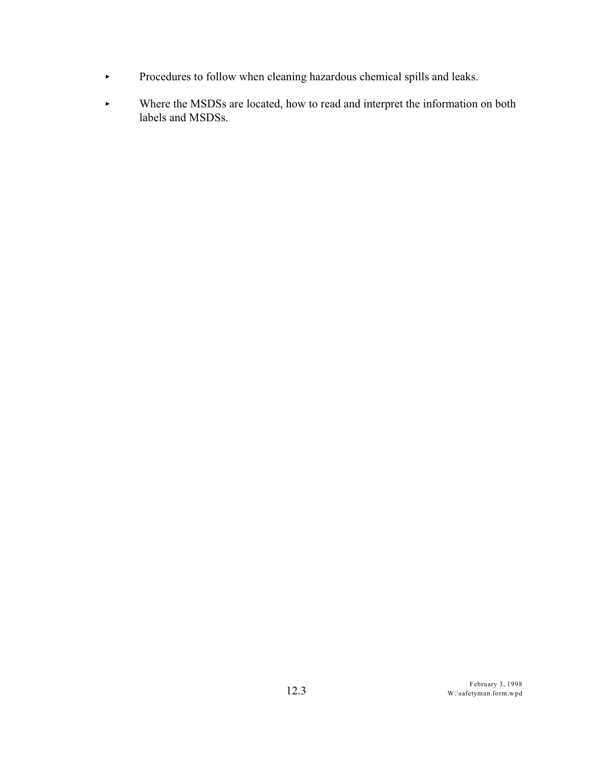- Procedures to follow when cleaning hazardous chemical spills and leaks.
- Where the MSDSs are located, how to read and interpret the information on both labels and MSDSs.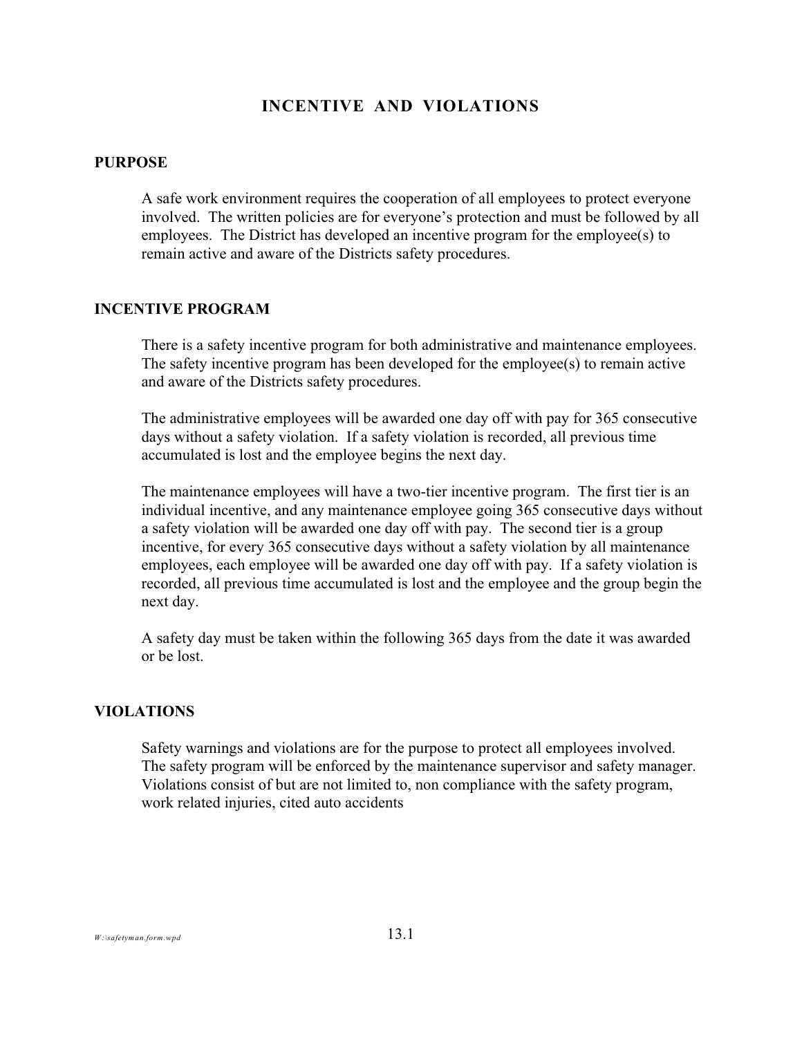# INCENTIVE AND VIOLATIONS

## PURPOSE

A safe work environment requires the cooperation of all employees to protect everyone involved. The written policies are for everyone's protection and must be followed by all employees. The District has developed an incentive program for the employee(s) to remain active and aware of the Districts safety procedures.

## INCENTIVE PROGRAM

There is a safety incentive program for both administrative and maintenance employees. The safety incentive program has been developed for the employee(s) to remain active and aware of the Districts safety procedures.

The administrative employees will be awarded one day off with pay for 365 consecutive days without a safety violation. If a safety violation is recorded, all previous time accumulated is lost and the employee begins the next day.

The maintenance employees will have a two-tier incentive program. The first tier is an individual incentive, and any maintenance employee going 365 consecutive days without a safety violation will be awarded one day off with pay. The second tier is a group incentive, for every 365 consecutive days without a safety violation by all maintenance employees, each employee will be awarded one day off with pay. If a safety violation is recorded, all previous time accumulated is lost and the employee and the group begin the next day.

A safety day must be taken within the following 365 days from the date it was awarded or be lost.

## VIOLATIONS

Safety warnings and violations are for the purpose to protect all employees involved. The safety program will be enforced by the maintenance supervisor and safety manager. Violations consist of but are not limited to, non compliance with the safety program, work related injuries, cited auto accidents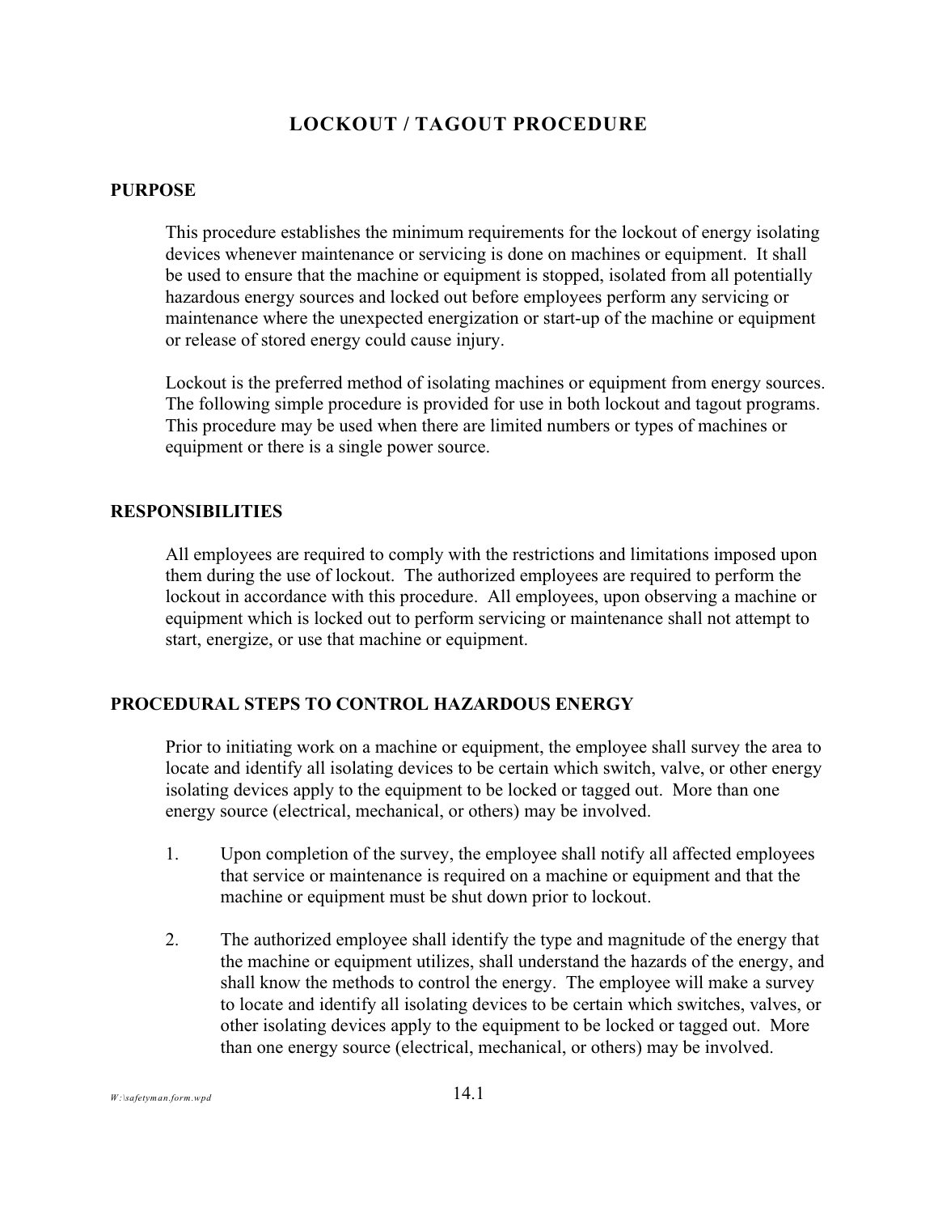# LOCKOUT / TAGOUT PROCEDURE

## PURPOSE

This procedure establishes the minimum requirements for the lockout of energy isolating devices whenever maintenance or servicing is done on machines or equipment. It shall be used to ensure that the machine or equipment is stopped, isolated from all potentially hazardous energy sources and locked out before employees perform any servicing or maintenance where the unexpected energization or start-up of the machine or equipment or release of stored energy could cause injury.

Lockout is the preferred method of isolating machines or equipment from energy sources. The following simple procedure is provided for use in both lockout and tagout programs. This procedure may be used when there are limited numbers or types of machines or equipment or there is a single power source.

## RESPONSIBILITIES

All employees are required to comply with the restrictions and limitations imposed upon them during the use of lockout. The authorized employees are required to perform the lockout in accordance with this procedure. All employees, upon observing a machine or equipment which is locked out to perform servicing or maintenance shall not attempt to start, energize, or use that machine or equipment.

## PROCEDURAL STEPS TO CONTROL HAZARDOUS ENERGY

Prior to initiating work on a machine or equipment, the employee shall survey the area to locate and identify all isolating devices to be certain which switch, valve, or other energy isolating devices apply to the equipment to be locked or tagged out. More than one energy source (electrical, mechanical, or others) may be involved.

1. Upon completion of the survey, the employee shall notify all affected employees that service or maintenance is required on a machine or equipment and that the machine or equipment must be shut down prior to lockout.

2. The authorized employee shall identify the type and magnitude of the energy that the machine or equipment utilizes, shall understand the hazards of the energy, and shall know the methods to control the energy. The employee will make a survey to locate and identify all isolating devices to be certain which switches, valves, or other isolating devices apply to the equipment to be locked or tagged out. More than one energy source (electrical, mechanical, or others) may be involved.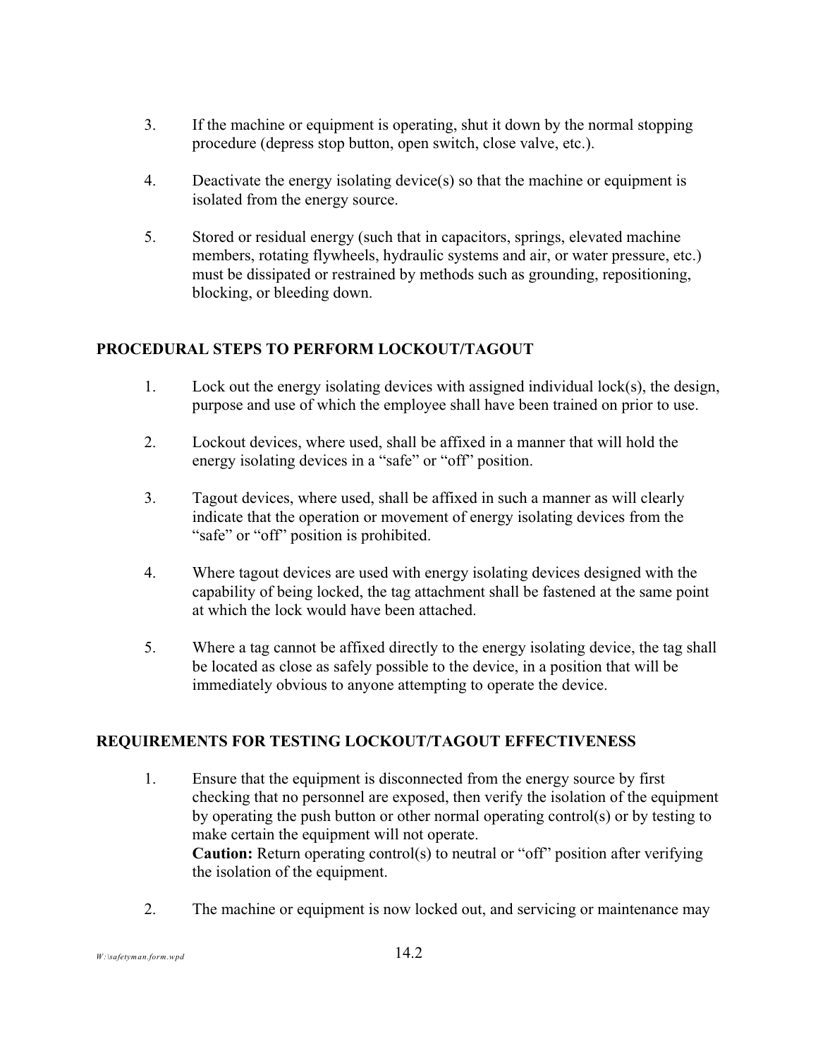3. If the machine or equipment is operating, shut it down by the normal stopping procedure (depress stop button, open switch, close valve, etc.).

4. Deactivate the energy isolating device(s) so that the machine or equipment is isolated from the energy source.

5. Stored or residual energy (such that in capacitors, springs, elevated machine members, rotating flywheels, hydraulic systems and air, or water pressure, etc.) must be dissipated or restrained by methods such as grounding, repositioning, blocking, or bleeding down.

## PROCEDURAL STEPS TO PERFORM LOCKOUT/TAGOUT

1. Lock out the energy isolating devices with assigned individual lock(s), the design, purpose and use of which the employee shall have been trained on prior to use.

2. Lockout devices, where used, shall be affixed in a manner that will hold the energy isolating devices in a "safe" or "off" position.

3. Tagout devices, where used, shall be affixed in such a manner as will clearly indicate that the operation or movement of energy isolating devices from the "safe" or "off" position is prohibited.

4. Where tagout devices are used with energy isolating devices designed with the capability of being locked, the tag attachment shall be fastened at the same point at which the lock would have been attached.

5. Where a tag cannot be affixed directly to the energy isolating device, the tag shall be located as close as safely possible to the device, in a position that will be immediately obvious to anyone attempting to operate the device.

## REQUIREMENTS FOR TESTING LOCKOUT/TAGOUT EFFECTIVENESS

1. Ensure that the equipment is disconnected from the energy source by first checking that no personnel are exposed, then verify the isolation of the equipment by operating the push button or other normal operating control(s) or by testing to make certain the equipment will not operate.
   **Caution:** Return operating control(s) to neutral or "off" position after verifying the isolation of the equipment.

2. The machine or equipment is now locked out, and servicing or maintenance may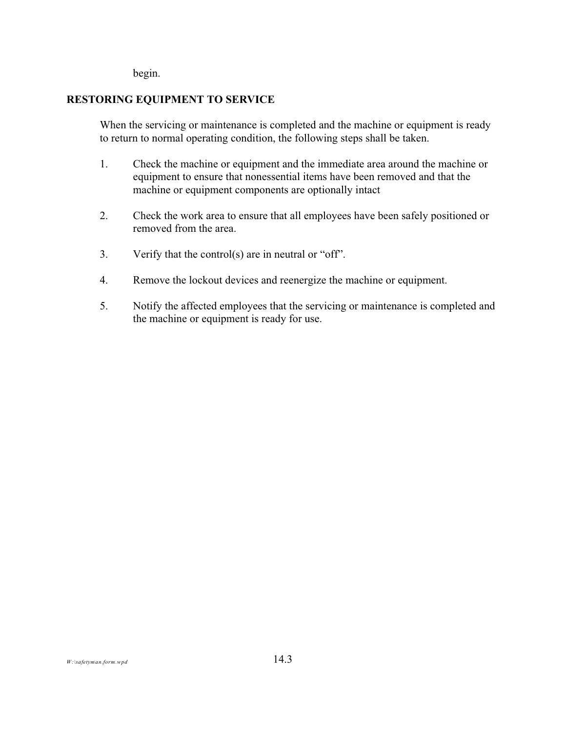begin.

## RESTORING EQUIPMENT TO SERVICE

When the servicing or maintenance is completed and the machine or equipment is ready to return to normal operating condition, the following steps shall be taken.

1. Check the machine or equipment and the immediate area around the machine or equipment to ensure that nonessential items have been removed and that the machine or equipment components are optionally intact

2. Check the work area to ensure that all employees have been safely positioned or removed from the area.

3. Verify that the control(s) are in neutral or “off”.

4. Remove the lockout devices and reenergize the machine or equipment.

5. Notify the affected employees that the servicing or maintenance is completed and the machine or equipment is ready for use.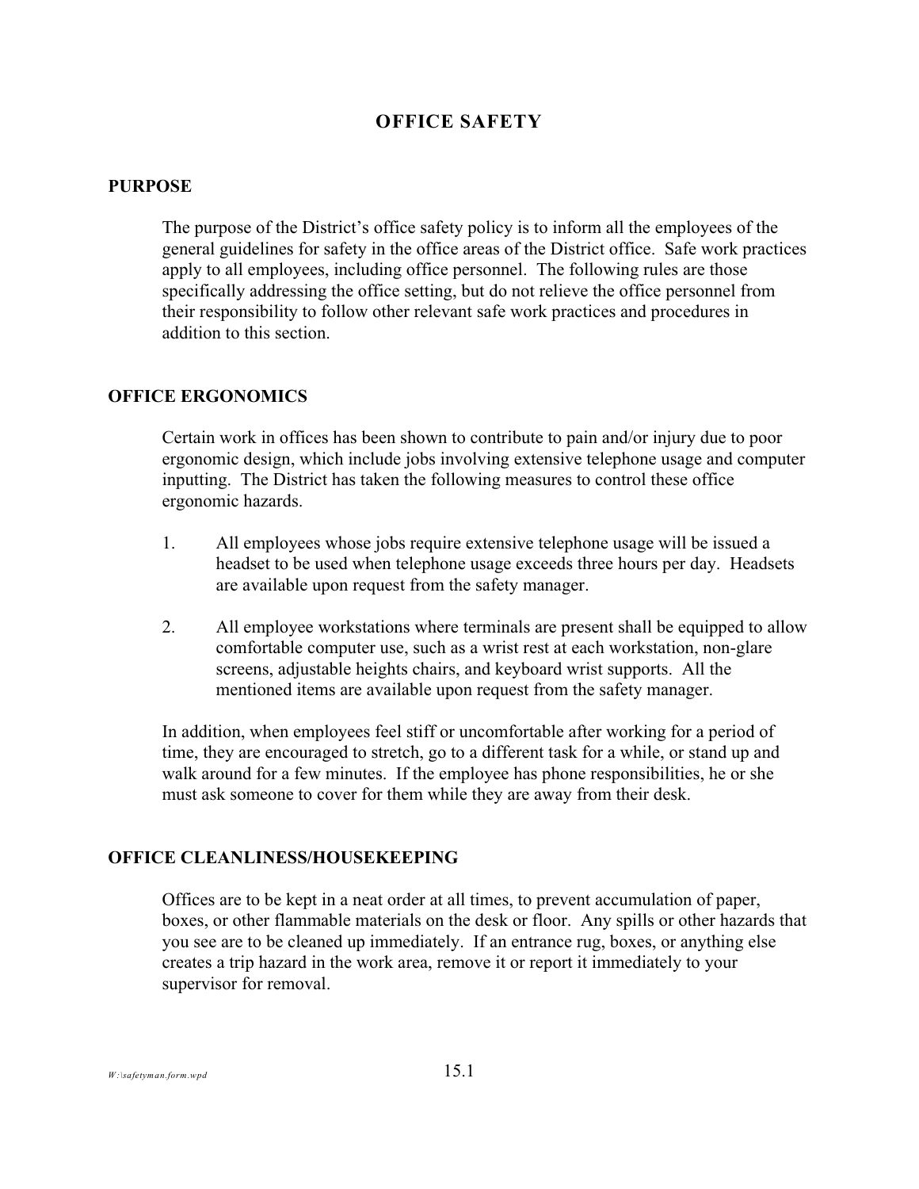# OFFICE SAFETY

## PURPOSE

The purpose of the District's office safety policy is to inform all the employees of the general guidelines for safety in the office areas of the District office. Safe work practices apply to all employees, including office personnel. The following rules are those specifically addressing the office setting, but do not relieve the office personnel from their responsibility to follow other relevant safe work practices and procedures in addition to this section.

## OFFICE ERGONOMICS

Certain work in offices has been shown to contribute to pain and/or injury due to poor ergonomic design, which include jobs involving extensive telephone usage and computer inputting. The District has taken the following measures to control these office ergonomic hazards.

1. All employees whose jobs require extensive telephone usage will be issued a headset to be used when telephone usage exceeds three hours per day. Headsets are available upon request from the safety manager.

2. All employee workstations where terminals are present shall be equipped to allow comfortable computer use, such as a wrist rest at each workstation, non-glare screens, adjustable heights chairs, and keyboard wrist supports. All the mentioned items are available upon request from the safety manager.

In addition, when employees feel stiff or uncomfortable after working for a period of time, they are encouraged to stretch, go to a different task for a while, or stand up and walk around for a few minutes. If the employee has phone responsibilities, he or she must ask someone to cover for them while they are away from their desk.

## OFFICE CLEANLINESS/HOUSEKEEPING

Offices are to be kept in a neat order at all times, to prevent accumulation of paper, boxes, or other flammable materials on the desk or floor. Any spills or other hazards that you see are to be cleaned up immediately. If an entrance rug, boxes, or anything else creates a trip hazard in the work area, remove it or report it immediately to your supervisor for removal.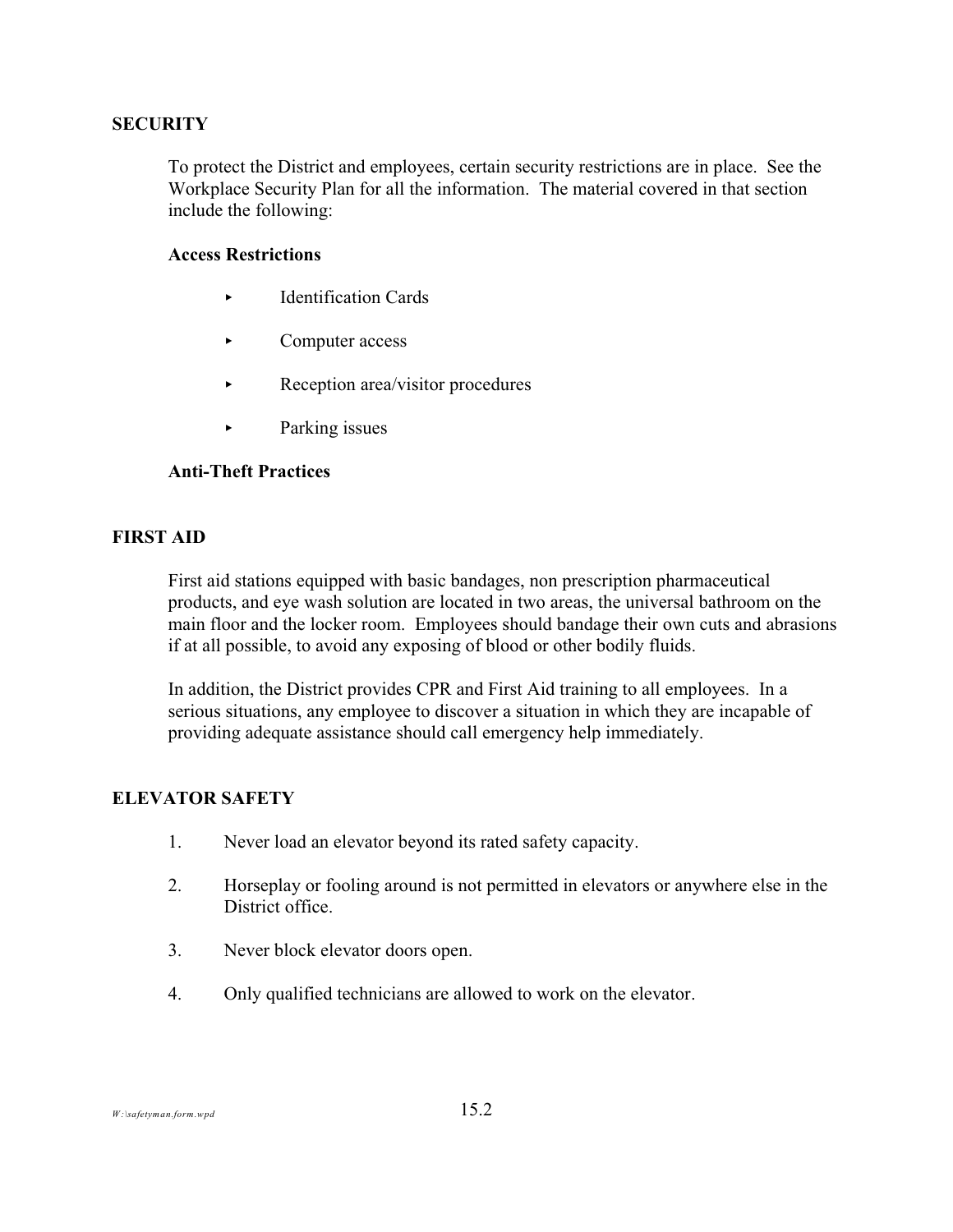## SECURITY

To protect the District and employees, certain security restrictions are in place. See the Workplace Security Plan for all the information. The material covered in that section include the following:

**Access Restrictions**

- Identification Cards
- Computer access
- Reception area/visitor procedures
- Parking issues

**Anti-Theft Practices**

## FIRST AID

First aid stations equipped with basic bandages, non prescription pharmaceutical products, and eye wash solution are located in two areas, the universal bathroom on the main floor and the locker room. Employees should bandage their own cuts and abrasions if at all possible, to avoid any exposing of blood or other bodily fluids.

In addition, the District provides CPR and First Aid training to all employees. In a serious situations, any employee to discover a situation in which they are incapable of providing adequate assistance should call emergency help immediately.

## ELEVATOR SAFETY

1. Never load an elevator beyond its rated safety capacity.
2. Horseplay or fooling around is not permitted in elevators or anywhere else in the District office.
3. Never block elevator doors open.
4. Only qualified technicians are allowed to work on the elevator.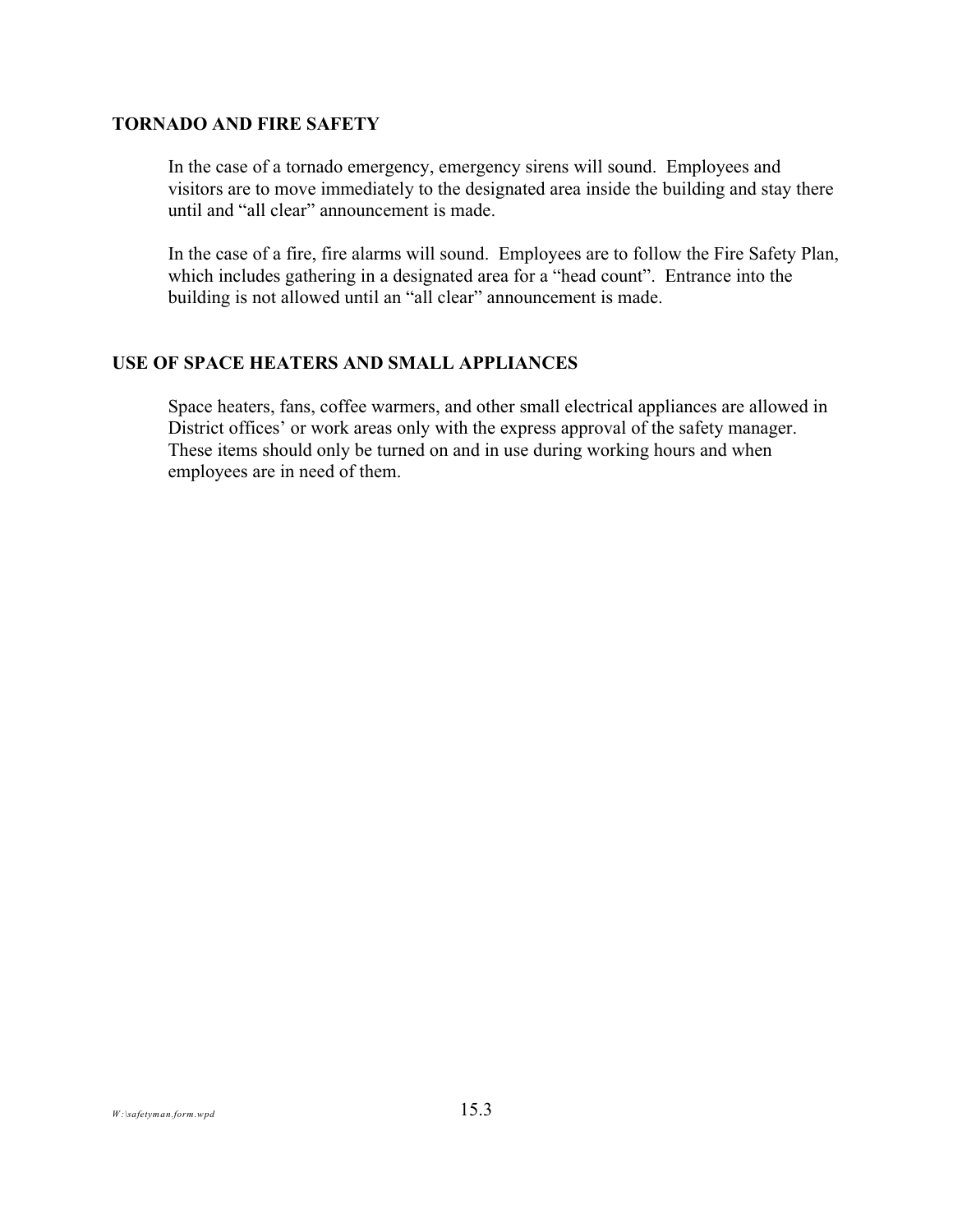## TORNADO AND FIRE SAFETY

In the case of a tornado emergency, emergency sirens will sound. Employees and visitors are to move immediately to the designated area inside the building and stay there until and "all clear" announcement is made.

In the case of a fire, fire alarms will sound. Employees are to follow the Fire Safety Plan, which includes gathering in a designated area for a "head count". Entrance into the building is not allowed until an "all clear" announcement is made.

## USE OF SPACE HEATERS AND SMALL APPLIANCES

Space heaters, fans, coffee warmers, and other small electrical appliances are allowed in District offices' or work areas only with the express approval of the safety manager. These items should only be turned on and in use during working hours and when employees are in need of them.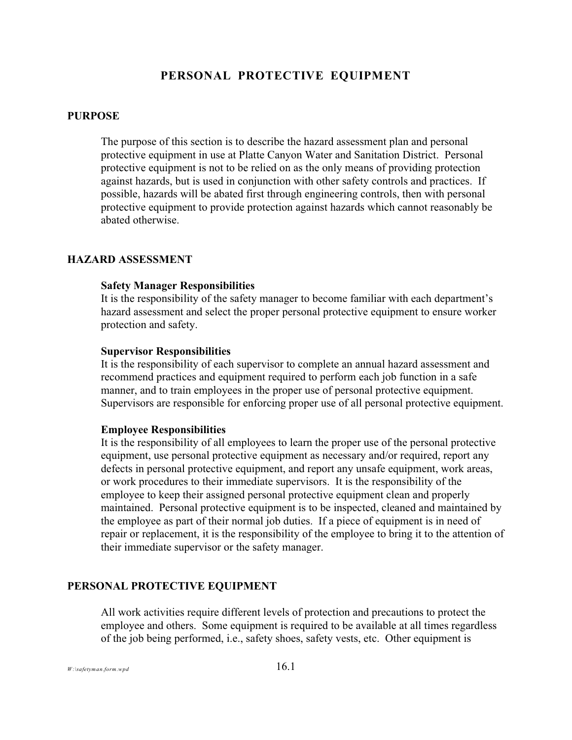# PERSONAL PROTECTIVE EQUIPMENT

## PURPOSE

The purpose of this section is to describe the hazard assessment plan and personal protective equipment in use at Platte Canyon Water and Sanitation District. Personal protective equipment is not to be relied on as the only means of providing protection against hazards, but is used in conjunction with other safety controls and practices. If possible, hazards will be abated first through engineering controls, then with personal protective equipment to provide protection against hazards which cannot reasonably be abated otherwise.

## HAZARD ASSESSMENT

### Safety Manager Responsibilities

It is the responsibility of the safety manager to become familiar with each department's hazard assessment and select the proper personal protective equipment to ensure worker protection and safety.

### Supervisor Responsibilities

It is the responsibility of each supervisor to complete an annual hazard assessment and recommend practices and equipment required to perform each job function in a safe manner, and to train employees in the proper use of personal protective equipment. Supervisors are responsible for enforcing proper use of all personal protective equipment.

### Employee Responsibilities

It is the responsibility of all employees to learn the proper use of the personal protective equipment, use personal protective equipment as necessary and/or required, report any defects in personal protective equipment, and report any unsafe equipment, work areas, or work procedures to their immediate supervisors. It is the responsibility of the employee to keep their assigned personal protective equipment clean and properly maintained. Personal protective equipment is to be inspected, cleaned and maintained by the employee as part of their normal job duties. If a piece of equipment is in need of repair or replacement, it is the responsibility of the employee to bring it to the attention of their immediate supervisor or the safety manager.

## PERSONAL PROTECTIVE EQUIPMENT

All work activities require different levels of protection and precautions to protect the employee and others. Some equipment is required to be available at all times regardless of the job being performed, i.e., safety shoes, safety vests, etc. Other equipment is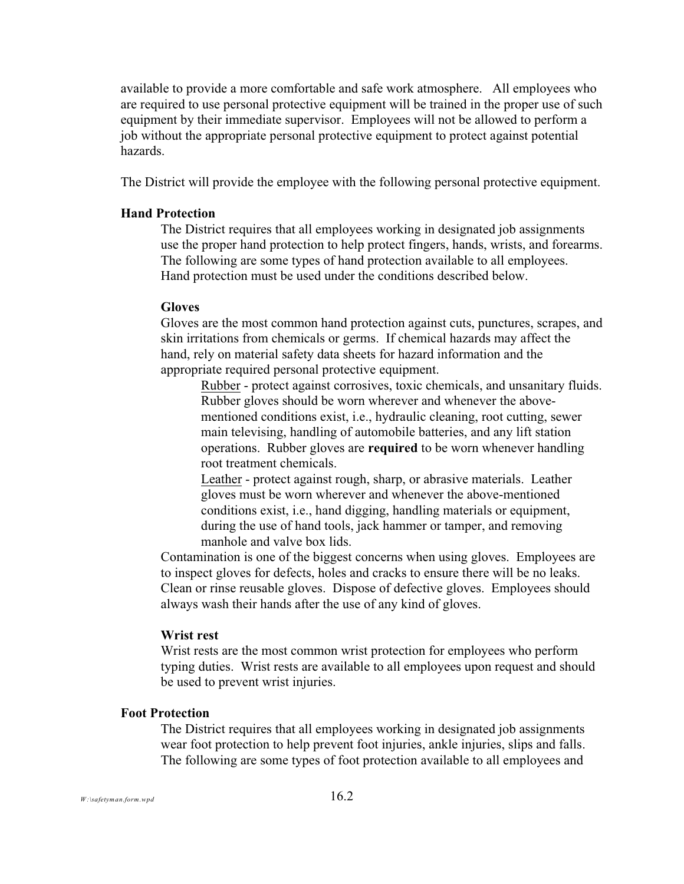available to provide a more comfortable and safe work atmosphere. All employees who are required to use personal protective equipment will be trained in the proper use of such equipment by their immediate supervisor. Employees will not be allowed to perform a job without the appropriate personal protective equipment to protect against potential hazards.

The District will provide the employee with the following personal protective equipment.

**Hand Protection**

The District requires that all employees working in designated job assignments use the proper hand protection to help protect fingers, hands, wrists, and forearms. The following are some types of hand protection available to all employees. Hand protection must be used under the conditions described below.

**Gloves**

Gloves are the most common hand protection against cuts, punctures, scrapes, and skin irritations from chemicals or germs. If chemical hazards may affect the hand, rely on material safety data sheets for hazard information and the appropriate required personal protective equipment.

<u>Rubber</u> - protect against corrosives, toxic chemicals, and unsanitary fluids. Rubber gloves should be worn wherever and whenever the above-mentioned conditions exist, i.e., hydraulic cleaning, root cutting, sewer main televising, handling of automobile batteries, and any lift station operations. Rubber gloves are **required** to be worn whenever handling root treatment chemicals.

<u>Leather</u> - protect against rough, sharp, or abrasive materials. Leather gloves must be worn wherever and whenever the above-mentioned conditions exist, i.e., hand digging, handling materials or equipment, during the use of hand tools, jack hammer or tamper, and removing manhole and valve box lids.

Contamination is one of the biggest concerns when using gloves. Employees are to inspect gloves for defects, holes and cracks to ensure there will be no leaks. Clean or rinse reusable gloves. Dispose of defective gloves. Employees should always wash their hands after the use of any kind of gloves.

**Wrist rest**

Wrist rests are the most common wrist protection for employees who perform typing duties. Wrist rests are available to all employees upon request and should be used to prevent wrist injuries.

**Foot Protection**

The District requires that all employees working in designated job assignments wear foot protection to help prevent foot injuries, ankle injuries, slips and falls. The following are some types of foot protection available to all employees and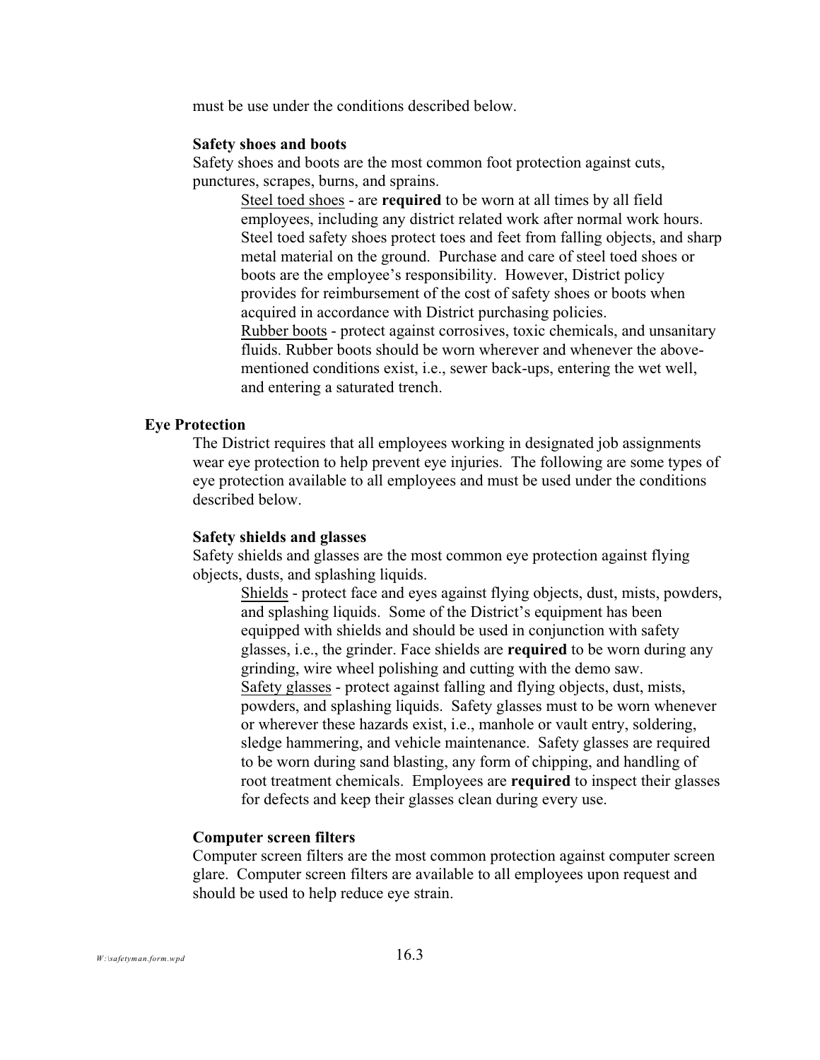must be use under the conditions described below.

**Safety shoes and boots**

Safety shoes and boots are the most common foot protection against cuts, punctures, scrapes, burns, and sprains.

Steel toed shoes - are **required** to be worn at all times by all field employees, including any district related work after normal work hours. Steel toed safety shoes protect toes and feet from falling objects, and sharp metal material on the ground. Purchase and care of steel toed shoes or boots are the employee's responsibility. However, District policy provides for reimbursement of the cost of safety shoes or boots when acquired in accordance with District purchasing policies.

Rubber boots - protect against corrosives, toxic chemicals, and unsanitary fluids. Rubber boots should be worn wherever and whenever the above-mentioned conditions exist, i.e., sewer back-ups, entering the wet well, and entering a saturated trench.

**Eye Protection**

The District requires that all employees working in designated job assignments wear eye protection to help prevent eye injuries. The following are some types of eye protection available to all employees and must be used under the conditions described below.

**Safety shields and glasses**

Safety shields and glasses are the most common eye protection against flying objects, dusts, and splashing liquids.

Shields - protect face and eyes against flying objects, dust, mists, powders, and splashing liquids. Some of the District's equipment has been equipped with shields and should be used in conjunction with safety glasses, i.e., the grinder. Face shields are **required** to be worn during any grinding, wire wheel polishing and cutting with the demo saw.

Safety glasses - protect against falling and flying objects, dust, mists, powders, and splashing liquids. Safety glasses must to be worn whenever or wherever these hazards exist, i.e., manhole or vault entry, soldering, sledge hammering, and vehicle maintenance. Safety glasses are required to be worn during sand blasting, any form of chipping, and handling of root treatment chemicals. Employees are **required** to inspect their glasses for defects and keep their glasses clean during every use.

**Computer screen filters**

Computer screen filters are the most common protection against computer screen glare. Computer screen filters are available to all employees upon request and should be used to help reduce eye strain.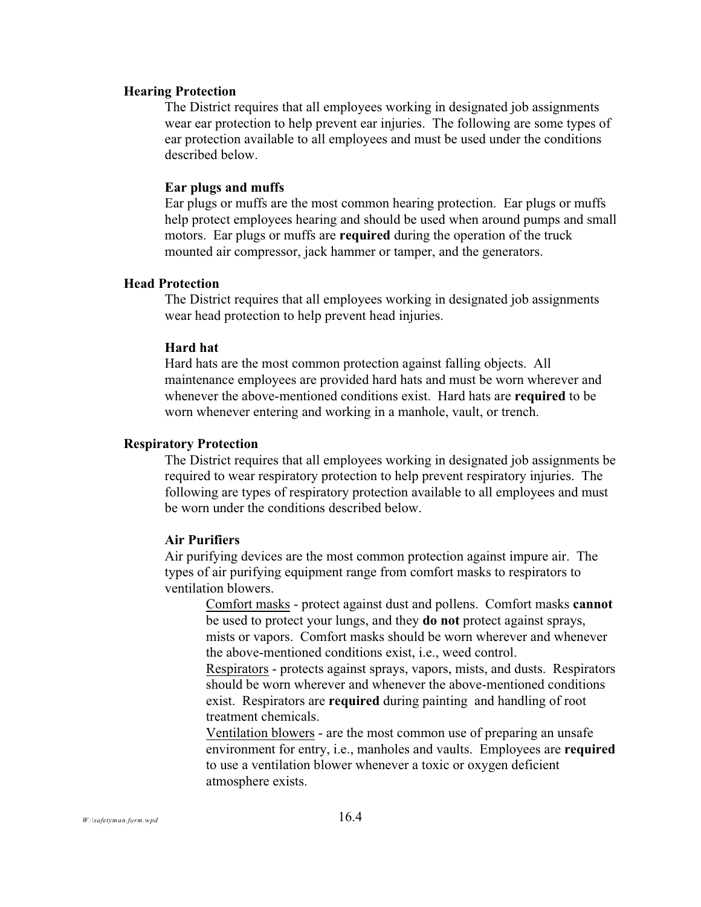## Hearing Protection

The District requires that all employees working in designated job assignments wear ear protection to help prevent ear injuries. The following are some types of ear protection available to all employees and must be used under the conditions described below.

### Ear plugs and muffs

Ear plugs or muffs are the most common hearing protection. Ear plugs or muffs help protect employees hearing and should be used when around pumps and small motors. Ear plugs or muffs are **required** during the operation of the truck mounted air compressor, jack hammer or tamper, and the generators.

## Head Protection

The District requires that all employees working in designated job assignments wear head protection to help prevent head injuries.

### Hard hat

Hard hats are the most common protection against falling objects. All maintenance employees are provided hard hats and must be worn wherever and whenever the above-mentioned conditions exist. Hard hats are **required** to be worn whenever entering and working in a manhole, vault, or trench.

## Respiratory Protection

The District requires that all employees working in designated job assignments be required to wear respiratory protection to help prevent respiratory injuries. The following are types of respiratory protection available to all employees and must be worn under the conditions described below.

### Air Purifiers

Air purifying devices are the most common protection against impure air. The types of air purifying equipment range from comfort masks to respirators to ventilation blowers.

<u>Comfort masks</u> - protect against dust and pollens. Comfort masks **cannot** be used to protect your lungs, and they **do not** protect against sprays, mists or vapors. Comfort masks should be worn wherever and whenever the above-mentioned conditions exist, i.e., weed control.

<u>Respirators</u> - protects against sprays, vapors, mists, and dusts. Respirators should be worn wherever and whenever the above-mentioned conditions exist. Respirators are **required** during painting and handling of root treatment chemicals.

<u>Ventilation blowers</u> - are the most common use of preparing an unsafe environment for entry, i.e., manholes and vaults. Employees are **required** to use a ventilation blower whenever a toxic or oxygen deficient atmosphere exists.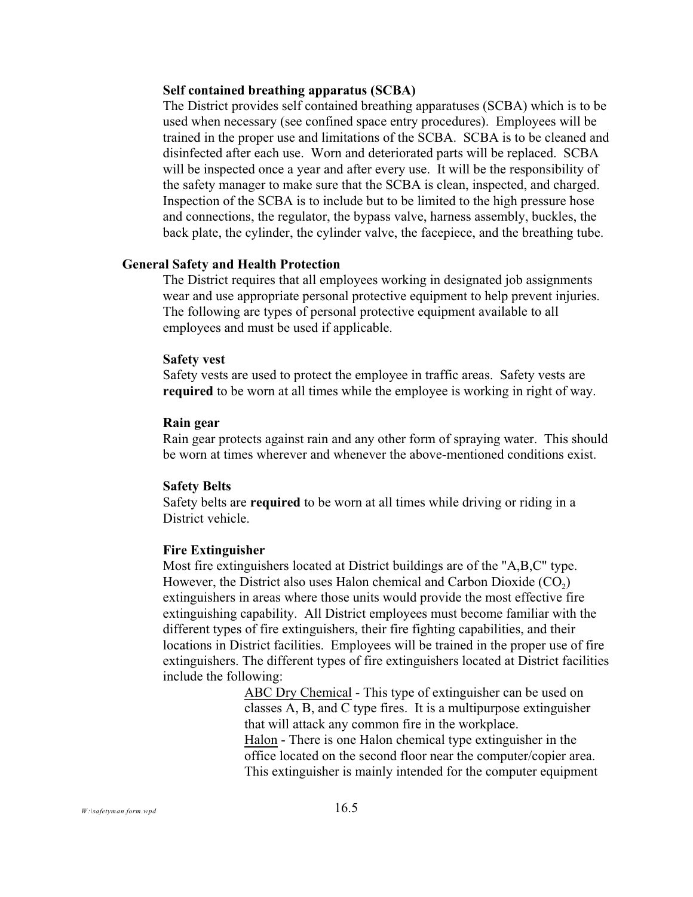**Self contained breathing apparatus (SCBA)**

The District provides self contained breathing apparatuses (SCBA) which is to be used when necessary (see confined space entry procedures). Employees will be trained in the proper use and limitations of the SCBA. SCBA is to be cleaned and disinfected after each use. Worn and deteriorated parts will be replaced. SCBA will be inspected once a year and after every use. It will be the responsibility of the safety manager to make sure that the SCBA is clean, inspected, and charged. Inspection of the SCBA is to include but to be limited to the high pressure hose and connections, the regulator, the bypass valve, harness assembly, buckles, the back plate, the cylinder, the cylinder valve, the facepiece, and the breathing tube.

## General Safety and Health Protection

The District requires that all employees working in designated job assignments wear and use appropriate personal protective equipment to help prevent injuries. The following are types of personal protective equipment available to all employees and must be used if applicable.

**Safety vest**

Safety vests are used to protect the employee in traffic areas. Safety vests are **required** to be worn at all times while the employee is working in right of way.

**Rain gear**

Rain gear protects against rain and any other form of spraying water. This should be worn at times wherever and whenever the above-mentioned conditions exist.

**Safety Belts**

Safety belts are **required** to be worn at all times while driving or riding in a District vehicle.

**Fire Extinguisher**

Most fire extinguishers located at District buildings are of the "A,B,C" type. However, the District also uses Halon chemical and Carbon Dioxide ($CO_2$) extinguishers in areas where those units would provide the most effective fire extinguishing capability. All District employees must become familiar with the different types of fire extinguishers, their fire fighting capabilities, and their locations in District facilities. Employees will be trained in the proper use of fire extinguishers. The different types of fire extinguishers located at District facilities include the following:

ABC Dry Chemical - This type of extinguisher can be used on classes A, B, and C type fires. It is a multipurpose extinguisher that will attack any common fire in the workplace.

Halon - There is one Halon chemical type extinguisher in the office located on the second floor near the computer/copier area. This extinguisher is mainly intended for the computer equipment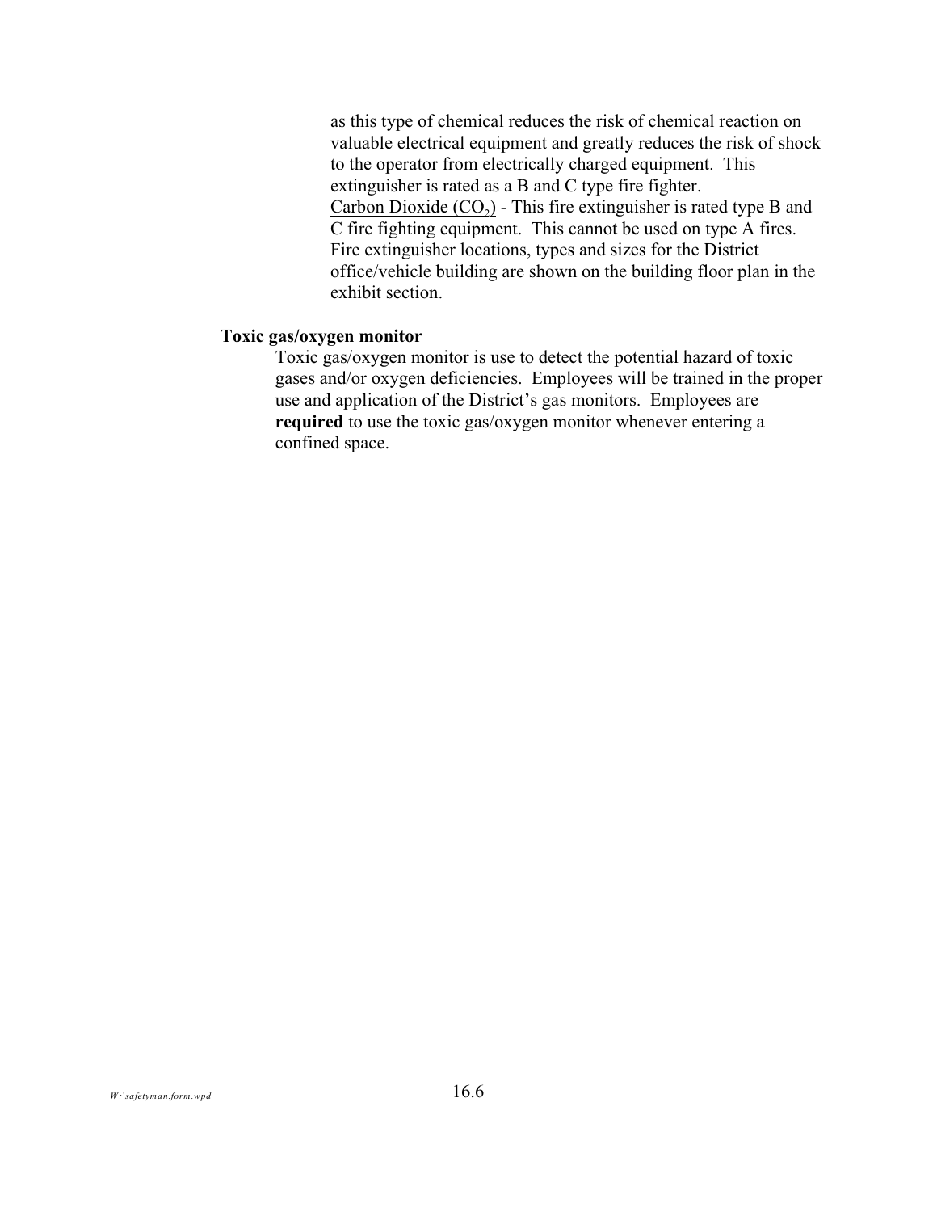as this type of chemical reduces the risk of chemical reaction on valuable electrical equipment and greatly reduces the risk of shock to the operator from electrically charged equipment. This extinguisher is rated as a B and C type fire fighter.

Carbon Dioxide ($CO_2$) - This fire extinguisher is rated type B and C fire fighting equipment. This cannot be used on type A fires. Fire extinguisher locations, types and sizes for the District office/vehicle building are shown on the building floor plan in the exhibit section.

**Toxic gas/oxygen monitor**

Toxic gas/oxygen monitor is use to detect the potential hazard of toxic gases and/or oxygen deficiencies. Employees will be trained in the proper use and application of the District's gas monitors. Employees are **required** to use the toxic gas/oxygen monitor whenever entering a confined space.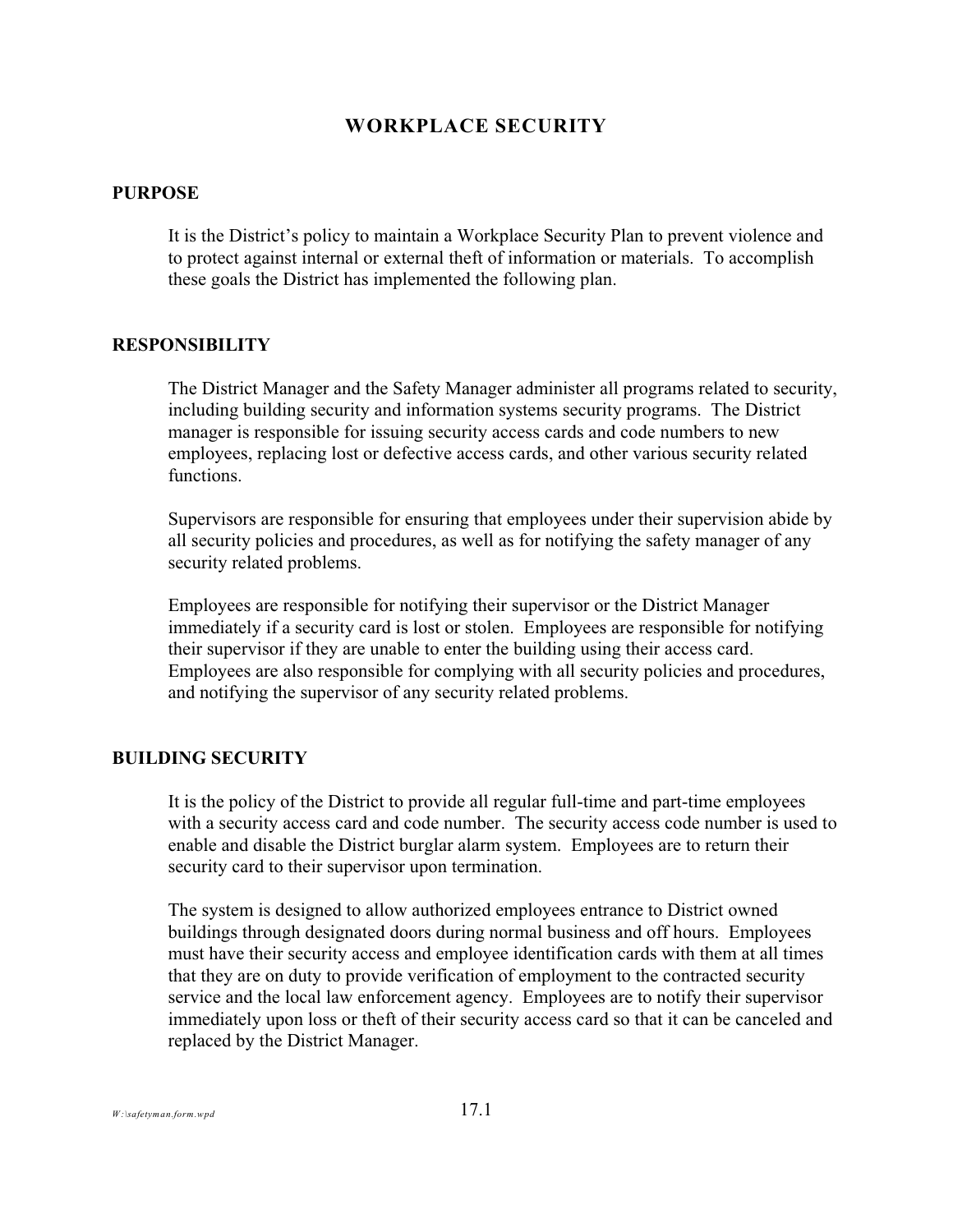# WORKPLACE SECURITY

## PURPOSE

It is the District's policy to maintain a Workplace Security Plan to prevent violence and to protect against internal or external theft of information or materials. To accomplish these goals the District has implemented the following plan.

## RESPONSIBILITY

The District Manager and the Safety Manager administer all programs related to security, including building security and information systems security programs. The District manager is responsible for issuing security access cards and code numbers to new employees, replacing lost or defective access cards, and other various security related functions.

Supervisors are responsible for ensuring that employees under their supervision abide by all security policies and procedures, as well as for notifying the safety manager of any security related problems.

Employees are responsible for notifying their supervisor or the District Manager immediately if a security card is lost or stolen. Employees are responsible for notifying their supervisor if they are unable to enter the building using their access card. Employees are also responsible for complying with all security policies and procedures, and notifying the supervisor of any security related problems.

## BUILDING SECURITY

It is the policy of the District to provide all regular full-time and part-time employees with a security access card and code number. The security access code number is used to enable and disable the District burglar alarm system. Employees are to return their security card to their supervisor upon termination.

The system is designed to allow authorized employees entrance to District owned buildings through designated doors during normal business and off hours. Employees must have their security access and employee identification cards with them at all times that they are on duty to provide verification of employment to the contracted security service and the local law enforcement agency. Employees are to notify their supervisor immediately upon loss or theft of their security access card so that it can be canceled and replaced by the District Manager.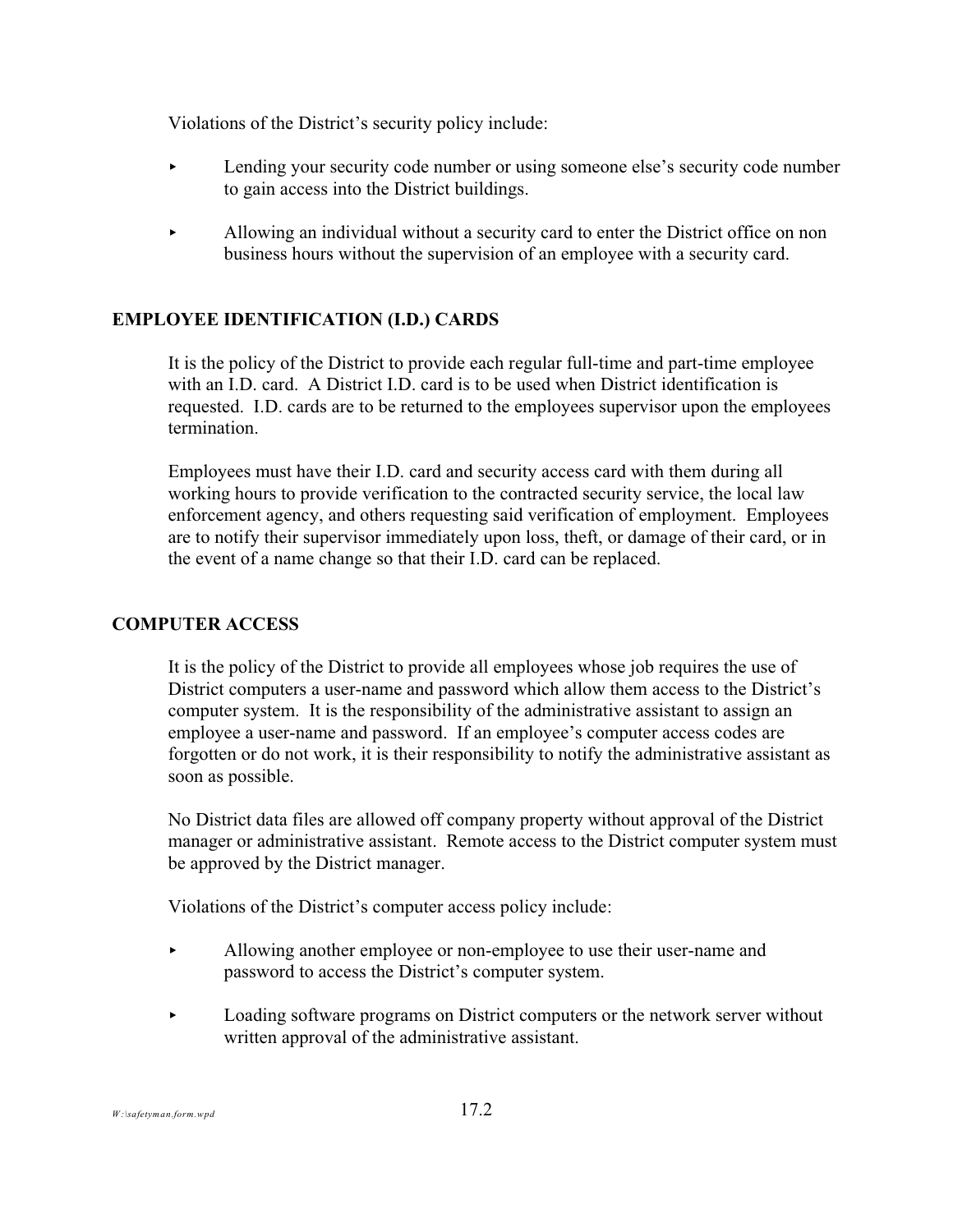Violations of the District's security policy include:

- Lending your security code number or using someone else's security code number to gain access into the District buildings.
- Allowing an individual without a security card to enter the District office on non business hours without the supervision of an employee with a security card.

## EMPLOYEE IDENTIFICATION (I.D.) CARDS

It is the policy of the District to provide each regular full-time and part-time employee with an I.D. card. A District I.D. card is to be used when District identification is requested. I.D. cards are to be returned to the employees supervisor upon the employees termination.

Employees must have their I.D. card and security access card with them during all working hours to provide verification to the contracted security service, the local law enforcement agency, and others requesting said verification of employment. Employees are to notify their supervisor immediately upon loss, theft, or damage of their card, or in the event of a name change so that their I.D. card can be replaced.

## COMPUTER ACCESS

It is the policy of the District to provide all employees whose job requires the use of District computers a user-name and password which allow them access to the District's computer system. It is the responsibility of the administrative assistant to assign an employee a user-name and password. If an employee's computer access codes are forgotten or do not work, it is their responsibility to notify the administrative assistant as soon as possible.

No District data files are allowed off company property without approval of the District manager or administrative assistant. Remote access to the District computer system must be approved by the District manager.

Violations of the District's computer access policy include:

- Allowing another employee or non-employee to use their user-name and password to access the District's computer system.
- Loading software programs on District computers or the network server without written approval of the administrative assistant.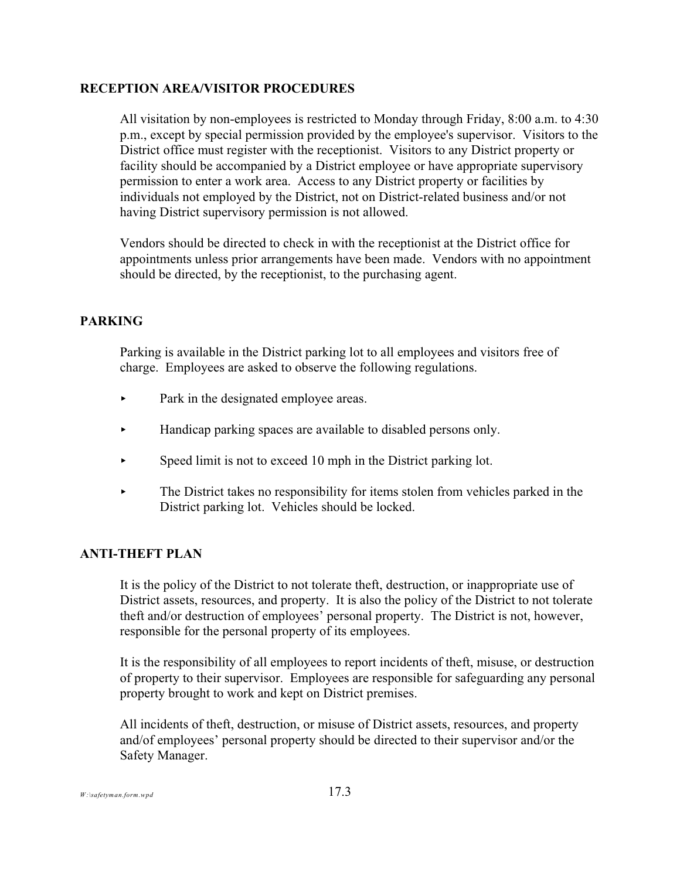## RECEPTION AREA/VISITOR PROCEDURES

All visitation by non-employees is restricted to Monday through Friday, 8:00 a.m. to 4:30 p.m., except by special permission provided by the employee's supervisor. Visitors to the District office must register with the receptionist. Visitors to any District property or facility should be accompanied by a District employee or have appropriate supervisory permission to enter a work area. Access to any District property or facilities by individuals not employed by the District, not on District-related business and/or not having District supervisory permission is not allowed.

Vendors should be directed to check in with the receptionist at the District office for appointments unless prior arrangements have been made. Vendors with no appointment should be directed, by the receptionist, to the purchasing agent.

## PARKING

Parking is available in the District parking lot to all employees and visitors free of charge. Employees are asked to observe the following regulations.

- Park in the designated employee areas.
- Handicap parking spaces are available to disabled persons only.
- Speed limit is not to exceed 10 mph in the District parking lot.
- The District takes no responsibility for items stolen from vehicles parked in the District parking lot. Vehicles should be locked.

## ANTI-THEFT PLAN

It is the policy of the District to not tolerate theft, destruction, or inappropriate use of District assets, resources, and property. It is also the policy of the District to not tolerate theft and/or destruction of employees' personal property. The District is not, however, responsible for the personal property of its employees.

It is the responsibility of all employees to report incidents of theft, misuse, or destruction of property to their supervisor. Employees are responsible for safeguarding any personal property brought to work and kept on District premises.

All incidents of theft, destruction, or misuse of District assets, resources, and property and/of employees' personal property should be directed to their supervisor and/or the Safety Manager.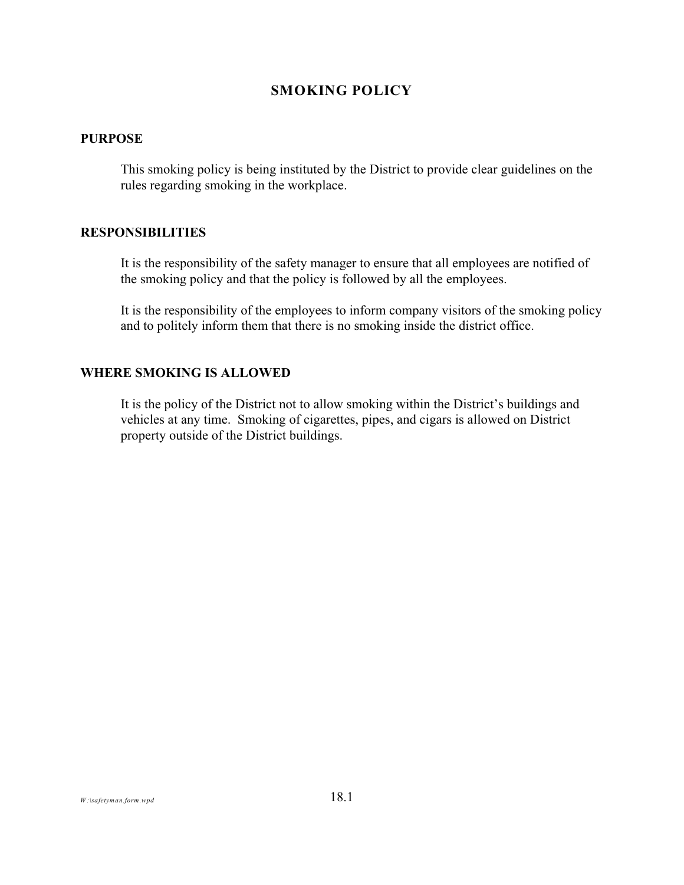# SMOKING POLICY

## PURPOSE

This smoking policy is being instituted by the District to provide clear guidelines on the rules regarding smoking in the workplace.

## RESPONSIBILITIES

It is the responsibility of the safety manager to ensure that all employees are notified of the smoking policy and that the policy is followed by all the employees.

It is the responsibility of the employees to inform company visitors of the smoking policy and to politely inform them that there is no smoking inside the district office.

## WHERE SMOKING IS ALLOWED

It is the policy of the District not to allow smoking within the District's buildings and vehicles at any time. Smoking of cigarettes, pipes, and cigars is allowed on District property outside of the District buildings.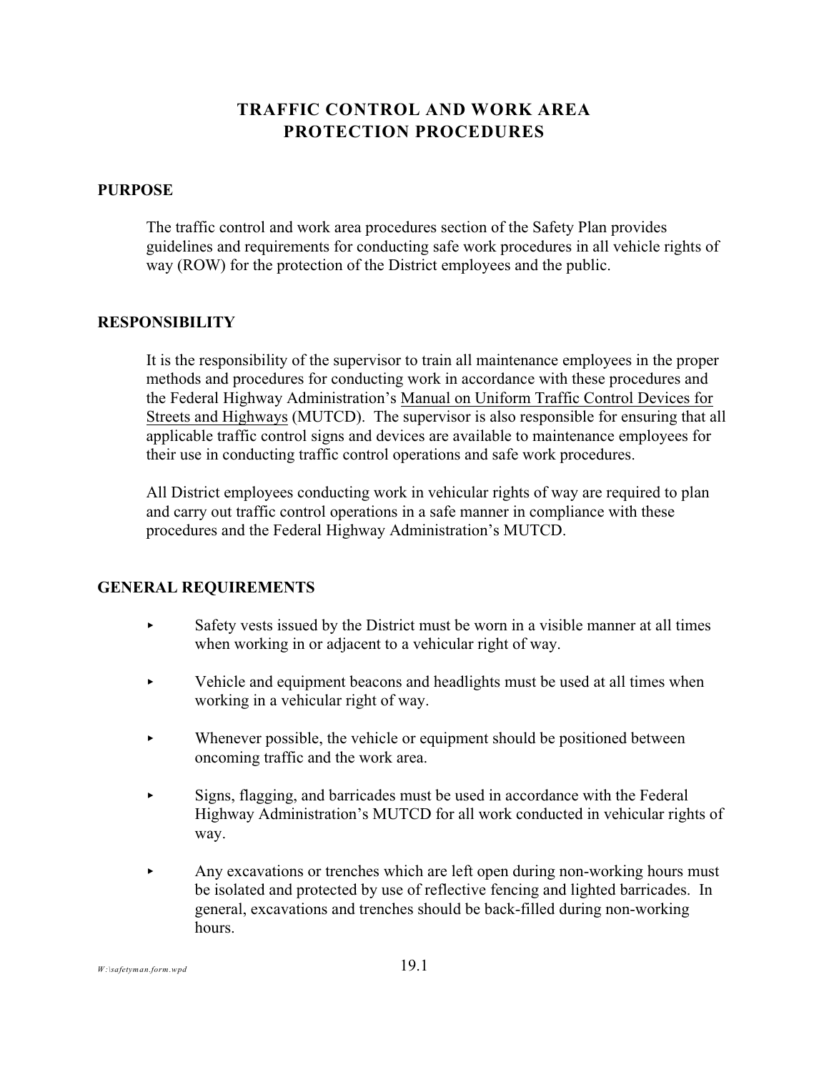# TRAFFIC CONTROL AND WORK AREA PROTECTION PROCEDURES

## PURPOSE

The traffic control and work area procedures section of the Safety Plan provides guidelines and requirements for conducting safe work procedures in all vehicle rights of way (ROW) for the protection of the District employees and the public.

## RESPONSIBILITY

It is the responsibility of the supervisor to train all maintenance employees in the proper methods and procedures for conducting work in accordance with these procedures and the Federal Highway Administration's Manual on Uniform Traffic Control Devices for Streets and Highways (MUTCD). The supervisor is also responsible for ensuring that all applicable traffic control signs and devices are available to maintenance employees for their use in conducting traffic control operations and safe work procedures.

All District employees conducting work in vehicular rights of way are required to plan and carry out traffic control operations in a safe manner in compliance with these procedures and the Federal Highway Administration's MUTCD.

## GENERAL REQUIREMENTS

- Safety vests issued by the District must be worn in a visible manner at all times when working in or adjacent to a vehicular right of way.
- Vehicle and equipment beacons and headlights must be used at all times when working in a vehicular right of way.
- Whenever possible, the vehicle or equipment should be positioned between oncoming traffic and the work area.
- Signs, flagging, and barricades must be used in accordance with the Federal Highway Administration's MUTCD for all work conducted in vehicular rights of way.
- Any excavations or trenches which are left open during non-working hours must be isolated and protected by use of reflective fencing and lighted barricades. In general, excavations and trenches should be back-filled during non-working hours.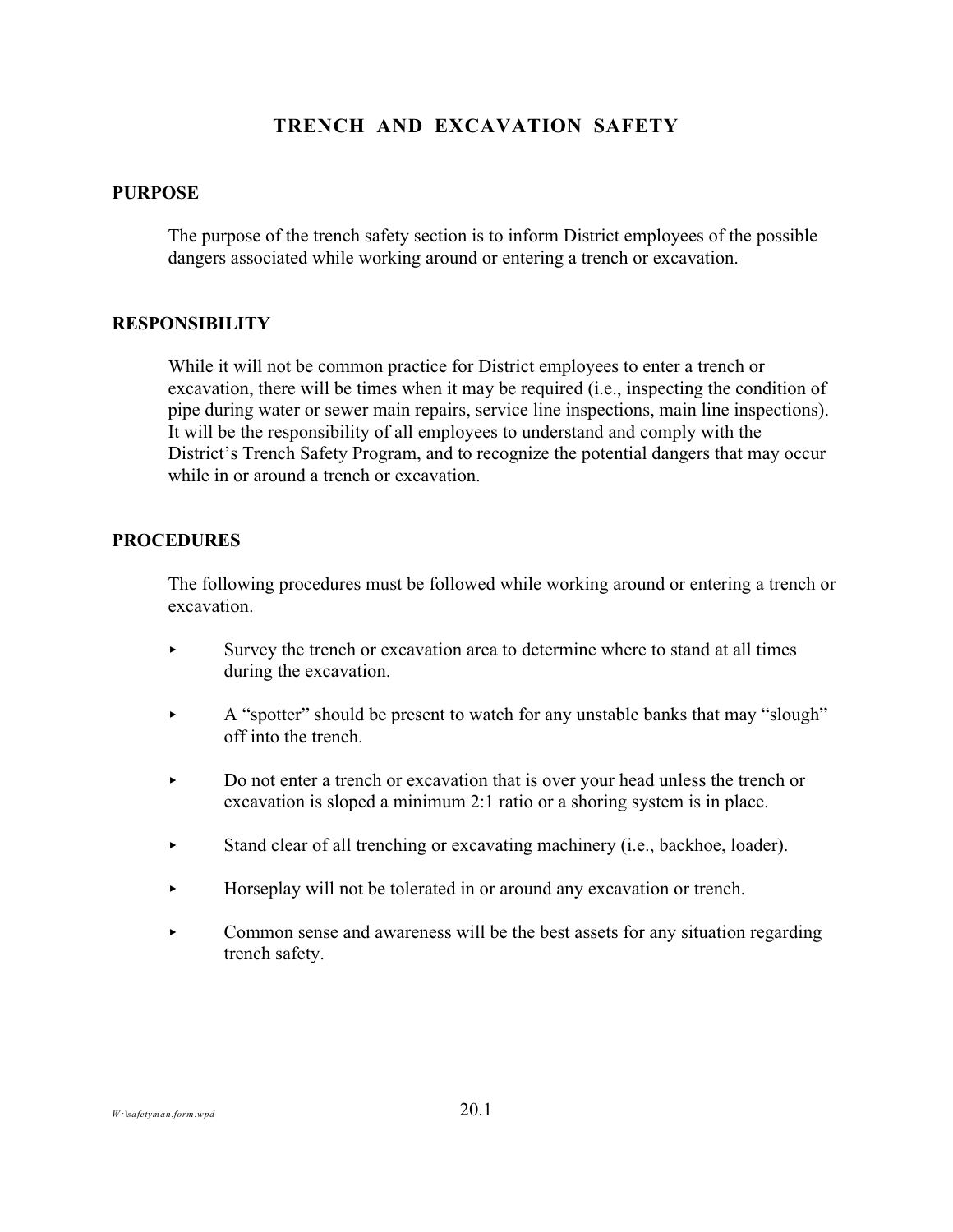# TRENCH AND EXCAVATION SAFETY

## PURPOSE

The purpose of the trench safety section is to inform District employees of the possible dangers associated while working around or entering a trench or excavation.

## RESPONSIBILITY

While it will not be common practice for District employees to enter a trench or excavation, there will be times when it may be required (i.e., inspecting the condition of pipe during water or sewer main repairs, service line inspections, main line inspections). It will be the responsibility of all employees to understand and comply with the District's Trench Safety Program, and to recognize the potential dangers that may occur while in or around a trench or excavation.

## PROCEDURES

The following procedures must be followed while working around or entering a trench or excavation.

- Survey the trench or excavation area to determine where to stand at all times during the excavation.
- A "spotter" should be present to watch for any unstable banks that may "slough" off into the trench.
- Do not enter a trench or excavation that is over your head unless the trench or excavation is sloped a minimum 2:1 ratio or a shoring system is in place.
- Stand clear of all trenching or excavating machinery (i.e., backhoe, loader).
- Horseplay will not be tolerated in or around any excavation or trench.
- Common sense and awareness will be the best assets for any situation regarding trench safety.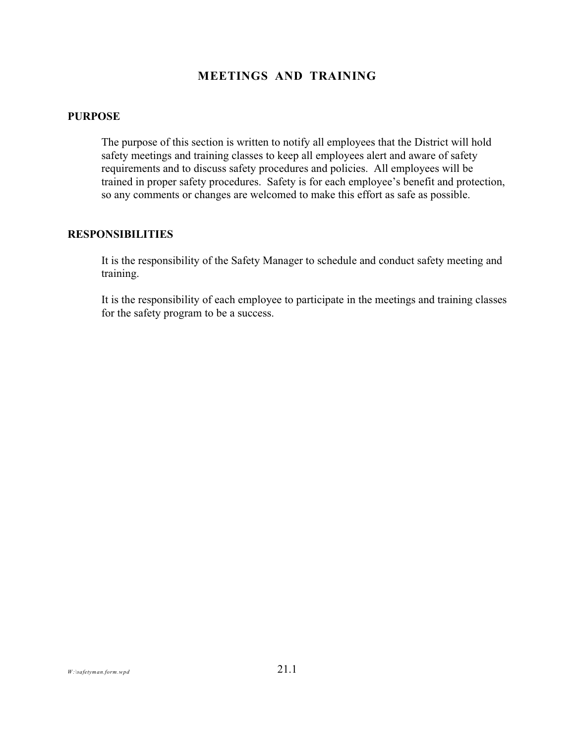# MEETINGS AND TRAINING

## PURPOSE

The purpose of this section is written to notify all employees that the District will hold safety meetings and training classes to keep all employees alert and aware of safety requirements and to discuss safety procedures and policies. All employees will be trained in proper safety procedures. Safety is for each employee's benefit and protection, so any comments or changes are welcomed to make this effort as safe as possible.

## RESPONSIBILITIES

It is the responsibility of the Safety Manager to schedule and conduct safety meeting and training.

It is the responsibility of each employee to participate in the meetings and training classes for the safety program to be a success.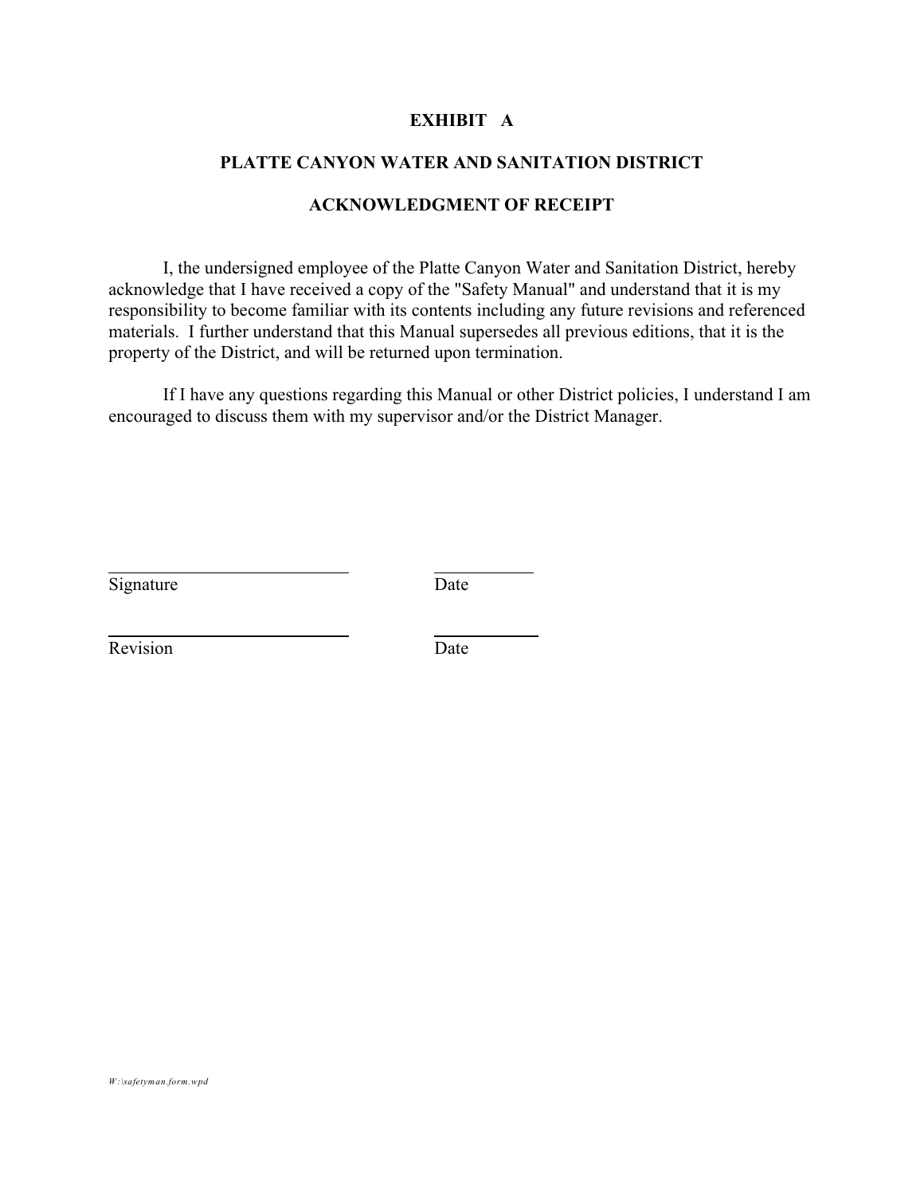# EXHIBIT A

## PLATTE CANYON WATER AND SANITATION DISTRICT

## ACKNOWLEDGMENT OF RECEIPT

I, the undersigned employee of the Platte Canyon Water and Sanitation District, hereby acknowledge that I have received a copy of the "Safety Manual" and understand that it is my responsibility to become familiar with its contents including any future revisions and referenced materials. I further understand that this Manual supersedes all previous editions, that it is the property of the District, and will be returned upon termination.

If I have any questions regarding this Manual or other District policies, I understand I am encouraged to discuss them with my supervisor and/or the District Manager.

\_\_\_\_\_\_\_\_\_\_\_\_\_\_\_\_\_\_\_\_\_\_\_\_\_\_\_\_ \_\_\_\_\_\_\_\_\_\_\_\_

Signature Date

\_\_\_\_\_\_\_\_\_\_\_\_\_\_\_\_\_\_\_\_\_\_\_\_\_\_\_\_ \_\_\_\_\_\_\_\_\_\_\_\_

Revision Date

*W:\safetyman.form.wpd*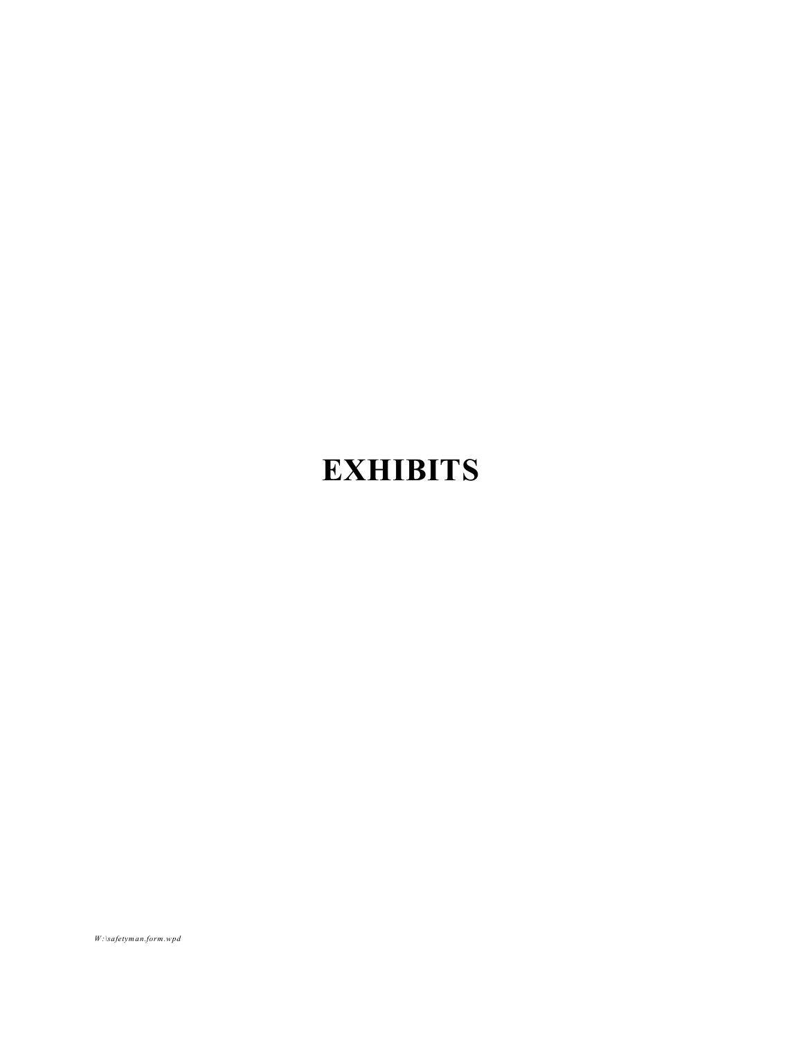# EXHIBITS

*W:\safetyman.form.wpd*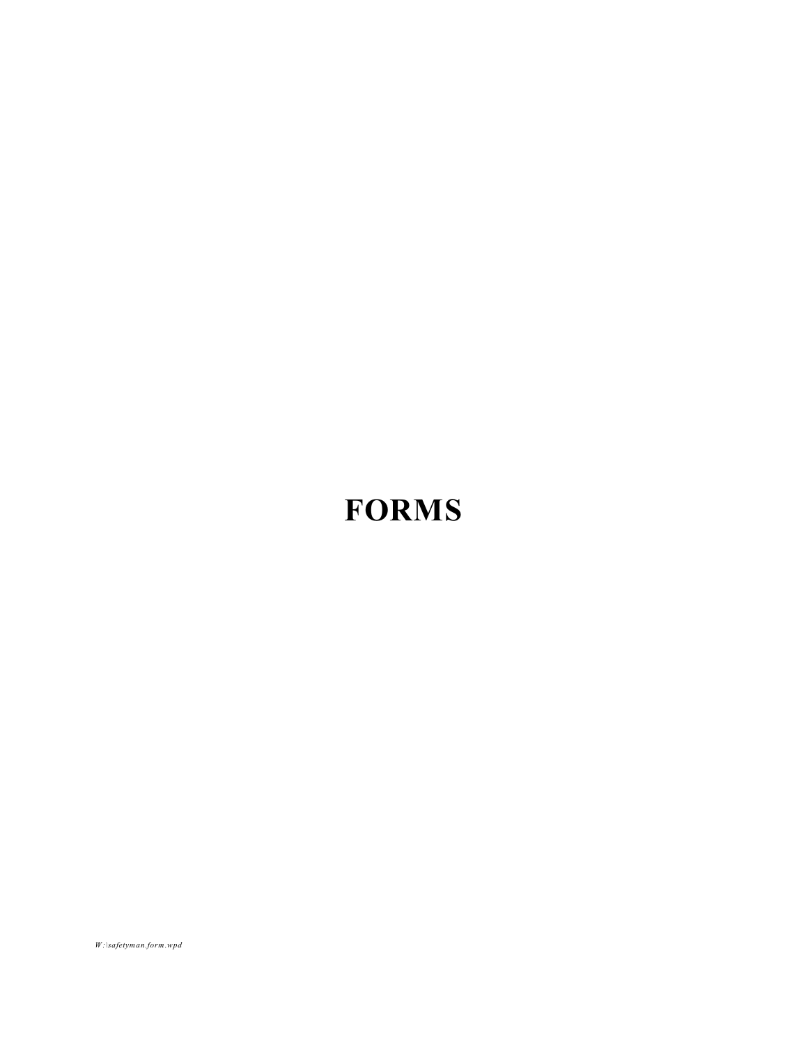# FORMS

W:\safetyman.form.wpd